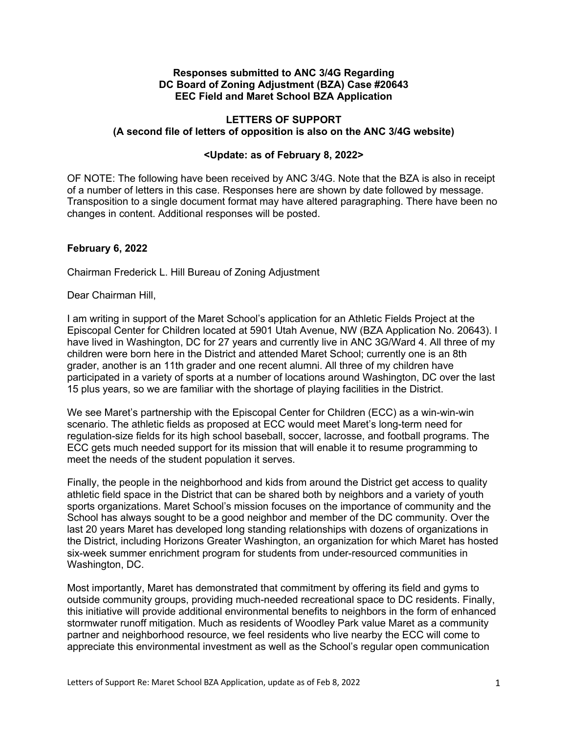**Responses submitted to ANC 3/4G Regarding DC Board of Zoning Adjustment (BZA) Case #20643 EEC Field and Maret School BZA Application**

**LETTERS OF SUPPORT (A second file of letters of opposition is also on the ANC 3/4G website)**

**<Update: as of February 8, 2022>**

OF NOTE: The following have been received by ANC 3/4G. Note that the BZA is also in receipt of a number of letters in this case. Responses here are shown by date followed by message. Transposition to a single document format may have altered paragraphing. There have been no changes in content. Additional responses will be posted.

**February 6, 2022**

Chairman Frederick L. Hill Bureau of Zoning Adjustment

Dear Chairman Hill,

I am writing in support of the Maret School's application for an Athletic Fields Project at the Episcopal Center for Children located at 5901 Utah Avenue, NW (BZA Application No. 20643). I have lived in Washington, DC for 27 years and currently live in ANC 3G/Ward 4. All three of my children were born here in the District and attended Maret School; currently one is an 8th grader, another is an 11th grader and one recent alumni. All three of my children have participated in a variety of sports at a number of locations around Washington, DC over the last 15 plus years, so we are familiar with the shortage of playing facilities in the District.

We see Maret's partnership with the Episcopal Center for Children (ECC) as a win-win-win scenario. The athletic fields as proposed at ECC would meet Maret's long-term need for regulation-size fields for its high school baseball, soccer, lacrosse, and football programs. The ECC gets much needed support for its mission that will enable it to resume programming to meet the needs of the student population it serves.

Finally, the people in the neighborhood and kids from around the District get access to quality athletic field space in the District that can be shared both by neighbors and a variety of youth sports organizations. Maret School's mission focuses on the importance of community and the School has always sought to be a good neighbor and member of the DC community. Over the last 20 years Maret has developed long standing relationships with dozens of organizations in the District, including Horizons Greater Washington, an organization for which Maret has hosted six-week summer enrichment program for students from under-resourced communities in Washington, DC.

Most importantly, Maret has demonstrated that commitment by offering its field and gyms to outside community groups, providing much-needed recreational space to DC residents. Finally, this initiative will provide additional environmental benefits to neighbors in the form of enhanced stormwater runoff mitigation. Much as residents of Woodley Park value Maret as a community partner and neighborhood resource, we feel residents who live nearby the ECC will come to appreciate this environmental investment as well as the School's regular open communication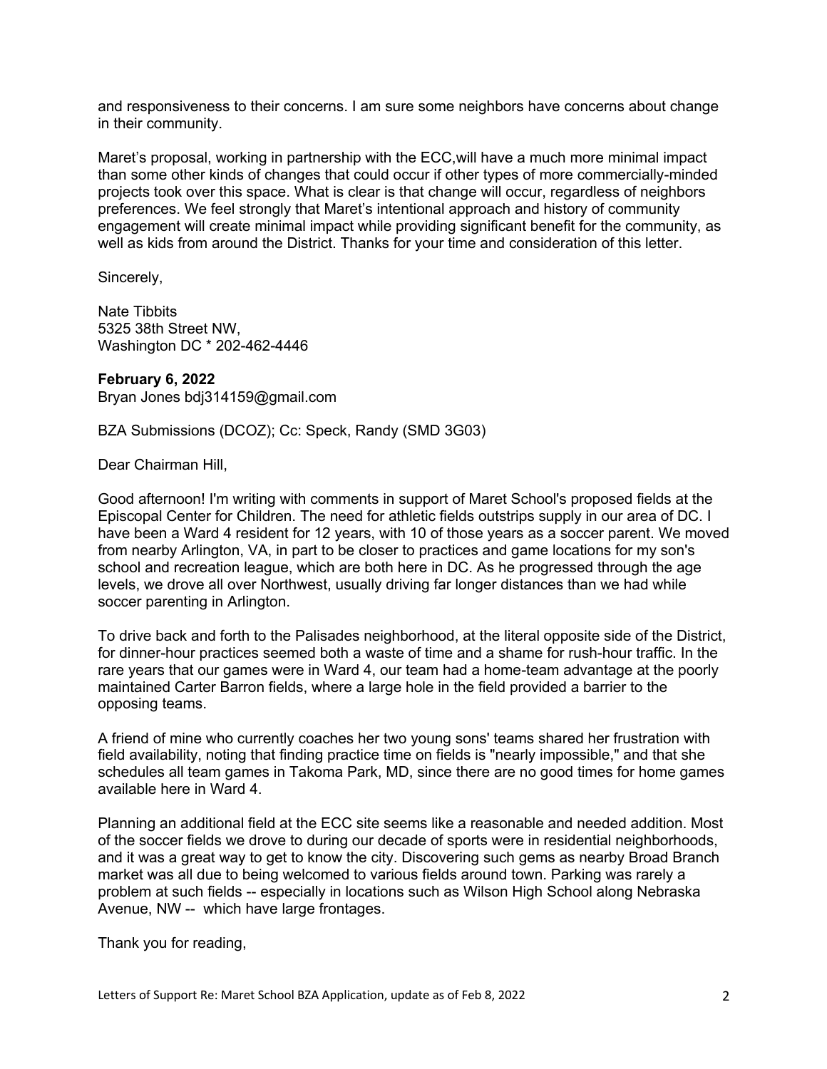and responsiveness to their concerns. I am sure some neighbors have concerns about change in their community.

Maret's proposal, working in partnership with the ECC,will have a much more minimal impact than some other kinds of changes that could occur if other types of more commercially-minded projects took over this space. What is clear is that change will occur, regardless of neighbors preferences. We feel strongly that Maret's intentional approach and history of community engagement will create minimal impact while providing significant benefit for the community, as well as kids from around the District. Thanks for your time and consideration of this letter.

Sincerely,

Nate Tibbits
5325 38th Street NW,
Washington DC * 202-462-4446

**February 6, 2022**
Bryan Jones bdj314159@gmail.com

BZA Submissions (DCOZ); Cc: Speck, Randy (SMD 3G03)

Dear Chairman Hill,

Good afternoon! I'm writing with comments in support of Maret School's proposed fields at the Episcopal Center for Children. The need for athletic fields outstrips supply in our area of DC. I have been a Ward 4 resident for 12 years, with 10 of those years as a soccer parent. We moved from nearby Arlington, VA, in part to be closer to practices and game locations for my son's school and recreation league, which are both here in DC. As he progressed through the age levels, we drove all over Northwest, usually driving far longer distances than we had while soccer parenting in Arlington.

To drive back and forth to the Palisades neighborhood, at the literal opposite side of the District, for dinner-hour practices seemed both a waste of time and a shame for rush-hour traffic. In the rare years that our games were in Ward 4, our team had a home-team advantage at the poorly maintained Carter Barron fields, where a large hole in the field provided a barrier to the opposing teams.

A friend of mine who currently coaches her two young sons' teams shared her frustration with field availability, noting that finding practice time on fields is "nearly impossible," and that she schedules all team games in Takoma Park, MD, since there are no good times for home games available here in Ward 4.

Planning an additional field at the ECC site seems like a reasonable and needed addition. Most of the soccer fields we drove to during our decade of sports were in residential neighborhoods, and it was a great way to get to know the city. Discovering such gems as nearby Broad Branch market was all due to being welcomed to various fields around town. Parking was rarely a problem at such fields -- especially in locations such as Wilson High School along Nebraska Avenue, NW -- which have large frontages.

Thank you for reading,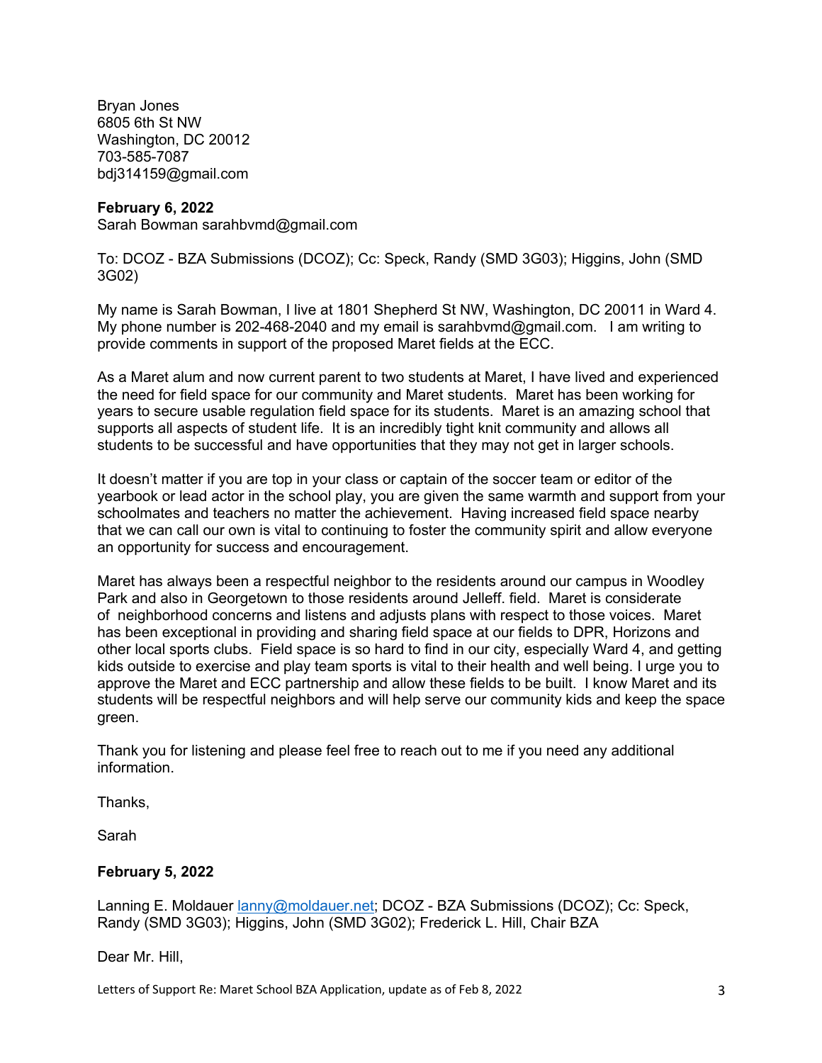Bryan Jones
6805 6th St NW
Washington, DC 20012
703-585-7087
bdj314159@gmail.com

**February 6, 2022**
Sarah Bowman sarahbvmd@gmail.com

To: DCOZ - BZA Submissions (DCOZ); Cc: Speck, Randy (SMD 3G03); Higgins, John (SMD 3G02)

My name is Sarah Bowman, I live at 1801 Shepherd St NW, Washington, DC 20011 in Ward 4. My phone number is 202-468-2040 and my email is sarahbvmd@gmail.com.   I am writing to provide comments in support of the proposed Maret fields at the ECC.

As a Maret alum and now current parent to two students at Maret, I have lived and experienced the need for field space for our community and Maret students.  Maret has been working for years to secure usable regulation field space for its students.  Maret is an amazing school that supports all aspects of student life.  It is an incredibly tight knit community and allows all students to be successful and have opportunities that they may not get in larger schools.

It doesn't matter if you are top in your class or captain of the soccer team or editor of the yearbook or lead actor in the school play, you are given the same warmth and support from your schoolmates and teachers no matter the achievement.  Having increased field space nearby that we can call our own is vital to continuing to foster the community spirit and allow everyone an opportunity for success and encouragement.

Maret has always been a respectful neighbor to the residents around our campus in Woodley Park and also in Georgetown to those residents around Jelleff. field.  Maret is considerate of  neighborhood concerns and listens and adjusts plans with respect to those voices.  Maret has been exceptional in providing and sharing field space at our fields to DPR, Horizons and other local sports clubs.  Field space is so hard to find in our city, especially Ward 4, and getting kids outside to exercise and play team sports is vital to their health and well being. I urge you to approve the Maret and ECC partnership and allow these fields to be built.  I know Maret and its students will be respectful neighbors and will help serve our community kids and keep the space green.

Thank you for listening and please feel free to reach out to me if you need any additional information.

Thanks,

Sarah

**February 5, 2022**

Lanning E. Moldauer lanny@moldauer.net; DCOZ - BZA Submissions (DCOZ); Cc: Speck, Randy (SMD 3G03); Higgins, John (SMD 3G02); Frederick L. Hill, Chair BZA

Dear Mr. Hill,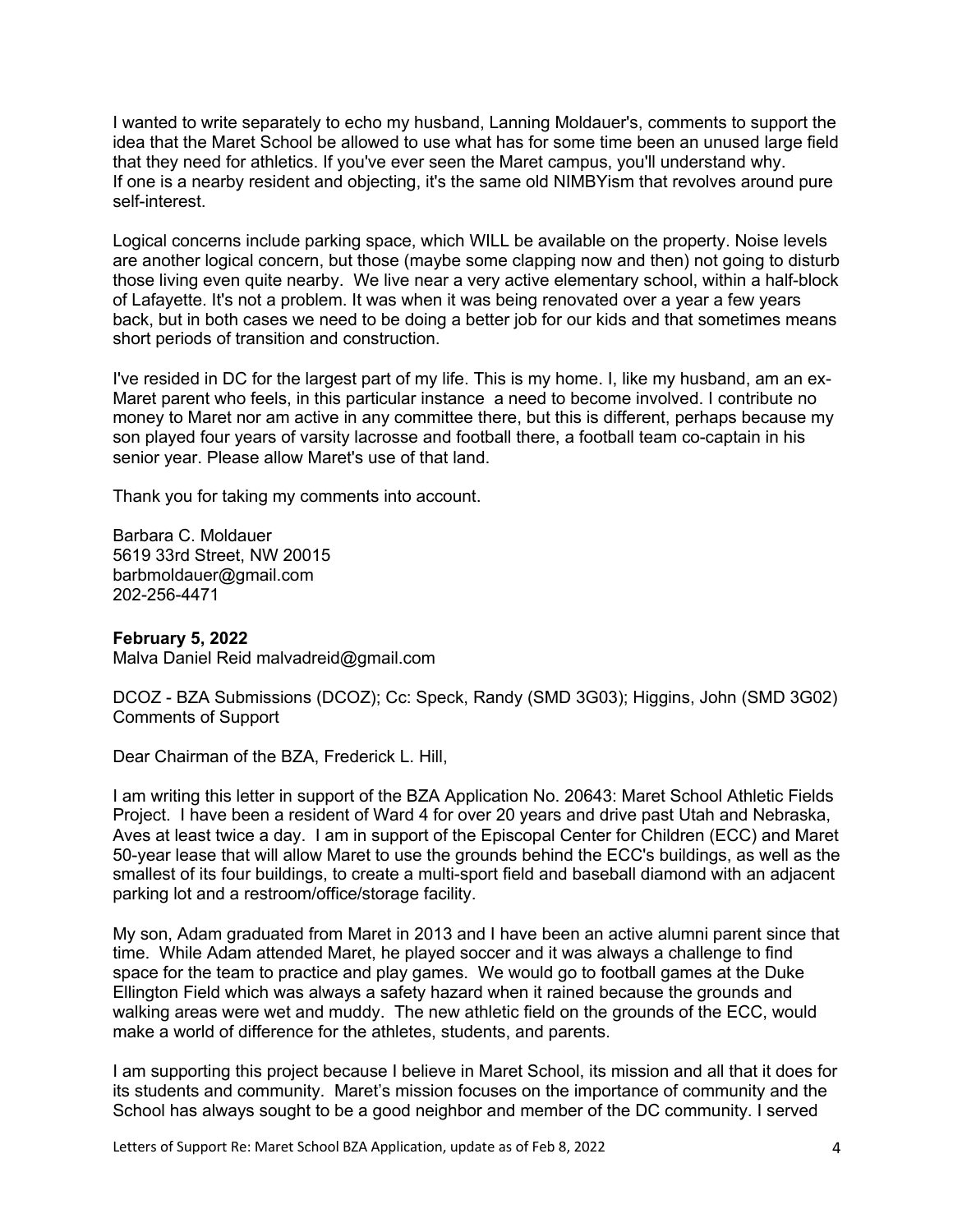I wanted to write separately to echo my husband, Lanning Moldauer's, comments to support the idea that the Maret School be allowed to use what has for some time been an unused large field that they need for athletics. If you've ever seen the Maret campus, you'll understand why. If one is a nearby resident and objecting, it's the same old NIMBYism that revolves around pure self-interest.

Logical concerns include parking space, which WILL be available on the property. Noise levels are another logical concern, but those (maybe some clapping now and then) not going to disturb those living even quite nearby. We live near a very active elementary school, within a half-block of Lafayette. It's not a problem. It was when it was being renovated over a year a few years back, but in both cases we need to be doing a better job for our kids and that sometimes means short periods of transition and construction.

I've resided in DC for the largest part of my life. This is my home. I, like my husband, am an ex-Maret parent who feels, in this particular instance a need to become involved. I contribute no money to Maret nor am active in any committee there, but this is different, perhaps because my son played four years of varsity lacrosse and football there, a football team co-captain in his senior year. Please allow Maret's use of that land.

Thank you for taking my comments into account.

Barbara C. Moldauer
5619 33rd Street, NW 20015
barbmoldauer@gmail.com
202-256-4471

**February 5, 2022**
Malva Daniel Reid malvadreid@gmail.com

DCOZ - BZA Submissions (DCOZ); Cc: Speck, Randy (SMD 3G03); Higgins, John (SMD 3G02)
Comments of Support

Dear Chairman of the BZA, Frederick L. Hill,

I am writing this letter in support of the BZA Application No. 20643: Maret School Athletic Fields Project. I have been a resident of Ward 4 for over 20 years and drive past Utah and Nebraska, Aves at least twice a day. I am in support of the Episcopal Center for Children (ECC) and Maret 50-year lease that will allow Maret to use the grounds behind the ECC's buildings, as well as the smallest of its four buildings, to create a multi-sport field and baseball diamond with an adjacent parking lot and a restroom/office/storage facility.

My son, Adam graduated from Maret in 2013 and I have been an active alumni parent since that time. While Adam attended Maret, he played soccer and it was always a challenge to find space for the team to practice and play games. We would go to football games at the Duke Ellington Field which was always a safety hazard when it rained because the grounds and walking areas were wet and muddy. The new athletic field on the grounds of the ECC, would make a world of difference for the athletes, students, and parents.

I am supporting this project because I believe in Maret School, its mission and all that it does for its students and community. Maret's mission focuses on the importance of community and the School has always sought to be a good neighbor and member of the DC community. I served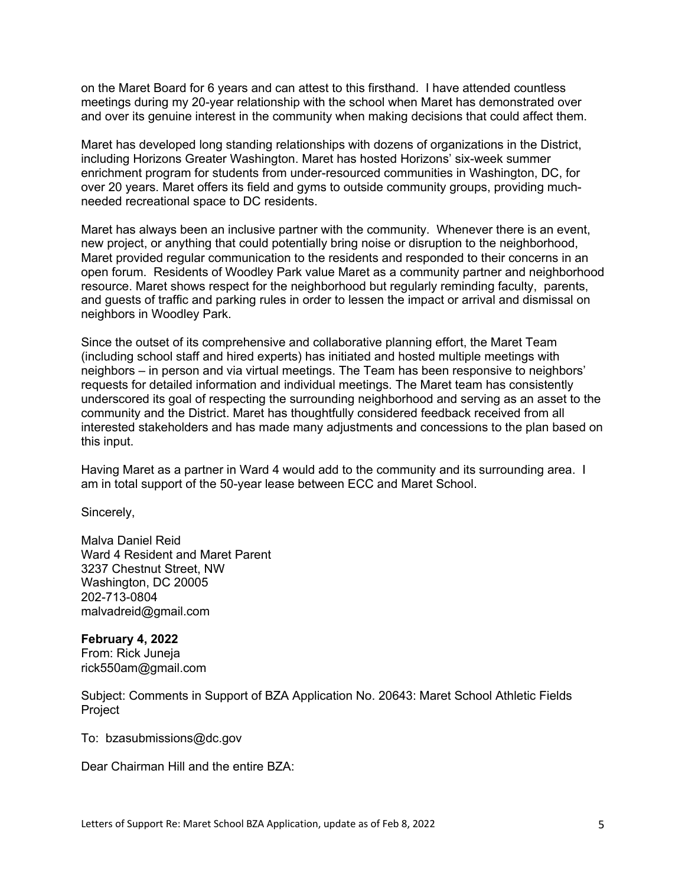on the Maret Board for 6 years and can attest to this firsthand. I have attended countless meetings during my 20-year relationship with the school when Maret has demonstrated over and over its genuine interest in the community when making decisions that could affect them.

Maret has developed long standing relationships with dozens of organizations in the District, including Horizons Greater Washington. Maret has hosted Horizons' six-week summer enrichment program for students from under-resourced communities in Washington, DC, for over 20 years. Maret offers its field and gyms to outside community groups, providing much-needed recreational space to DC residents.

Maret has always been an inclusive partner with the community. Whenever there is an event, new project, or anything that could potentially bring noise or disruption to the neighborhood, Maret provided regular communication to the residents and responded to their concerns in an open forum. Residents of Woodley Park value Maret as a community partner and neighborhood resource. Maret shows respect for the neighborhood but regularly reminding faculty, parents, and guests of traffic and parking rules in order to lessen the impact or arrival and dismissal on neighbors in Woodley Park.

Since the outset of its comprehensive and collaborative planning effort, the Maret Team (including school staff and hired experts) has initiated and hosted multiple meetings with neighbors – in person and via virtual meetings. The Team has been responsive to neighbors' requests for detailed information and individual meetings. The Maret team has consistently underscored its goal of respecting the surrounding neighborhood and serving as an asset to the community and the District. Maret has thoughtfully considered feedback received from all interested stakeholders and has made many adjustments and concessions to the plan based on this input.

Having Maret as a partner in Ward 4 would add to the community and its surrounding area. I am in total support of the 50-year lease between ECC and Maret School.

Sincerely,

Malva Daniel Reid
Ward 4 Resident and Maret Parent
3237 Chestnut Street, NW
Washington, DC 20005
202-713-0804
malvadreid@gmail.com

**February 4, 2022**
From: Rick Juneja
rick550am@gmail.com

Subject: Comments in Support of BZA Application No. 20643: Maret School Athletic Fields Project

To: bzasubmissions@dc.gov

Dear Chairman Hill and the entire BZA: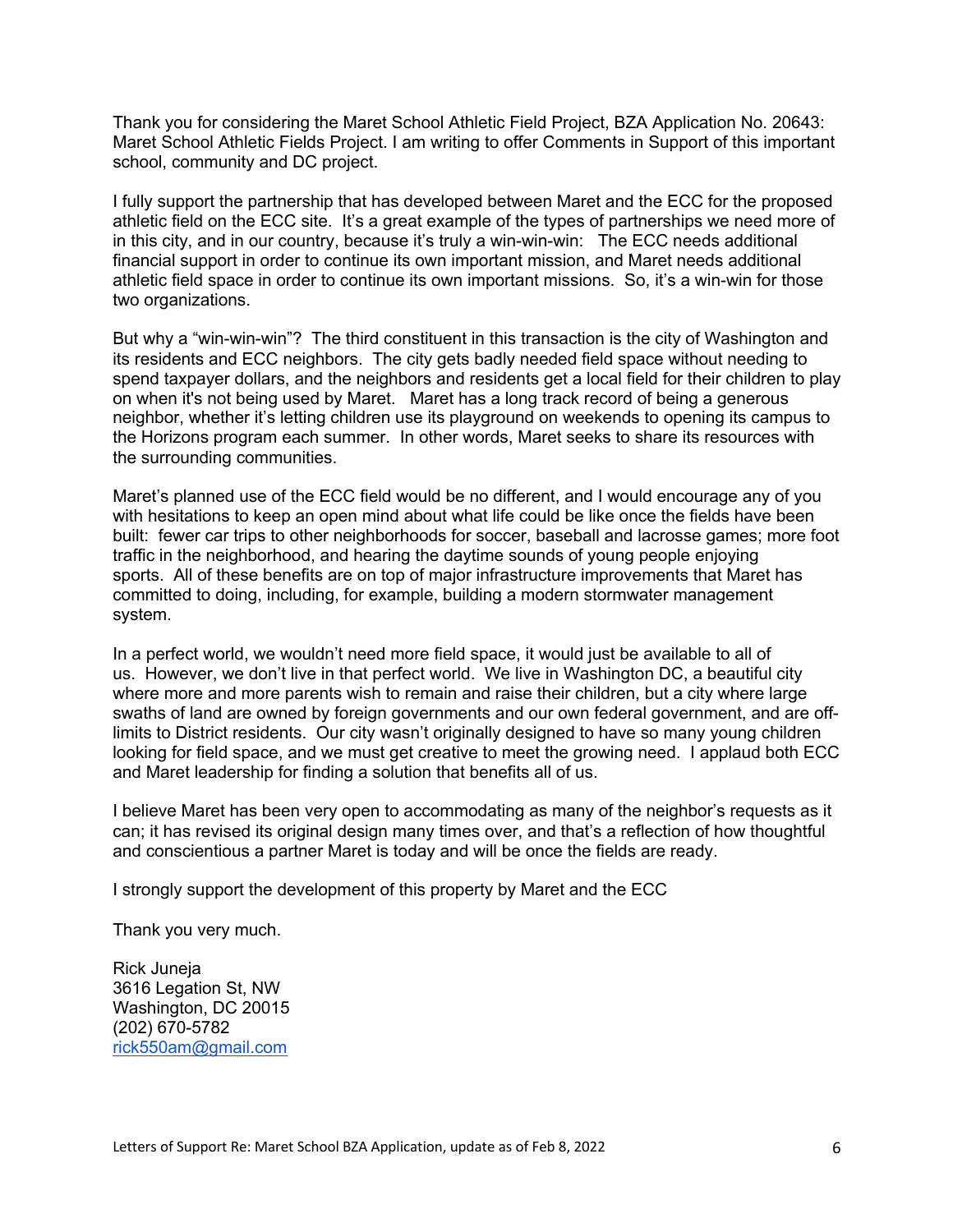Thank you for considering the Maret School Athletic Field Project, BZA Application No. 20643: Maret School Athletic Fields Project. I am writing to offer Comments in Support of this important school, community and DC project.

I fully support the partnership that has developed between Maret and the ECC for the proposed athletic field on the ECC site. It's a great example of the types of partnerships we need more of in this city, and in our country, because it's truly a win-win-win: The ECC needs additional financial support in order to continue its own important mission, and Maret needs additional athletic field space in order to continue its own important missions. So, it's a win-win for those two organizations.

But why a "win-win-win"? The third constituent in this transaction is the city of Washington and its residents and ECC neighbors. The city gets badly needed field space without needing to spend taxpayer dollars, and the neighbors and residents get a local field for their children to play on when it's not being used by Maret. Maret has a long track record of being a generous neighbor, whether it's letting children use its playground on weekends to opening its campus to the Horizons program each summer. In other words, Maret seeks to share its resources with the surrounding communities.

Maret's planned use of the ECC field would be no different, and I would encourage any of you with hesitations to keep an open mind about what life could be like once the fields have been built: fewer car trips to other neighborhoods for soccer, baseball and lacrosse games; more foot traffic in the neighborhood, and hearing the daytime sounds of young people enjoying sports. All of these benefits are on top of major infrastructure improvements that Maret has committed to doing, including, for example, building a modern stormwater management system.

In a perfect world, we wouldn't need more field space, it would just be available to all of us. However, we don't live in that perfect world. We live in Washington DC, a beautiful city where more and more parents wish to remain and raise their children, but a city where large swaths of land are owned by foreign governments and our own federal government, and are off-limits to District residents. Our city wasn't originally designed to have so many young children looking for field space, and we must get creative to meet the growing need. I applaud both ECC and Maret leadership for finding a solution that benefits all of us.

I believe Maret has been very open to accommodating as many of the neighbor's requests as it can; it has revised its original design many times over, and that's a reflection of how thoughtful and conscientious a partner Maret is today and will be once the fields are ready.

I strongly support the development of this property by Maret and the ECC

Thank you very much.

Rick Juneja
3616 Legation St, NW
Washington, DC 20015
(202) 670-5782
rick550am@gmail.com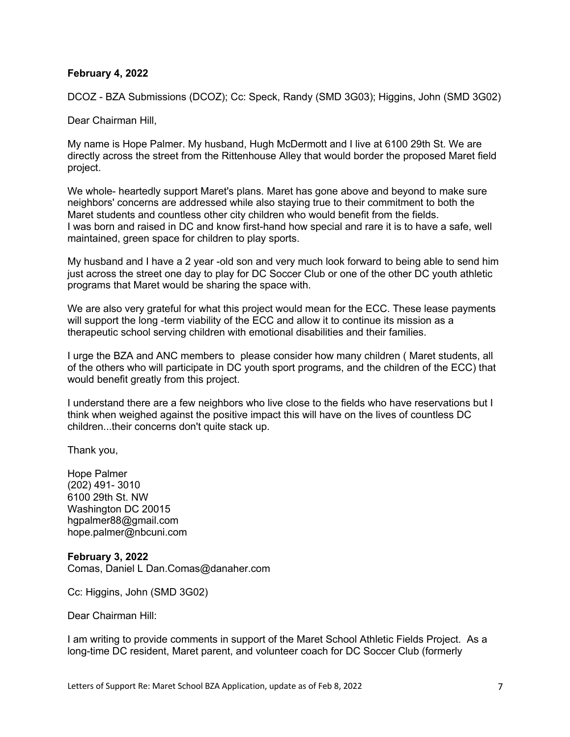**February 4, 2022**

DCOZ - BZA Submissions (DCOZ); Cc: Speck, Randy (SMD 3G03); Higgins, John (SMD 3G02)

Dear Chairman Hill,

My name is Hope Palmer. My husband, Hugh McDermott and I live at 6100 29th St. We are directly across the street from the Rittenhouse Alley that would border the proposed Maret field project.

We whole- heartedly support Maret's plans. Maret has gone above and beyond to make sure neighbors' concerns are addressed while also staying true to their commitment to both the Maret students and countless other city children who would benefit from the fields.
I was born and raised in DC and know first-hand how special and rare it is to have a safe, well maintained, green space for children to play sports.

My husband and I have a 2 year -old son and very much look forward to being able to send him just across the street one day to play for DC Soccer Club or one of the other DC youth athletic programs that Maret would be sharing the space with.

We are also very grateful for what this project would mean for the ECC. These lease payments will support the long -term viability of the ECC and allow it to continue its mission as a therapeutic school serving children with emotional disabilities and their families.

I urge the BZA and ANC members to please consider how many children ( Maret students, all of the others who will participate in DC youth sport programs, and the children of the ECC) that would benefit greatly from this project.

I understand there are a few neighbors who live close to the fields who have reservations but I think when weighed against the positive impact this will have on the lives of countless DC children...their concerns don't quite stack up.

Thank you,

Hope Palmer
(202) 491- 3010
6100 29th St. NW
Washington DC 20015
hgpalmer88@gmail.com
hope.palmer@nbcuni.com

**February 3, 2022**
Comas, Daniel L Dan.Comas@danaher.com

Cc: Higgins, John (SMD 3G02)

Dear Chairman Hill:

I am writing to provide comments in support of the Maret School Athletic Fields Project. As a long-time DC resident, Maret parent, and volunteer coach for DC Soccer Club (formerly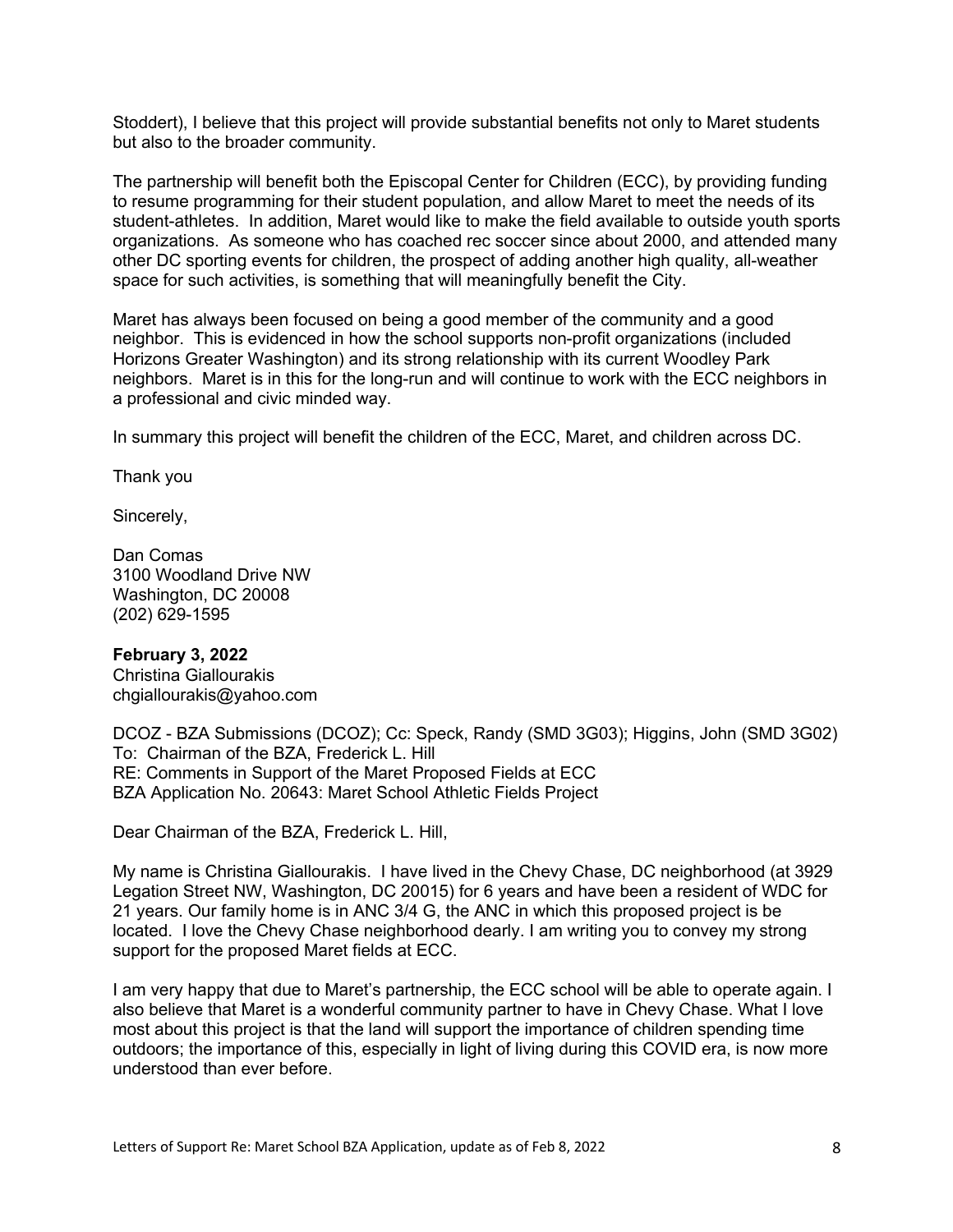Stoddert), I believe that this project will provide substantial benefits not only to Maret students but also to the broader community.

The partnership will benefit both the Episcopal Center for Children (ECC), by providing funding to resume programming for their student population, and allow Maret to meet the needs of its student-athletes. In addition, Maret would like to make the field available to outside youth sports organizations. As someone who has coached rec soccer since about 2000, and attended many other DC sporting events for children, the prospect of adding another high quality, all-weather space for such activities, is something that will meaningfully benefit the City.

Maret has always been focused on being a good member of the community and a good neighbor. This is evidenced in how the school supports non-profit organizations (included Horizons Greater Washington) and its strong relationship with its current Woodley Park neighbors. Maret is in this for the long-run and will continue to work with the ECC neighbors in a professional and civic minded way.

In summary this project will benefit the children of the ECC, Maret, and children across DC.

Thank you

Sincerely,

Dan Comas
3100 Woodland Drive NW
Washington, DC 20008
(202) 629-1595

**February 3, 2022**
Christina Giallourakis
chgiallourakis@yahoo.com

DCOZ - BZA Submissions (DCOZ); Cc: Speck, Randy (SMD 3G03); Higgins, John (SMD 3G02)
To: Chairman of the BZA, Frederick L. Hill
RE: Comments in Support of the Maret Proposed Fields at ECC
BZA Application No. 20643: Maret School Athletic Fields Project

Dear Chairman of the BZA, Frederick L. Hill,

My name is Christina Giallourakis. I have lived in the Chevy Chase, DC neighborhood (at 3929 Legation Street NW, Washington, DC 20015) for 6 years and have been a resident of WDC for 21 years. Our family home is in ANC 3/4 G, the ANC in which this proposed project is be located. I love the Chevy Chase neighborhood dearly. I am writing you to convey my strong support for the proposed Maret fields at ECC.

I am very happy that due to Maret's partnership, the ECC school will be able to operate again. I also believe that Maret is a wonderful community partner to have in Chevy Chase. What I love most about this project is that the land will support the importance of children spending time outdoors; the importance of this, especially in light of living during this COVID era, is now more understood than ever before.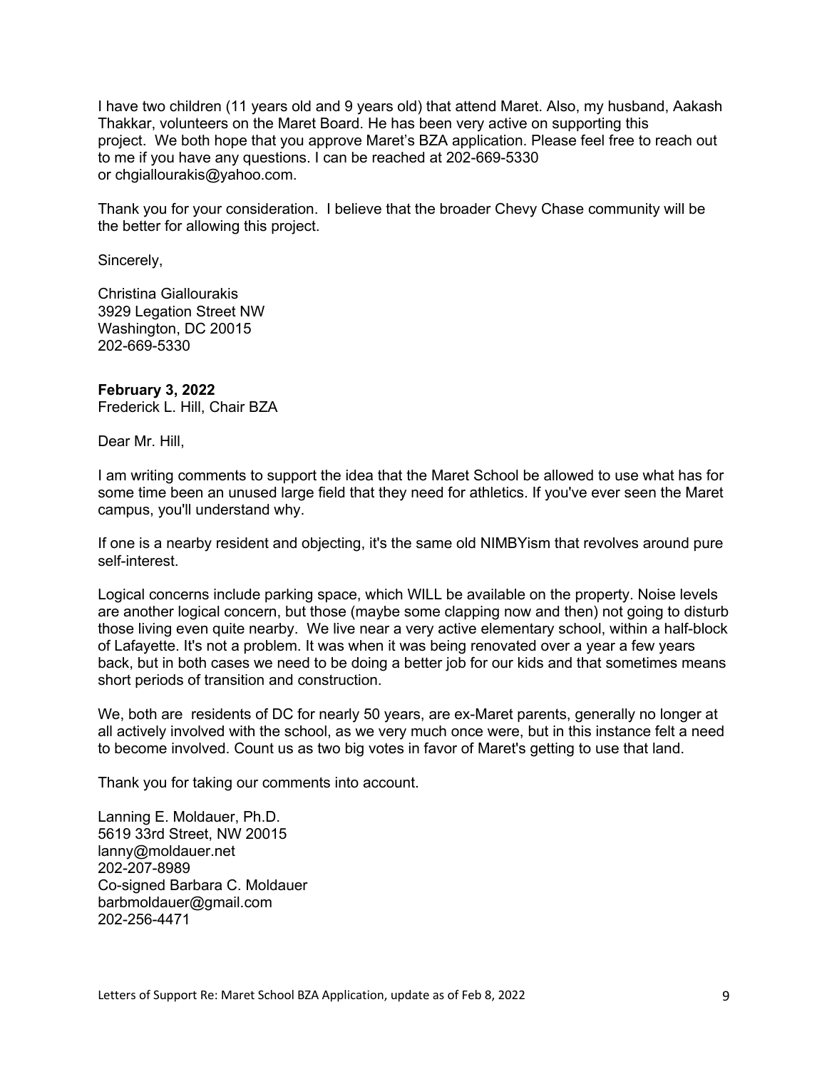I have two children (11 years old and 9 years old) that attend Maret. Also, my husband, Aakash Thakkar, volunteers on the Maret Board. He has been very active on supporting this project. We both hope that you approve Maret's BZA application. Please feel free to reach out to me if you have any questions. I can be reached at 202-669-5330 or chgiallourakis@yahoo.com.

Thank you for your consideration. I believe that the broader Chevy Chase community will be the better for allowing this project.

Sincerely,

Christina Giallourakis
3929 Legation Street NW
Washington, DC 20015
202-669-5330

**February 3, 2022**
Frederick L. Hill, Chair BZA

Dear Mr. Hill,

I am writing comments to support the idea that the Maret School be allowed to use what has for some time been an unused large field that they need for athletics. If you've ever seen the Maret campus, you'll understand why.

If one is a nearby resident and objecting, it's the same old NIMBYism that revolves around pure self-interest.

Logical concerns include parking space, which WILL be available on the property. Noise levels are another logical concern, but those (maybe some clapping now and then) not going to disturb those living even quite nearby. We live near a very active elementary school, within a half-block of Lafayette. It's not a problem. It was when it was being renovated over a year a few years back, but in both cases we need to be doing a better job for our kids and that sometimes means short periods of transition and construction.

We, both are residents of DC for nearly 50 years, are ex-Maret parents, generally no longer at all actively involved with the school, as we very much once were, but in this instance felt a need to become involved. Count us as two big votes in favor of Maret's getting to use that land.

Thank you for taking our comments into account.

Lanning E. Moldauer, Ph.D.
5619 33rd Street, NW 20015
lanny@moldauer.net
202-207-8989
Co-signed Barbara C. Moldauer
barbmoldauer@gmail.com
202-256-4471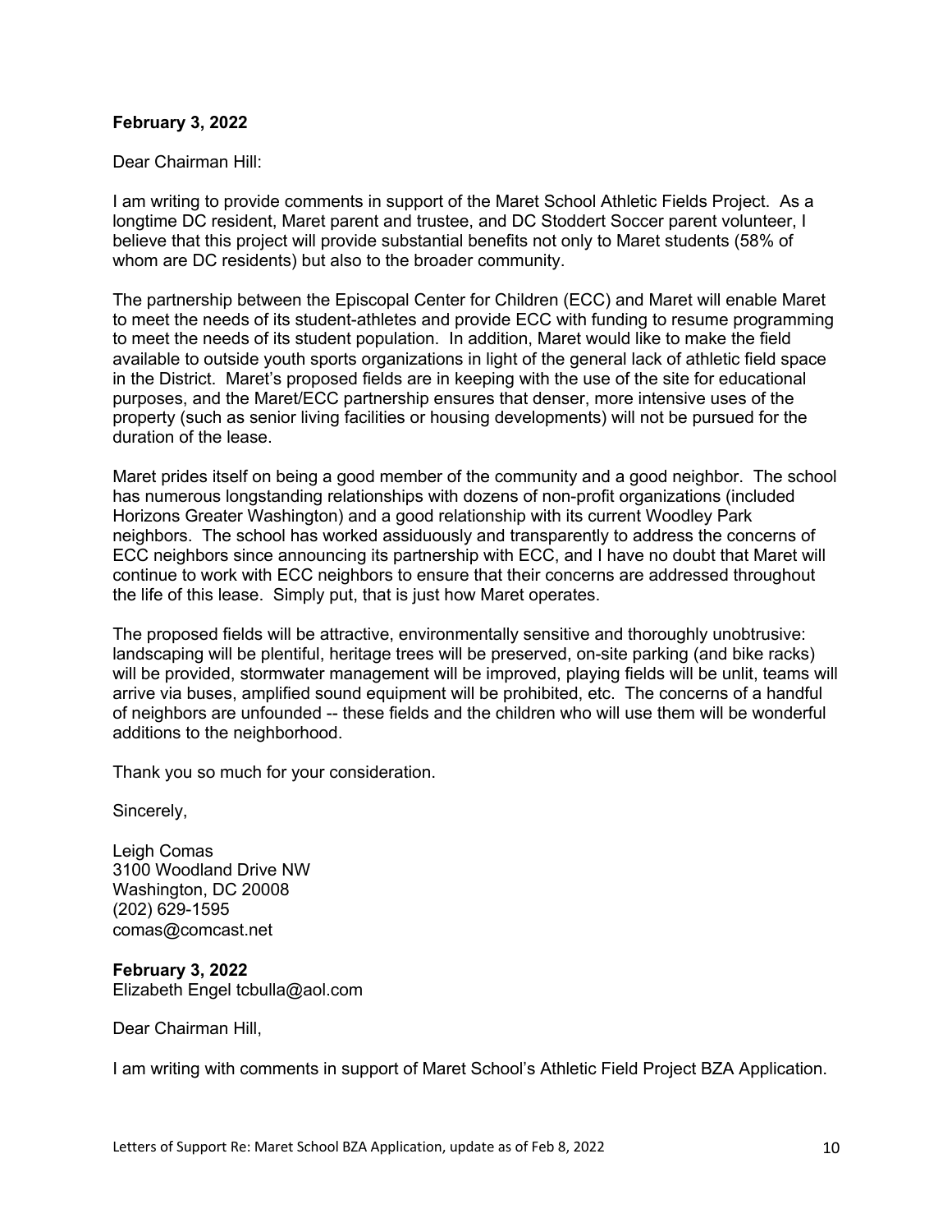**February 3, 2022**

Dear Chairman Hill:

I am writing to provide comments in support of the Maret School Athletic Fields Project. As a longtime DC resident, Maret parent and trustee, and DC Stoddert Soccer parent volunteer, I believe that this project will provide substantial benefits not only to Maret students (58% of whom are DC residents) but also to the broader community.

The partnership between the Episcopal Center for Children (ECC) and Maret will enable Maret to meet the needs of its student-athletes and provide ECC with funding to resume programming to meet the needs of its student population. In addition, Maret would like to make the field available to outside youth sports organizations in light of the general lack of athletic field space in the District. Maret's proposed fields are in keeping with the use of the site for educational purposes, and the Maret/ECC partnership ensures that denser, more intensive uses of the property (such as senior living facilities or housing developments) will not be pursued for the duration of the lease.

Maret prides itself on being a good member of the community and a good neighbor. The school has numerous longstanding relationships with dozens of non-profit organizations (included Horizons Greater Washington) and a good relationship with its current Woodley Park neighbors. The school has worked assiduously and transparently to address the concerns of ECC neighbors since announcing its partnership with ECC, and I have no doubt that Maret will continue to work with ECC neighbors to ensure that their concerns are addressed throughout the life of this lease. Simply put, that is just how Maret operates.

The proposed fields will be attractive, environmentally sensitive and thoroughly unobtrusive: landscaping will be plentiful, heritage trees will be preserved, on-site parking (and bike racks) will be provided, stormwater management will be improved, playing fields will be unlit, teams will arrive via buses, amplified sound equipment will be prohibited, etc. The concerns of a handful of neighbors are unfounded -- these fields and the children who will use them will be wonderful additions to the neighborhood.

Thank you so much for your consideration.

Sincerely,

Leigh Comas
3100 Woodland Drive NW
Washington, DC 20008
(202) 629-1595
comas@comcast.net

**February 3, 2022**
Elizabeth Engel tcbulla@aol.com

Dear Chairman Hill,

I am writing with comments in support of Maret School's Athletic Field Project BZA Application.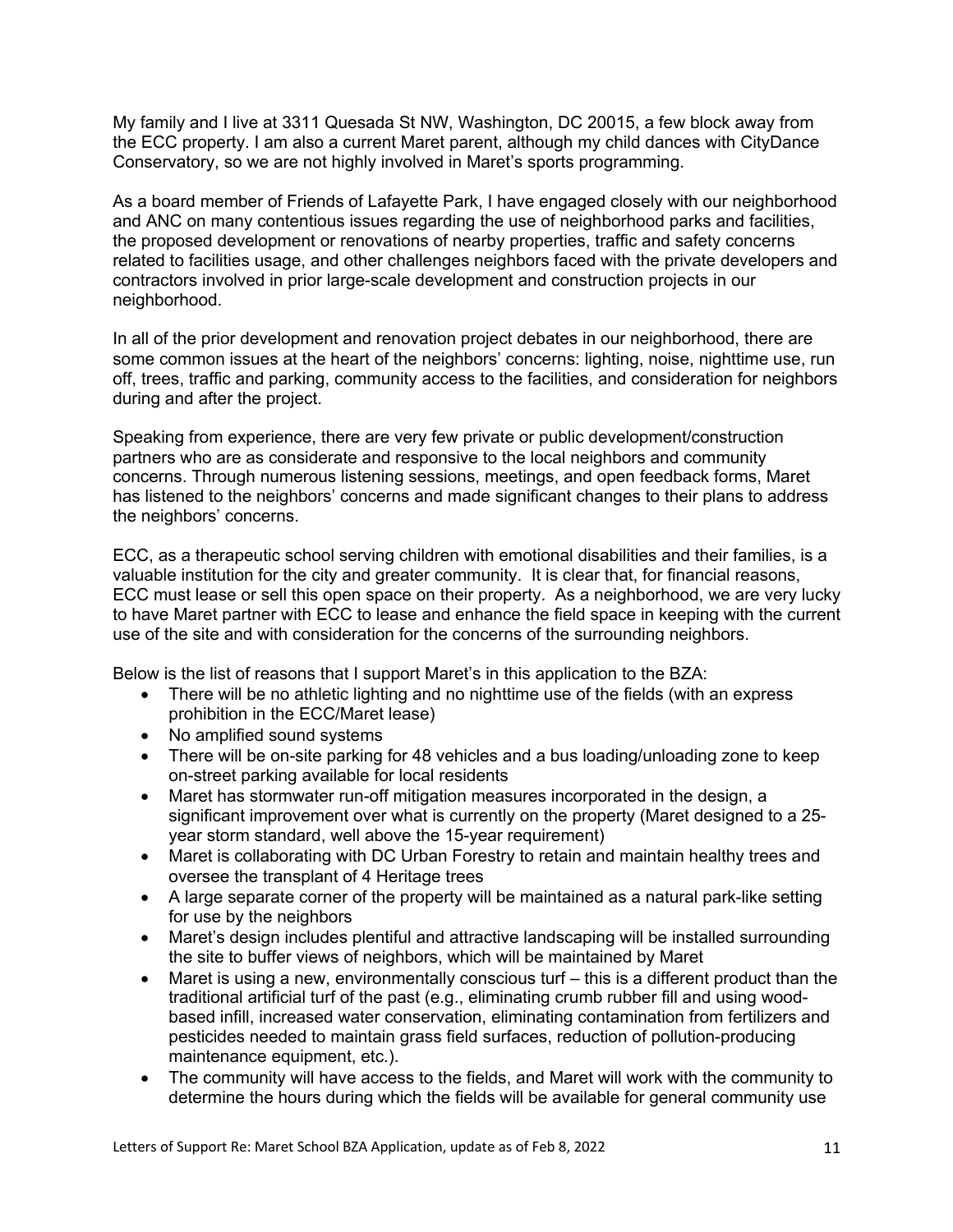My family and I live at 3311 Quesada St NW, Washington, DC 20015, a few block away from the ECC property. I am also a current Maret parent, although my child dances with CityDance Conservatory, so we are not highly involved in Maret's sports programming.

As a board member of Friends of Lafayette Park, I have engaged closely with our neighborhood and ANC on many contentious issues regarding the use of neighborhood parks and facilities, the proposed development or renovations of nearby properties, traffic and safety concerns related to facilities usage, and other challenges neighbors faced with the private developers and contractors involved in prior large-scale development and construction projects in our neighborhood.

In all of the prior development and renovation project debates in our neighborhood, there are some common issues at the heart of the neighbors' concerns: lighting, noise, nighttime use, run off, trees, traffic and parking, community access to the facilities, and consideration for neighbors during and after the project.

Speaking from experience, there are very few private or public development/construction partners who are as considerate and responsive to the local neighbors and community concerns. Through numerous listening sessions, meetings, and open feedback forms, Maret has listened to the neighbors' concerns and made significant changes to their plans to address the neighbors' concerns.

ECC, as a therapeutic school serving children with emotional disabilities and their families, is a valuable institution for the city and greater community. It is clear that, for financial reasons, ECC must lease or sell this open space on their property. As a neighborhood, we are very lucky to have Maret partner with ECC to lease and enhance the field space in keeping with the current use of the site and with consideration for the concerns of the surrounding neighbors.

Below is the list of reasons that I support Maret's in this application to the BZA:

- There will be no athletic lighting and no nighttime use of the fields (with an express prohibition in the ECC/Maret lease)
- No amplified sound systems
- There will be on-site parking for 48 vehicles and a bus loading/unloading zone to keep on-street parking available for local residents
- Maret has stormwater run-off mitigation measures incorporated in the design, a significant improvement over what is currently on the property (Maret designed to a 25-year storm standard, well above the 15-year requirement)
- Maret is collaborating with DC Urban Forestry to retain and maintain healthy trees and oversee the transplant of 4 Heritage trees
- A large separate corner of the property will be maintained as a natural park-like setting for use by the neighbors
- Maret's design includes plentiful and attractive landscaping will be installed surrounding the site to buffer views of neighbors, which will be maintained by Maret
- Maret is using a new, environmentally conscious turf – this is a different product than the traditional artificial turf of the past (e.g., eliminating crumb rubber fill and using wood-based infill, increased water conservation, eliminating contamination from fertilizers and pesticides needed to maintain grass field surfaces, reduction of pollution-producing maintenance equipment, etc.).
- The community will have access to the fields, and Maret will work with the community to determine the hours during which the fields will be available for general community use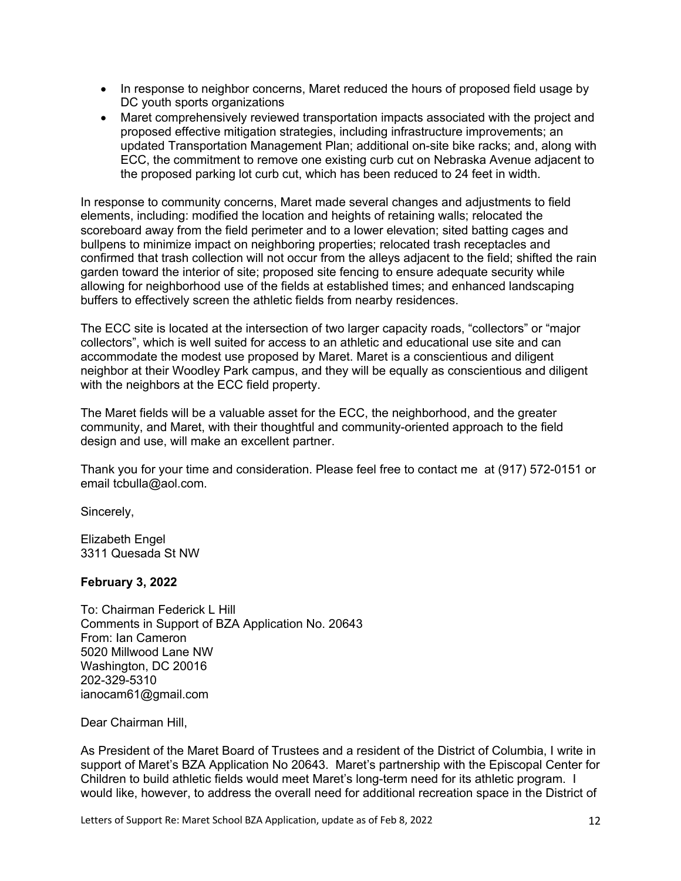- In response to neighbor concerns, Maret reduced the hours of proposed field usage by DC youth sports organizations
- Maret comprehensively reviewed transportation impacts associated with the project and proposed effective mitigation strategies, including infrastructure improvements; an updated Transportation Management Plan; additional on-site bike racks; and, along with ECC, the commitment to remove one existing curb cut on Nebraska Avenue adjacent to the proposed parking lot curb cut, which has been reduced to 24 feet in width.

In response to community concerns, Maret made several changes and adjustments to field elements, including: modified the location and heights of retaining walls; relocated the scoreboard away from the field perimeter and to a lower elevation; sited batting cages and bullpens to minimize impact on neighboring properties; relocated trash receptacles and confirmed that trash collection will not occur from the alleys adjacent to the field; shifted the rain garden toward the interior of site; proposed site fencing to ensure adequate security while allowing for neighborhood use of the fields at established times; and enhanced landscaping buffers to effectively screen the athletic fields from nearby residences.

The ECC site is located at the intersection of two larger capacity roads, "collectors" or "major collectors", which is well suited for access to an athletic and educational use site and can accommodate the modest use proposed by Maret. Maret is a conscientious and diligent neighbor at their Woodley Park campus, and they will be equally as conscientious and diligent with the neighbors at the ECC field property.

The Maret fields will be a valuable asset for the ECC, the neighborhood, and the greater community, and Maret, with their thoughtful and community-oriented approach to the field design and use, will make an excellent partner.

Thank you for your time and consideration. Please feel free to contact me at (917) 572-0151 or email tcbulla@aol.com.

Sincerely,

Elizabeth Engel
3311 Quesada St NW

**February 3, 2022**

To: Chairman Federick L Hill
Comments in Support of BZA Application No. 20643
From: Ian Cameron
5020 Millwood Lane NW
Washington, DC 20016
202-329-5310
ianocam61@gmail.com

Dear Chairman Hill,

As President of the Maret Board of Trustees and a resident of the District of Columbia, I write in support of Maret's BZA Application No 20643. Maret's partnership with the Episcopal Center for Children to build athletic fields would meet Maret's long-term need for its athletic program. I would like, however, to address the overall need for additional recreation space in the District of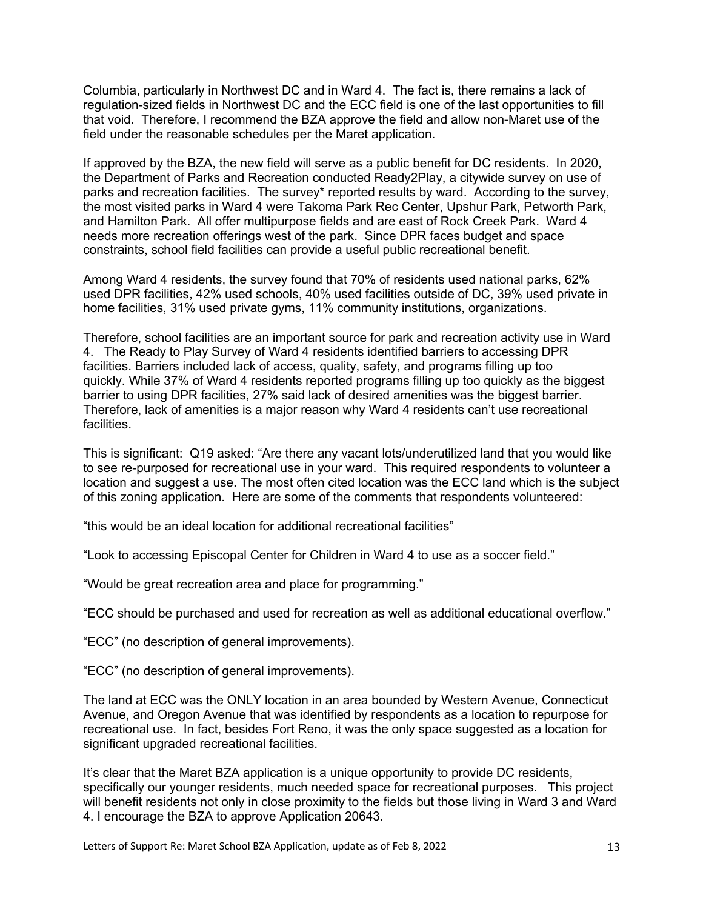Columbia, particularly in Northwest DC and in Ward 4. The fact is, there remains a lack of regulation-sized fields in Northwest DC and the ECC field is one of the last opportunities to fill that void. Therefore, I recommend the BZA approve the field and allow non-Maret use of the field under the reasonable schedules per the Maret application.

If approved by the BZA, the new field will serve as a public benefit for DC residents. In 2020, the Department of Parks and Recreation conducted Ready2Play, a citywide survey on use of parks and recreation facilities. The survey* reported results by ward. According to the survey, the most visited parks in Ward 4 were Takoma Park Rec Center, Upshur Park, Petworth Park, and Hamilton Park. All offer multipurpose fields and are east of Rock Creek Park. Ward 4 needs more recreation offerings west of the park. Since DPR faces budget and space constraints, school field facilities can provide a useful public recreational benefit.

Among Ward 4 residents, the survey found that 70% of residents used national parks, 62% used DPR facilities, 42% used schools, 40% used facilities outside of DC, 39% used private in home facilities, 31% used private gyms, 11% community institutions, organizations.

Therefore, school facilities are an important source for park and recreation activity use in Ward 4. The Ready to Play Survey of Ward 4 residents identified barriers to accessing DPR facilities. Barriers included lack of access, quality, safety, and programs filling up too quickly. While 37% of Ward 4 residents reported programs filling up too quickly as the biggest barrier to using DPR facilities, 27% said lack of desired amenities was the biggest barrier. Therefore, lack of amenities is a major reason why Ward 4 residents can't use recreational facilities.

This is significant: Q19 asked: "Are there any vacant lots/underutilized land that you would like to see re-purposed for recreational use in your ward. This required respondents to volunteer a location and suggest a use. The most often cited location was the ECC land which is the subject of this zoning application. Here are some of the comments that respondents volunteered:

"this would be an ideal location for additional recreational facilities"

"Look to accessing Episcopal Center for Children in Ward 4 to use as a soccer field."

"Would be great recreation area and place for programming."

"ECC should be purchased and used for recreation as well as additional educational overflow."

"ECC" (no description of general improvements).

"ECC" (no description of general improvements).

The land at ECC was the ONLY location in an area bounded by Western Avenue, Connecticut Avenue, and Oregon Avenue that was identified by respondents as a location to repurpose for recreational use. In fact, besides Fort Reno, it was the only space suggested as a location for significant upgraded recreational facilities.

It's clear that the Maret BZA application is a unique opportunity to provide DC residents, specifically our younger residents, much needed space for recreational purposes. This project will benefit residents not only in close proximity to the fields but those living in Ward 3 and Ward 4. I encourage the BZA to approve Application 20643.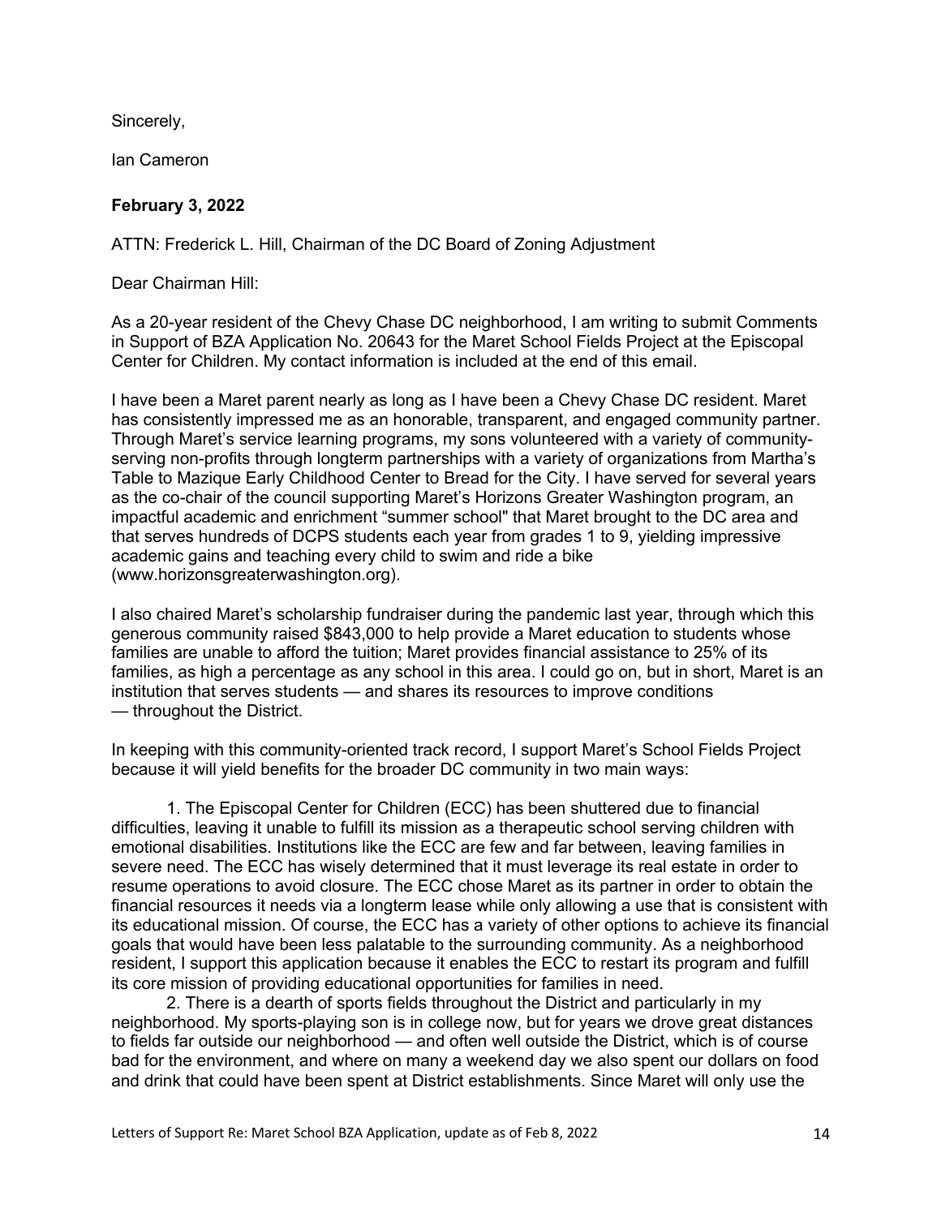Sincerely,

Ian Cameron

**February 3, 2022**

ATTN: Frederick L. Hill, Chairman of the DC Board of Zoning Adjustment

Dear Chairman Hill:

As a 20-year resident of the Chevy Chase DC neighborhood, I am writing to submit Comments in Support of BZA Application No. 20643 for the Maret School Fields Project at the Episcopal Center for Children. My contact information is included at the end of this email.

I have been a Maret parent nearly as long as I have been a Chevy Chase DC resident. Maret has consistently impressed me as an honorable, transparent, and engaged community partner. Through Maret's service learning programs, my sons volunteered with a variety of community-serving non-profits through longterm partnerships with a variety of organizations from Martha's Table to Mazique Early Childhood Center to Bread for the City. I have served for several years as the co-chair of the council supporting Maret's Horizons Greater Washington program, an impactful academic and enrichment "summer school" that Maret brought to the DC area and that serves hundreds of DCPS students each year from grades 1 to 9, yielding impressive academic gains and teaching every child to swim and ride a bike (www.horizonsgreaterwashington.org).

I also chaired Maret's scholarship fundraiser during the pandemic last year, through which this generous community raised $843,000 to help provide a Maret education to students whose families are unable to afford the tuition; Maret provides financial assistance to 25% of its families, as high a percentage as any school in this area. I could go on, but in short, Maret is an institution that serves students — and shares its resources to improve conditions — throughout the District.

In keeping with this community-oriented track record, I support Maret's School Fields Project because it will yield benefits for the broader DC community in two main ways:

1. The Episcopal Center for Children (ECC) has been shuttered due to financial difficulties, leaving it unable to fulfill its mission as a therapeutic school serving children with emotional disabilities. Institutions like the ECC are few and far between, leaving families in severe need. The ECC has wisely determined that it must leverage its real estate in order to resume operations to avoid closure. The ECC chose Maret as its partner in order to obtain the financial resources it needs via a longterm lease while only allowing a use that is consistent with its educational mission. Of course, the ECC has a variety of other options to achieve its financial goals that would have been less palatable to the surrounding community. As a neighborhood resident, I support this application because it enables the ECC to restart its program and fulfill its core mission of providing educational opportunities for families in need.
2. There is a dearth of sports fields throughout the District and particularly in my neighborhood. My sports-playing son is in college now, but for years we drove great distances to fields far outside our neighborhood — and often well outside the District, which is of course bad for the environment, and where on many a weekend day we also spent our dollars on food and drink that could have been spent at District establishments. Since Maret will only use the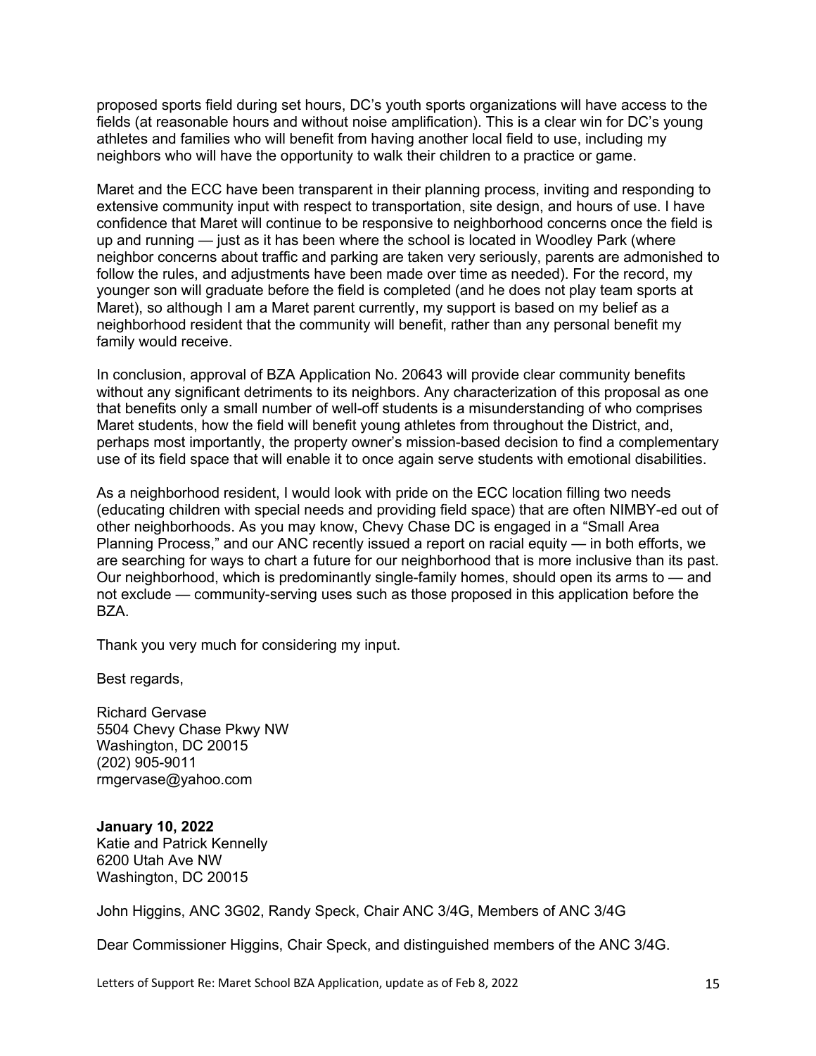proposed sports field during set hours, DC's youth sports organizations will have access to the fields (at reasonable hours and without noise amplification). This is a clear win for DC's young athletes and families who will benefit from having another local field to use, including my neighbors who will have the opportunity to walk their children to a practice or game.

Maret and the ECC have been transparent in their planning process, inviting and responding to extensive community input with respect to transportation, site design, and hours of use. I have confidence that Maret will continue to be responsive to neighborhood concerns once the field is up and running — just as it has been where the school is located in Woodley Park (where neighbor concerns about traffic and parking are taken very seriously, parents are admonished to follow the rules, and adjustments have been made over time as needed). For the record, my younger son will graduate before the field is completed (and he does not play team sports at Maret), so although I am a Maret parent currently, my support is based on my belief as a neighborhood resident that the community will benefit, rather than any personal benefit my family would receive.

In conclusion, approval of BZA Application No. 20643 will provide clear community benefits without any significant detriments to its neighbors. Any characterization of this proposal as one that benefits only a small number of well-off students is a misunderstanding of who comprises Maret students, how the field will benefit young athletes from throughout the District, and, perhaps most importantly, the property owner's mission-based decision to find a complementary use of its field space that will enable it to once again serve students with emotional disabilities.

As a neighborhood resident, I would look with pride on the ECC location filling two needs (educating children with special needs and providing field space) that are often NIMBY-ed out of other neighborhoods. As you may know, Chevy Chase DC is engaged in a "Small Area Planning Process," and our ANC recently issued a report on racial equity — in both efforts, we are searching for ways to chart a future for our neighborhood that is more inclusive than its past. Our neighborhood, which is predominantly single-family homes, should open its arms to — and not exclude — community-serving uses such as those proposed in this application before the BZA.

Thank you very much for considering my input.

Best regards,

Richard Gervase
5504 Chevy Chase Pkwy NW
Washington, DC 20015
(202) 905-9011
rmgervase@yahoo.com

**January 10, 2022**
Katie and Patrick Kennelly
6200 Utah Ave NW
Washington, DC 20015

John Higgins, ANC 3G02, Randy Speck, Chair ANC 3/4G, Members of ANC 3/4G

Dear Commissioner Higgins, Chair Speck, and distinguished members of the ANC 3/4G.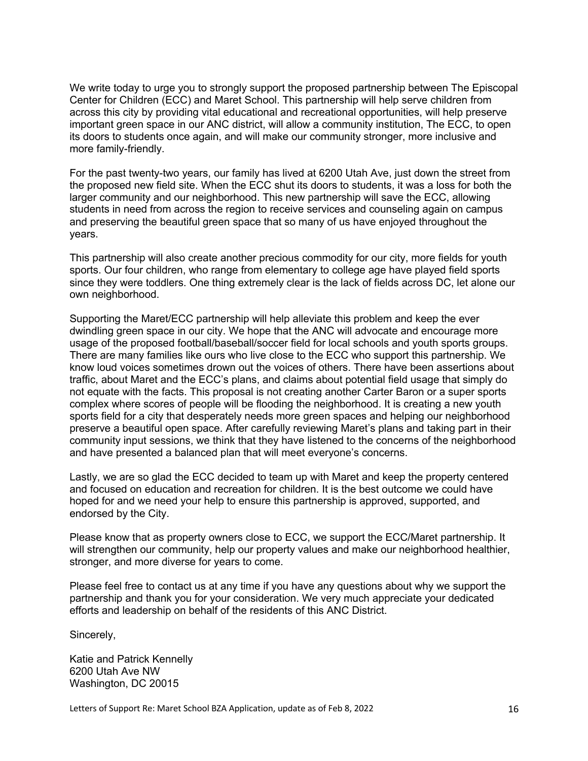We write today to urge you to strongly support the proposed partnership between The Episcopal Center for Children (ECC) and Maret School. This partnership will help serve children from across this city by providing vital educational and recreational opportunities, will help preserve important green space in our ANC district, will allow a community institution, The ECC, to open its doors to students once again, and will make our community stronger, more inclusive and more family-friendly.

For the past twenty-two years, our family has lived at 6200 Utah Ave, just down the street from the proposed new field site. When the ECC shut its doors to students, it was a loss for both the larger community and our neighborhood. This new partnership will save the ECC, allowing students in need from across the region to receive services and counseling again on campus and preserving the beautiful green space that so many of us have enjoyed throughout the years.

This partnership will also create another precious commodity for our city, more fields for youth sports. Our four children, who range from elementary to college age have played field sports since they were toddlers. One thing extremely clear is the lack of fields across DC, let alone our own neighborhood.

Supporting the Maret/ECC partnership will help alleviate this problem and keep the ever dwindling green space in our city. We hope that the ANC will advocate and encourage more usage of the proposed football/baseball/soccer field for local schools and youth sports groups. There are many families like ours who live close to the ECC who support this partnership. We know loud voices sometimes drown out the voices of others. There have been assertions about traffic, about Maret and the ECC's plans, and claims about potential field usage that simply do not equate with the facts. This proposal is not creating another Carter Baron or a super sports complex where scores of people will be flooding the neighborhood. It is creating a new youth sports field for a city that desperately needs more green spaces and helping our neighborhood preserve a beautiful open space. After carefully reviewing Maret's plans and taking part in their community input sessions, we think that they have listened to the concerns of the neighborhood and have presented a balanced plan that will meet everyone's concerns.

Lastly, we are so glad the ECC decided to team up with Maret and keep the property centered and focused on education and recreation for children. It is the best outcome we could have hoped for and we need your help to ensure this partnership is approved, supported, and endorsed by the City.

Please know that as property owners close to ECC, we support the ECC/Maret partnership. It will strengthen our community, help our property values and make our neighborhood healthier, stronger, and more diverse for years to come.

Please feel free to contact us at any time if you have any questions about why we support the partnership and thank you for your consideration. We very much appreciate your dedicated efforts and leadership on behalf of the residents of this ANC District.

Sincerely,

Katie and Patrick Kennelly
6200 Utah Ave NW
Washington, DC 20015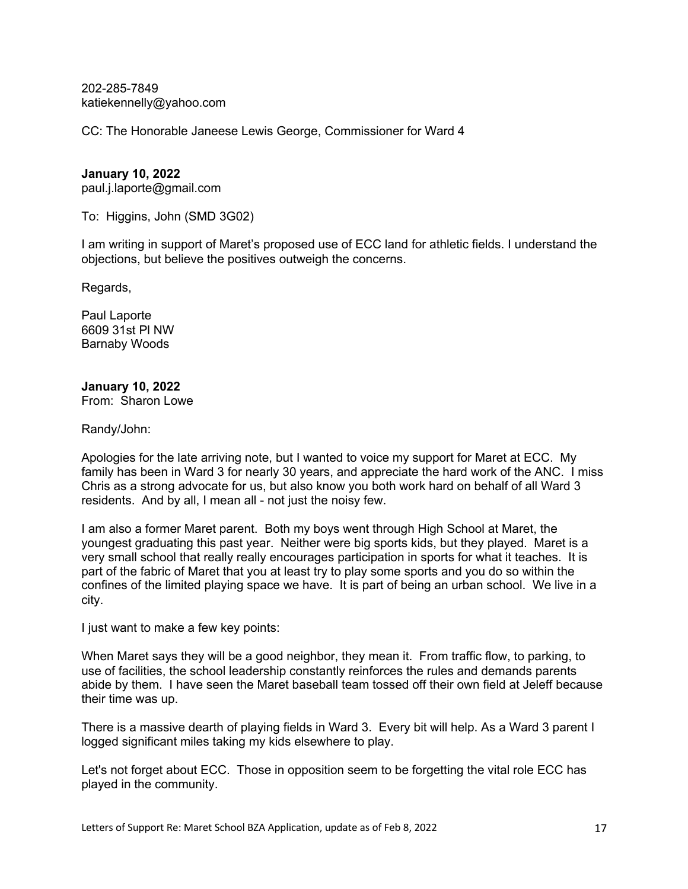202-285-7849
katiekennelly@yahoo.com

CC: The Honorable Janeese Lewis George, Commissioner for Ward 4

**January 10, 2022**
paul.j.laporte@gmail.com

To: Higgins, John (SMD 3G02)

I am writing in support of Maret's proposed use of ECC land for athletic fields. I understand the objections, but believe the positives outweigh the concerns.

Regards,

Paul Laporte
6609 31st Pl NW
Barnaby Woods

**January 10, 2022**
From: Sharon Lowe

Randy/John:

Apologies for the late arriving note, but I wanted to voice my support for Maret at ECC. My family has been in Ward 3 for nearly 30 years, and appreciate the hard work of the ANC. I miss Chris as a strong advocate for us, but also know you both work hard on behalf of all Ward 3 residents. And by all, I mean all - not just the noisy few.

I am also a former Maret parent. Both my boys went through High School at Maret, the youngest graduating this past year. Neither were big sports kids, but they played. Maret is a very small school that really really encourages participation in sports for what it teaches. It is part of the fabric of Maret that you at least try to play some sports and you do so within the confines of the limited playing space we have. It is part of being an urban school. We live in a city.

I just want to make a few key points:

When Maret says they will be a good neighbor, they mean it. From traffic flow, to parking, to use of facilities, the school leadership constantly reinforces the rules and demands parents abide by them. I have seen the Maret baseball team tossed off their own field at Jeleff because their time was up.

There is a massive dearth of playing fields in Ward 3. Every bit will help. As a Ward 3 parent I logged significant miles taking my kids elsewhere to play.

Let's not forget about ECC. Those in opposition seem to be forgetting the vital role ECC has played in the community.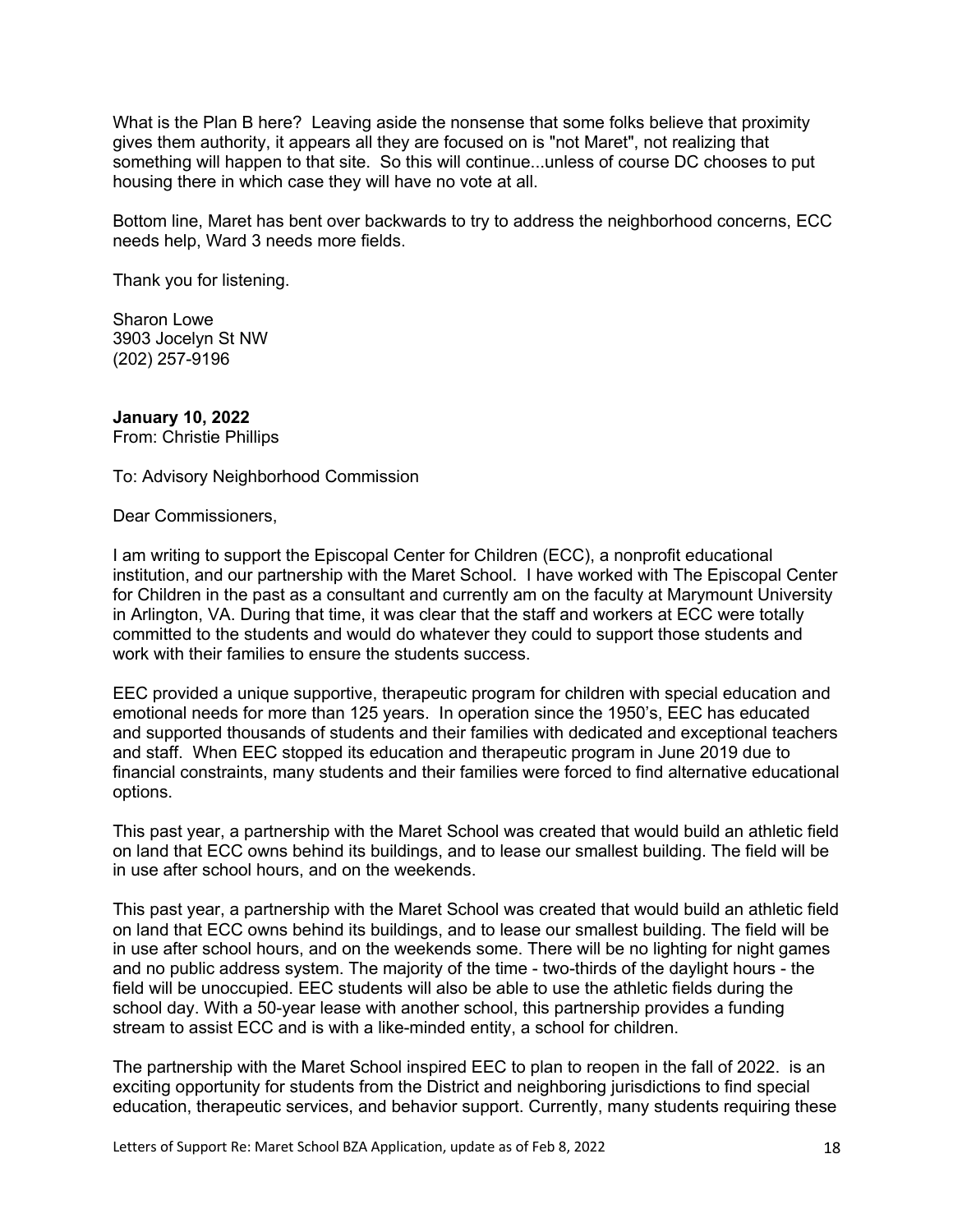What is the Plan B here? Leaving aside the nonsense that some folks believe that proximity gives them authority, it appears all they are focused on is "not Maret", not realizing that something will happen to that site. So this will continue...unless of course DC chooses to put housing there in which case they will have no vote at all.

Bottom line, Maret has bent over backwards to try to address the neighborhood concerns, ECC needs help, Ward 3 needs more fields.

Thank you for listening.

Sharon Lowe
3903 Jocelyn St NW
(202) 257-9196

**January 10, 2022**
From: Christie Phillips

To: Advisory Neighborhood Commission

Dear Commissioners,

I am writing to support the Episcopal Center for Children (ECC), a nonprofit educational institution, and our partnership with the Maret School. I have worked with The Episcopal Center for Children in the past as a consultant and currently am on the faculty at Marymount University in Arlington, VA. During that time, it was clear that the staff and workers at ECC were totally committed to the students and would do whatever they could to support those students and work with their families to ensure the students success.

EEC provided a unique supportive, therapeutic program for children with special education and emotional needs for more than 125 years. In operation since the 1950's, EEC has educated and supported thousands of students and their families with dedicated and exceptional teachers and staff. When EEC stopped its education and therapeutic program in June 2019 due to financial constraints, many students and their families were forced to find alternative educational options.

This past year, a partnership with the Maret School was created that would build an athletic field on land that ECC owns behind its buildings, and to lease our smallest building. The field will be in use after school hours, and on the weekends.

This past year, a partnership with the Maret School was created that would build an athletic field on land that ECC owns behind its buildings, and to lease our smallest building. The field will be in use after school hours, and on the weekends some. There will be no lighting for night games and no public address system. The majority of the time - two-thirds of the daylight hours - the field will be unoccupied. EEC students will also be able to use the athletic fields during the school day. With a 50-year lease with another school, this partnership provides a funding stream to assist ECC and is with a like-minded entity, a school for children.

The partnership with the Maret School inspired EEC to plan to reopen in the fall of 2022. is an exciting opportunity for students from the District and neighboring jurisdictions to find special education, therapeutic services, and behavior support. Currently, many students requiring these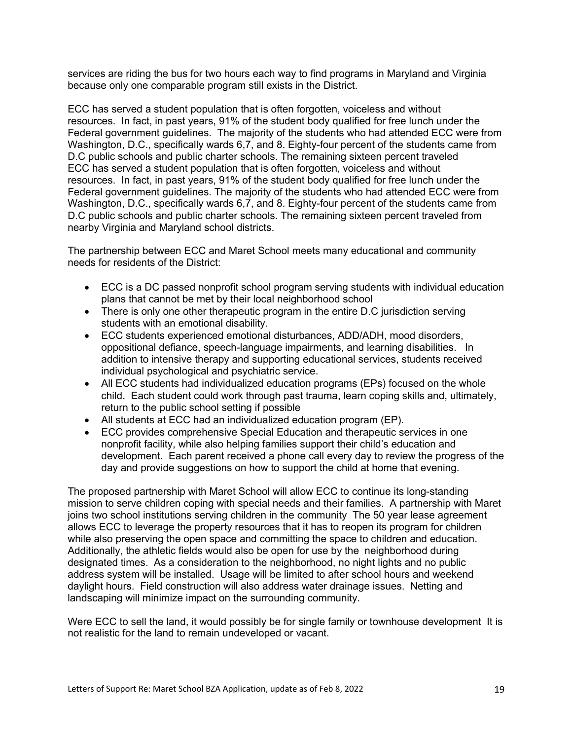services are riding the bus for two hours each way to find programs in Maryland and Virginia because only one comparable program still exists in the District.

ECC has served a student population that is often forgotten, voiceless and without resources. In fact, in past years, 91% of the student body qualified for free lunch under the Federal government guidelines. The majority of the students who had attended ECC were from Washington, D.C., specifically wards 6,7, and 8. Eighty-four percent of the students came from D.C public schools and public charter schools. The remaining sixteen percent traveled ECC has served a student population that is often forgotten, voiceless and without resources. In fact, in past years, 91% of the student body qualified for free lunch under the Federal government guidelines. The majority of the students who had attended ECC were from Washington, D.C., specifically wards 6,7, and 8. Eighty-four percent of the students came from D.C public schools and public charter schools. The remaining sixteen percent traveled from nearby Virginia and Maryland school districts.

The partnership between ECC and Maret School meets many educational and community needs for residents of the District:

- ECC is a DC passed nonprofit school program serving students with individual education plans that cannot be met by their local neighborhood school
- There is only one other therapeutic program in the entire D.C jurisdiction serving students with an emotional disability.
- ECC students experienced emotional disturbances, ADD/ADH, mood disorders, oppositional defiance, speech-language impairments, and learning disabilities. In addition to intensive therapy and supporting educational services, students received individual psychological and psychiatric service.
- All ECC students had individualized education programs (EPs) focused on the whole child. Each student could work through past trauma, learn coping skills and, ultimately, return to the public school setting if possible
- All students at ECC had an individualized education program (EP).
- ECC provides comprehensive Special Education and therapeutic services in one nonprofit facility, while also helping families support their child's education and development. Each parent received a phone call every day to review the progress of the day and provide suggestions on how to support the child at home that evening.

The proposed partnership with Maret School will allow ECC to continue its long-standing mission to serve children coping with special needs and their families. A partnership with Maret joins two school institutions serving children in the community The 50 year lease agreement allows ECC to leverage the property resources that it has to reopen its program for children while also preserving the open space and committing the space to children and education. Additionally, the athletic fields would also be open for use by the neighborhood during designated times. As a consideration to the neighborhood, no night lights and no public address system will be installed. Usage will be limited to after school hours and weekend daylight hours. Field construction will also address water drainage issues. Netting and landscaping will minimize impact on the surrounding community.

Were ECC to sell the land, it would possibly be for single family or townhouse development It is not realistic for the land to remain undeveloped or vacant.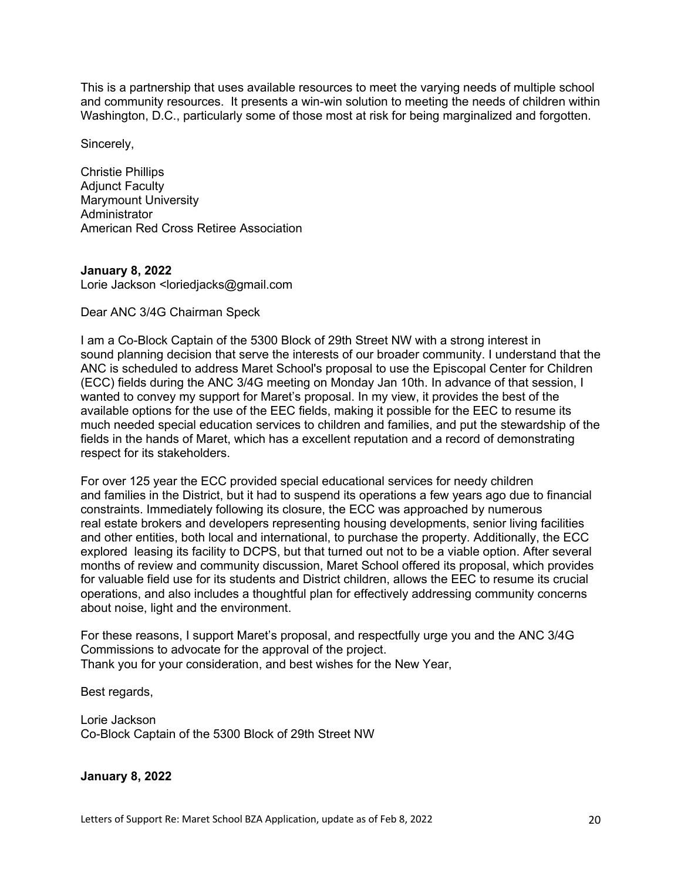This is a partnership that uses available resources to meet the varying needs of multiple school and community resources. It presents a win-win solution to meeting the needs of children within Washington, D.C., particularly some of those most at risk for being marginalized and forgotten.

Sincerely,

Christie Phillips  
Adjunct Faculty  
Marymount University  
Administrator  
American Red Cross Retiree Association

**January 8, 2022**  
Lorie Jackson <loriedjacks@gmail.com

Dear ANC 3/4G Chairman Speck

I am a Co-Block Captain of the 5300 Block of 29th Street NW with a strong interest in sound planning decision that serve the interests of our broader community. I understand that the ANC is scheduled to address Maret School's proposal to use the Episcopal Center for Children (ECC) fields during the ANC 3/4G meeting on Monday Jan 10th. In advance of that session, I wanted to convey my support for Maret's proposal. In my view, it provides the best of the available options for the use of the EEC fields, making it possible for the EEC to resume its much needed special education services to children and families, and put the stewardship of the fields in the hands of Maret, which has a excellent reputation and a record of demonstrating respect for its stakeholders.

For over 125 year the ECC provided special educational services for needy children and families in the District, but it had to suspend its operations a few years ago due to financial constraints. Immediately following its closure, the ECC was approached by numerous real estate brokers and developers representing housing developments, senior living facilities and other entities, both local and international, to purchase the property. Additionally, the ECC explored leasing its facility to DCPS, but that turned out not to be a viable option. After several months of review and community discussion, Maret School offered its proposal, which provides for valuable field use for its students and District children, allows the EEC to resume its crucial operations, and also includes a thoughtful plan for effectively addressing community concerns about noise, light and the environment.

For these reasons, I support Maret's proposal, and respectfully urge you and the ANC 3/4G Commissions to advocate for the approval of the project.  
Thank you for your consideration, and best wishes for the New Year,

Best regards,

Lorie Jackson  
Co-Block Captain of the 5300 Block of 29th Street NW

**January 8, 2022**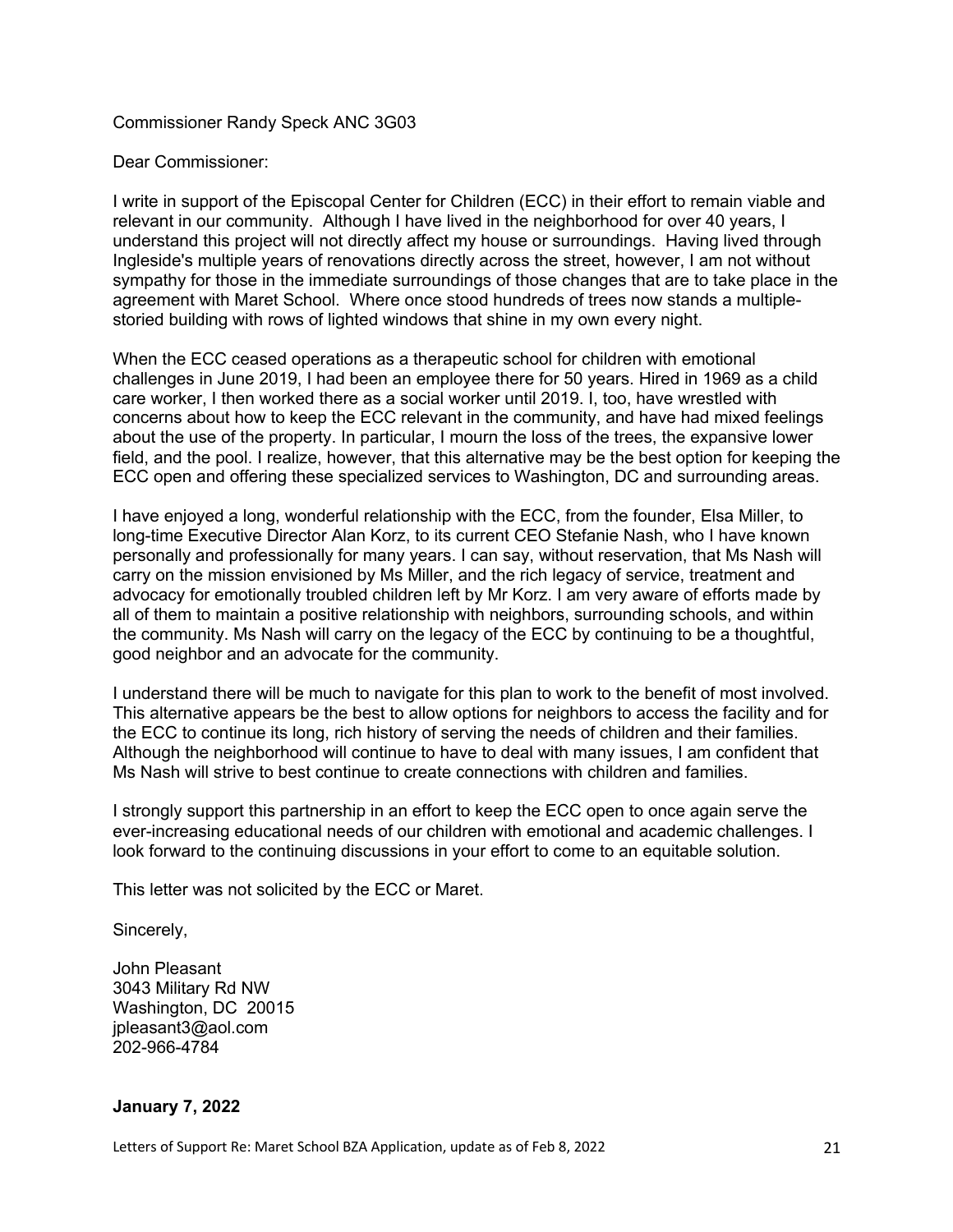Commissioner Randy Speck ANC 3G03

Dear Commissioner:

I write in support of the Episcopal Center for Children (ECC) in their effort to remain viable and relevant in our community. Although I have lived in the neighborhood for over 40 years, I understand this project will not directly affect my house or surroundings. Having lived through Ingleside's multiple years of renovations directly across the street, however, I am not without sympathy for those in the immediate surroundings of those changes that are to take place in the agreement with Maret School. Where once stood hundreds of trees now stands a multiple-storied building with rows of lighted windows that shine in my own every night.

When the ECC ceased operations as a therapeutic school for children with emotional challenges in June 2019, I had been an employee there for 50 years. Hired in 1969 as a child care worker, I then worked there as a social worker until 2019. I, too, have wrestled with concerns about how to keep the ECC relevant in the community, and have had mixed feelings about the use of the property. In particular, I mourn the loss of the trees, the expansive lower field, and the pool. I realize, however, that this alternative may be the best option for keeping the ECC open and offering these specialized services to Washington, DC and surrounding areas.

I have enjoyed a long, wonderful relationship with the ECC, from the founder, Elsa Miller, to long-time Executive Director Alan Korz, to its current CEO Stefanie Nash, who I have known personally and professionally for many years. I can say, without reservation, that Ms Nash will carry on the mission envisioned by Ms Miller, and the rich legacy of service, treatment and advocacy for emotionally troubled children left by Mr Korz. I am very aware of efforts made by all of them to maintain a positive relationship with neighbors, surrounding schools, and within the community. Ms Nash will carry on the legacy of the ECC by continuing to be a thoughtful, good neighbor and an advocate for the community.

I understand there will be much to navigate for this plan to work to the benefit of most involved. This alternative appears be the best to allow options for neighbors to access the facility and for the ECC to continue its long, rich history of serving the needs of children and their families. Although the neighborhood will continue to have to deal with many issues, I am confident that Ms Nash will strive to best continue to create connections with children and families.

I strongly support this partnership in an effort to keep the ECC open to once again serve the ever-increasing educational needs of our children with emotional and academic challenges. I look forward to the continuing discussions in your effort to come to an equitable solution.

This letter was not solicited by the ECC or Maret.

Sincerely,

John Pleasant
3043 Military Rd NW
Washington, DC 20015
jpleasant3@aol.com
202-966-4784

**January 7, 2022**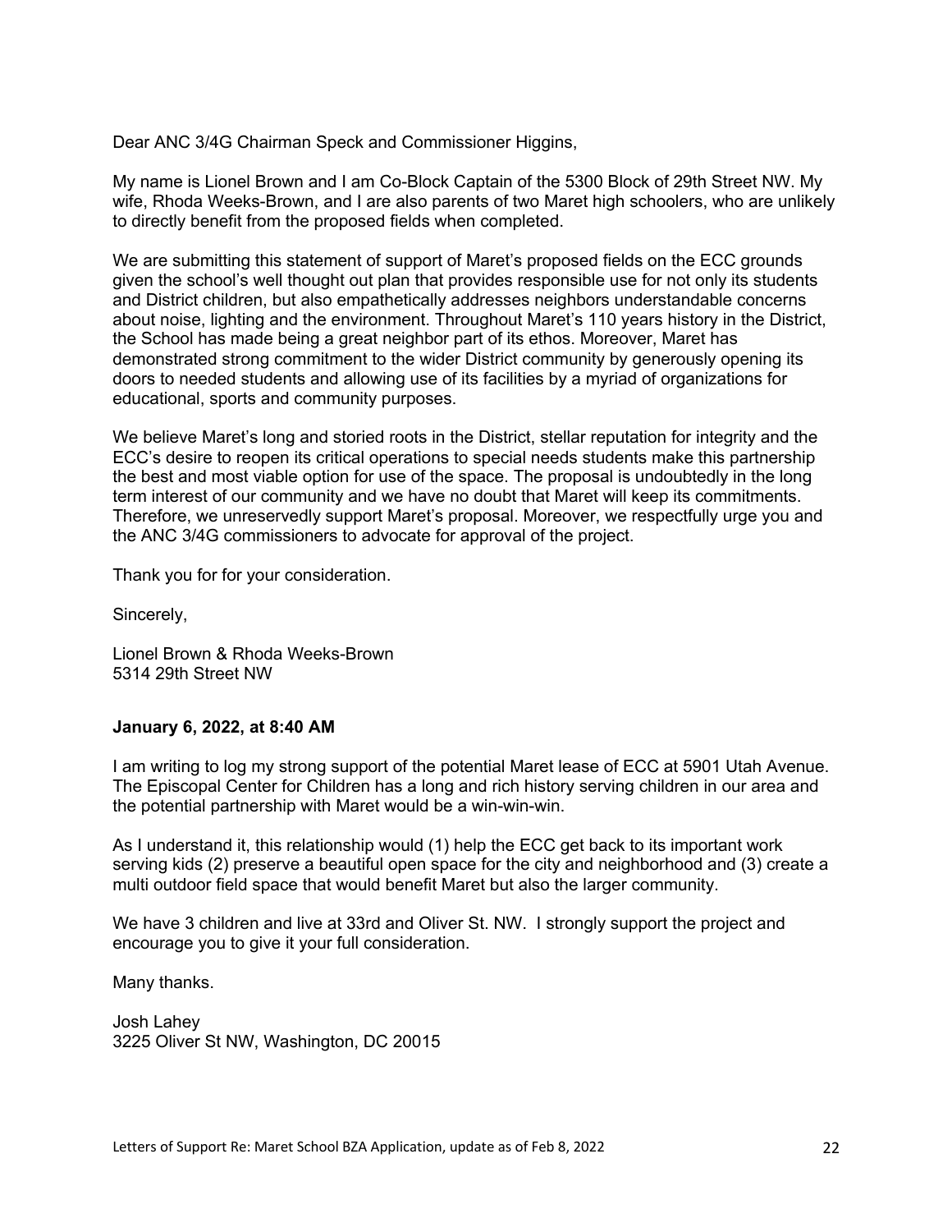Dear ANC 3/4G Chairman Speck and Commissioner Higgins,

My name is Lionel Brown and I am Co-Block Captain of the 5300 Block of 29th Street NW. My wife, Rhoda Weeks-Brown, and I are also parents of two Maret high schoolers, who are unlikely to directly benefit from the proposed fields when completed.

We are submitting this statement of support of Maret's proposed fields on the ECC grounds given the school's well thought out plan that provides responsible use for not only its students and District children, but also empathetically addresses neighbors understandable concerns about noise, lighting and the environment. Throughout Maret's 110 years history in the District, the School has made being a great neighbor part of its ethos. Moreover, Maret has demonstrated strong commitment to the wider District community by generously opening its doors to needed students and allowing use of its facilities by a myriad of organizations for educational, sports and community purposes.

We believe Maret's long and storied roots in the District, stellar reputation for integrity and the ECC's desire to reopen its critical operations to special needs students make this partnership the best and most viable option for use of the space. The proposal is undoubtedly in the long term interest of our community and we have no doubt that Maret will keep its commitments. Therefore, we unreservedly support Maret's proposal. Moreover, we respectfully urge you and the ANC 3/4G commissioners to advocate for approval of the project.

Thank you for for your consideration.

Sincerely,

Lionel Brown & Rhoda Weeks-Brown
5314 29th Street NW

**January 6, 2022, at 8:40 AM**

I am writing to log my strong support of the potential Maret lease of ECC at 5901 Utah Avenue. The Episcopal Center for Children has a long and rich history serving children in our area and the potential partnership with Maret would be a win-win-win.

As I understand it, this relationship would (1) help the ECC get back to its important work serving kids (2) preserve a beautiful open space for the city and neighborhood and (3) create a multi outdoor field space that would benefit Maret but also the larger community.

We have 3 children and live at 33rd and Oliver St. NW. I strongly support the project and encourage you to give it your full consideration.

Many thanks.

Josh Lahey
3225 Oliver St NW, Washington, DC 20015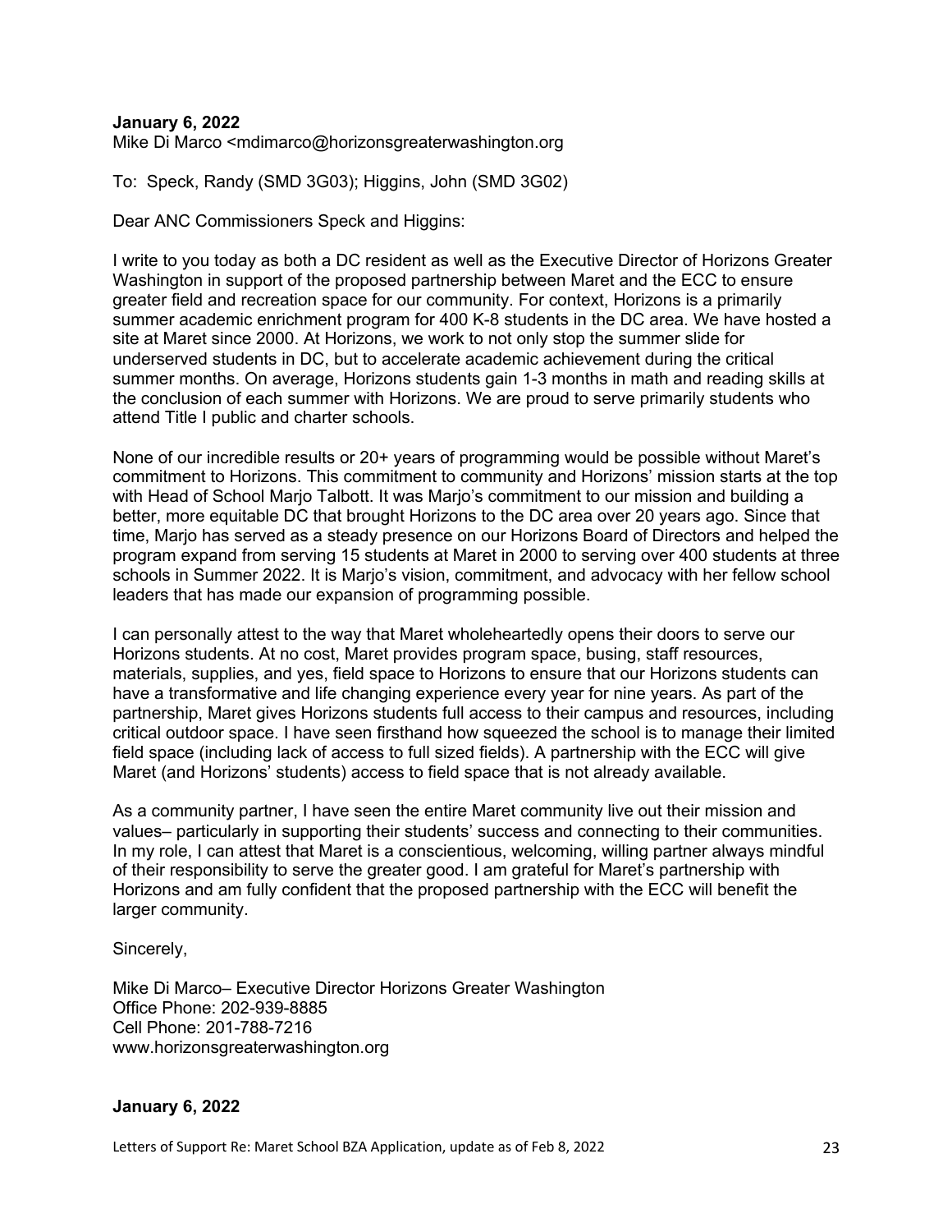**January 6, 2022**
Mike Di Marco <mdimarco@horizonsgreaterwashington.org

To: Speck, Randy (SMD 3G03); Higgins, John (SMD 3G02)

Dear ANC Commissioners Speck and Higgins:

I write to you today as both a DC resident as well as the Executive Director of Horizons Greater Washington in support of the proposed partnership between Maret and the ECC to ensure greater field and recreation space for our community. For context, Horizons is a primarily summer academic enrichment program for 400 K-8 students in the DC area. We have hosted a site at Maret since 2000. At Horizons, we work to not only stop the summer slide for underserved students in DC, but to accelerate academic achievement during the critical summer months. On average, Horizons students gain 1-3 months in math and reading skills at the conclusion of each summer with Horizons. We are proud to serve primarily students who attend Title I public and charter schools.

None of our incredible results or 20+ years of programming would be possible without Maret's commitment to Horizons. This commitment to community and Horizons' mission starts at the top with Head of School Marjo Talbott. It was Marjo's commitment to our mission and building a better, more equitable DC that brought Horizons to the DC area over 20 years ago. Since that time, Marjo has served as a steady presence on our Horizons Board of Directors and helped the program expand from serving 15 students at Maret in 2000 to serving over 400 students at three schools in Summer 2022. It is Marjo's vision, commitment, and advocacy with her fellow school leaders that has made our expansion of programming possible.

I can personally attest to the way that Maret wholeheartedly opens their doors to serve our Horizons students. At no cost, Maret provides program space, busing, staff resources, materials, supplies, and yes, field space to Horizons to ensure that our Horizons students can have a transformative and life changing experience every year for nine years. As part of the partnership, Maret gives Horizons students full access to their campus and resources, including critical outdoor space. I have seen firsthand how squeezed the school is to manage their limited field space (including lack of access to full sized fields). A partnership with the ECC will give Maret (and Horizons' students) access to field space that is not already available.

As a community partner, I have seen the entire Maret community live out their mission and values– particularly in supporting their students' success and connecting to their communities. In my role, I can attest that Maret is a conscientious, welcoming, willing partner always mindful of their responsibility to serve the greater good. I am grateful for Maret's partnership with Horizons and am fully confident that the proposed partnership with the ECC will benefit the larger community.

Sincerely,

Mike Di Marco– Executive Director Horizons Greater Washington
Office Phone: 202-939-8885
Cell Phone: 201-788-7216
www.horizonsgreaterwashington.org

**January 6, 2022**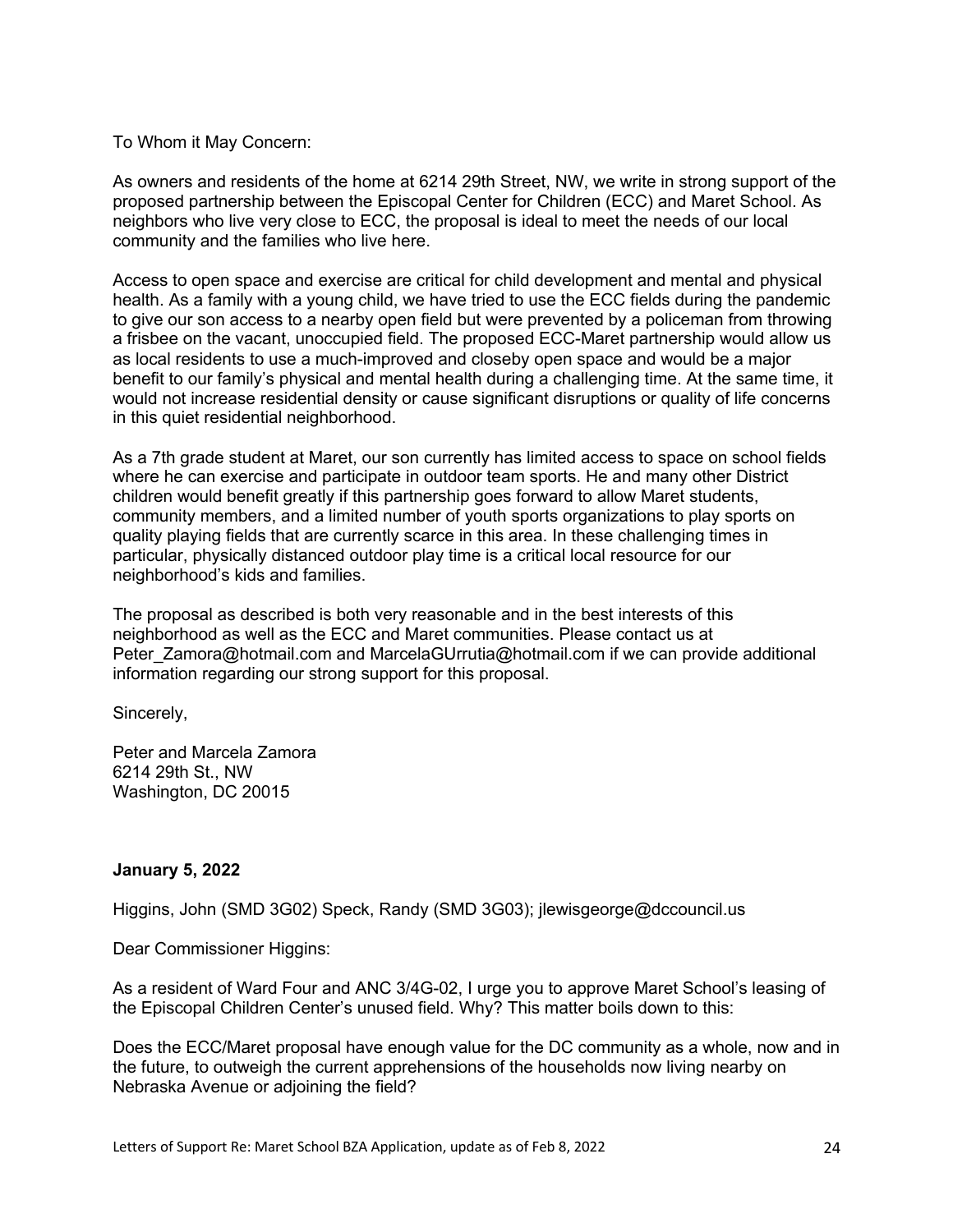To Whom it May Concern:

As owners and residents of the home at 6214 29th Street, NW, we write in strong support of the proposed partnership between the Episcopal Center for Children (ECC) and Maret School. As neighbors who live very close to ECC, the proposal is ideal to meet the needs of our local community and the families who live here.

Access to open space and exercise are critical for child development and mental and physical health. As a family with a young child, we have tried to use the ECC fields during the pandemic to give our son access to a nearby open field but were prevented by a policeman from throwing a frisbee on the vacant, unoccupied field. The proposed ECC-Maret partnership would allow us as local residents to use a much-improved and closeby open space and would be a major benefit to our family's physical and mental health during a challenging time. At the same time, it would not increase residential density or cause significant disruptions or quality of life concerns in this quiet residential neighborhood.

As a 7th grade student at Maret, our son currently has limited access to space on school fields where he can exercise and participate in outdoor team sports. He and many other District children would benefit greatly if this partnership goes forward to allow Maret students, community members, and a limited number of youth sports organizations to play sports on quality playing fields that are currently scarce in this area. In these challenging times in particular, physically distanced outdoor play time is a critical local resource for our neighborhood's kids and families.

The proposal as described is both very reasonable and in the best interests of this neighborhood as well as the ECC and Maret communities. Please contact us at Peter_Zamora@hotmail.com and MarcelaGUrrutia@hotmail.com if we can provide additional information regarding our strong support for this proposal.

Sincerely,

Peter and Marcela Zamora
6214 29th St., NW
Washington, DC 20015

**January 5, 2022**

Higgins, John (SMD 3G02) Speck, Randy (SMD 3G03); jlewisgeorge@dccouncil.us

Dear Commissioner Higgins:

As a resident of Ward Four and ANC 3/4G-02, I urge you to approve Maret School's leasing of the Episcopal Children Center's unused field. Why? This matter boils down to this:

Does the ECC/Maret proposal have enough value for the DC community as a whole, now and in the future, to outweigh the current apprehensions of the households now living nearby on Nebraska Avenue or adjoining the field?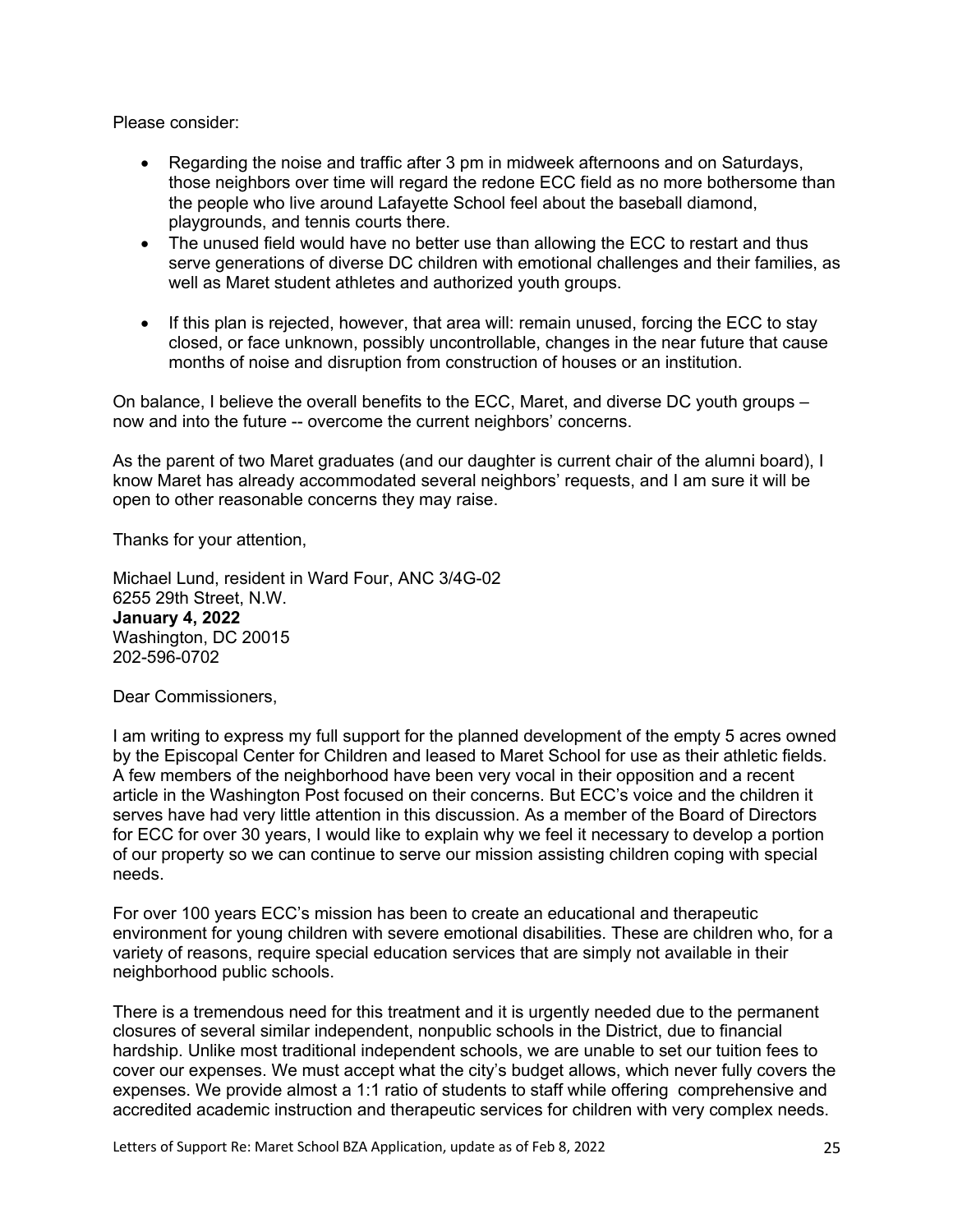Please consider:

- Regarding the noise and traffic after 3 pm in midweek afternoons and on Saturdays, those neighbors over time will regard the redone ECC field as no more bothersome than the people who live around Lafayette School feel about the baseball diamond, playgrounds, and tennis courts there.
- The unused field would have no better use than allowing the ECC to restart and thus serve generations of diverse DC children with emotional challenges and their families, as well as Maret student athletes and authorized youth groups.
- If this plan is rejected, however, that area will: remain unused, forcing the ECC to stay closed, or face unknown, possibly uncontrollable, changes in the near future that cause months of noise and disruption from construction of houses or an institution.

On balance, I believe the overall benefits to the ECC, Maret, and diverse DC youth groups – now and into the future -- overcome the current neighbors' concerns.

As the parent of two Maret graduates (and our daughter is current chair of the alumni board), I know Maret has already accommodated several neighbors' requests, and I am sure it will be open to other reasonable concerns they may raise.

Thanks for your attention,

Michael Lund, resident in Ward Four, ANC 3/4G-02
6255 29th Street, N.W.
**January 4, 2022**
Washington, DC 20015
202-596-0702

Dear Commissioners,

I am writing to express my full support for the planned development of the empty 5 acres owned by the Episcopal Center for Children and leased to Maret School for use as their athletic fields. A few members of the neighborhood have been very vocal in their opposition and a recent article in the Washington Post focused on their concerns. But ECC's voice and the children it serves have had very little attention in this discussion. As a member of the Board of Directors for ECC for over 30 years, I would like to explain why we feel it necessary to develop a portion of our property so we can continue to serve our mission assisting children coping with special needs.

For over 100 years ECC's mission has been to create an educational and therapeutic environment for young children with severe emotional disabilities. These are children who, for a variety of reasons, require special education services that are simply not available in their neighborhood public schools.

There is a tremendous need for this treatment and it is urgently needed due to the permanent closures of several similar independent, nonpublic schools in the District, due to financial hardship. Unlike most traditional independent schools, we are unable to set our tuition fees to cover our expenses. We must accept what the city's budget allows, which never fully covers the expenses. We provide almost a 1:1 ratio of students to staff while offering comprehensive and accredited academic instruction and therapeutic services for children with very complex needs.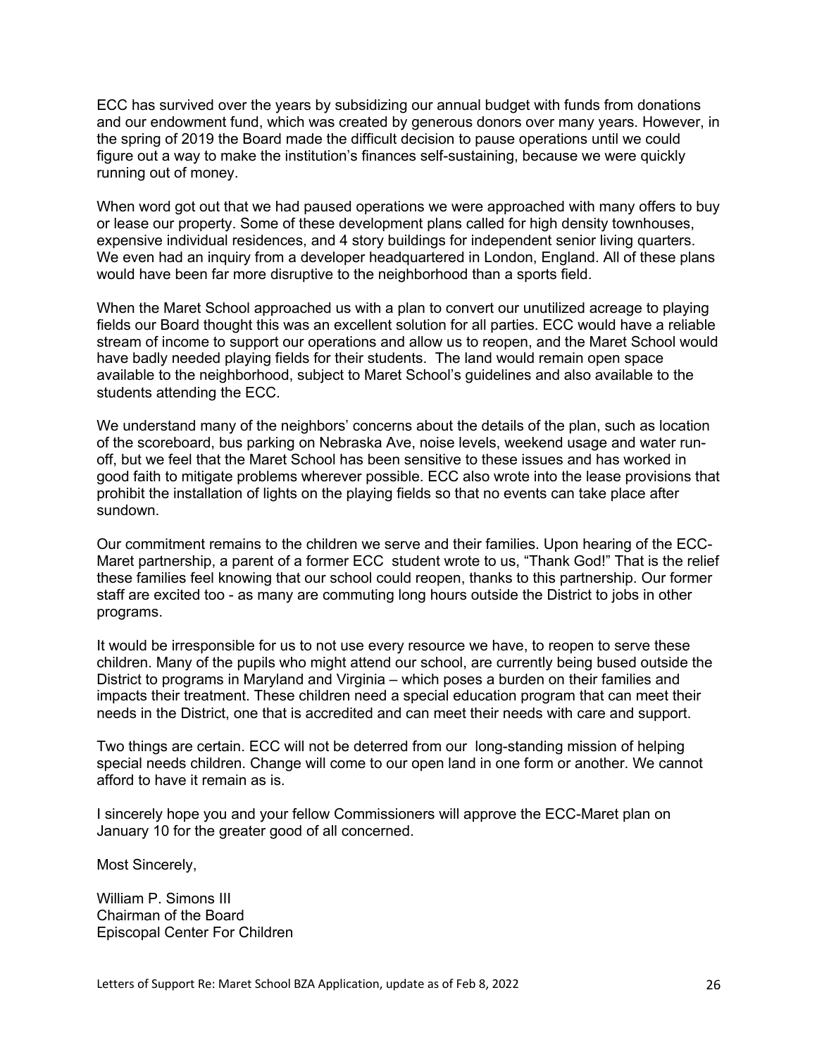ECC has survived over the years by subsidizing our annual budget with funds from donations and our endowment fund, which was created by generous donors over many years. However, in the spring of 2019 the Board made the difficult decision to pause operations until we could figure out a way to make the institution's finances self-sustaining, because we were quickly running out of money.

When word got out that we had paused operations we were approached with many offers to buy or lease our property. Some of these development plans called for high density townhouses, expensive individual residences, and 4 story buildings for independent senior living quarters. We even had an inquiry from a developer headquartered in London, England. All of these plans would have been far more disruptive to the neighborhood than a sports field.

When the Maret School approached us with a plan to convert our unutilized acreage to playing fields our Board thought this was an excellent solution for all parties. ECC would have a reliable stream of income to support our operations and allow us to reopen, and the Maret School would have badly needed playing fields for their students. The land would remain open space available to the neighborhood, subject to Maret School's guidelines and also available to the students attending the ECC.

We understand many of the neighbors' concerns about the details of the plan, such as location of the scoreboard, bus parking on Nebraska Ave, noise levels, weekend usage and water run-off, but we feel that the Maret School has been sensitive to these issues and has worked in good faith to mitigate problems wherever possible. ECC also wrote into the lease provisions that prohibit the installation of lights on the playing fields so that no events can take place after sundown.

Our commitment remains to the children we serve and their families. Upon hearing of the ECC-Maret partnership, a parent of a former ECC student wrote to us, "Thank God!" That is the relief these families feel knowing that our school could reopen, thanks to this partnership. Our former staff are excited too - as many are commuting long hours outside the District to jobs in other programs.

It would be irresponsible for us to not use every resource we have, to reopen to serve these children. Many of the pupils who might attend our school, are currently being bused outside the District to programs in Maryland and Virginia – which poses a burden on their families and impacts their treatment. These children need a special education program that can meet their needs in the District, one that is accredited and can meet their needs with care and support.

Two things are certain. ECC will not be deterred from our long-standing mission of helping special needs children. Change will come to our open land in one form or another. We cannot afford to have it remain as is.

I sincerely hope you and your fellow Commissioners will approve the ECC-Maret plan on January 10 for the greater good of all concerned.

Most Sincerely,

William P. Simons III
Chairman of the Board
Episcopal Center For Children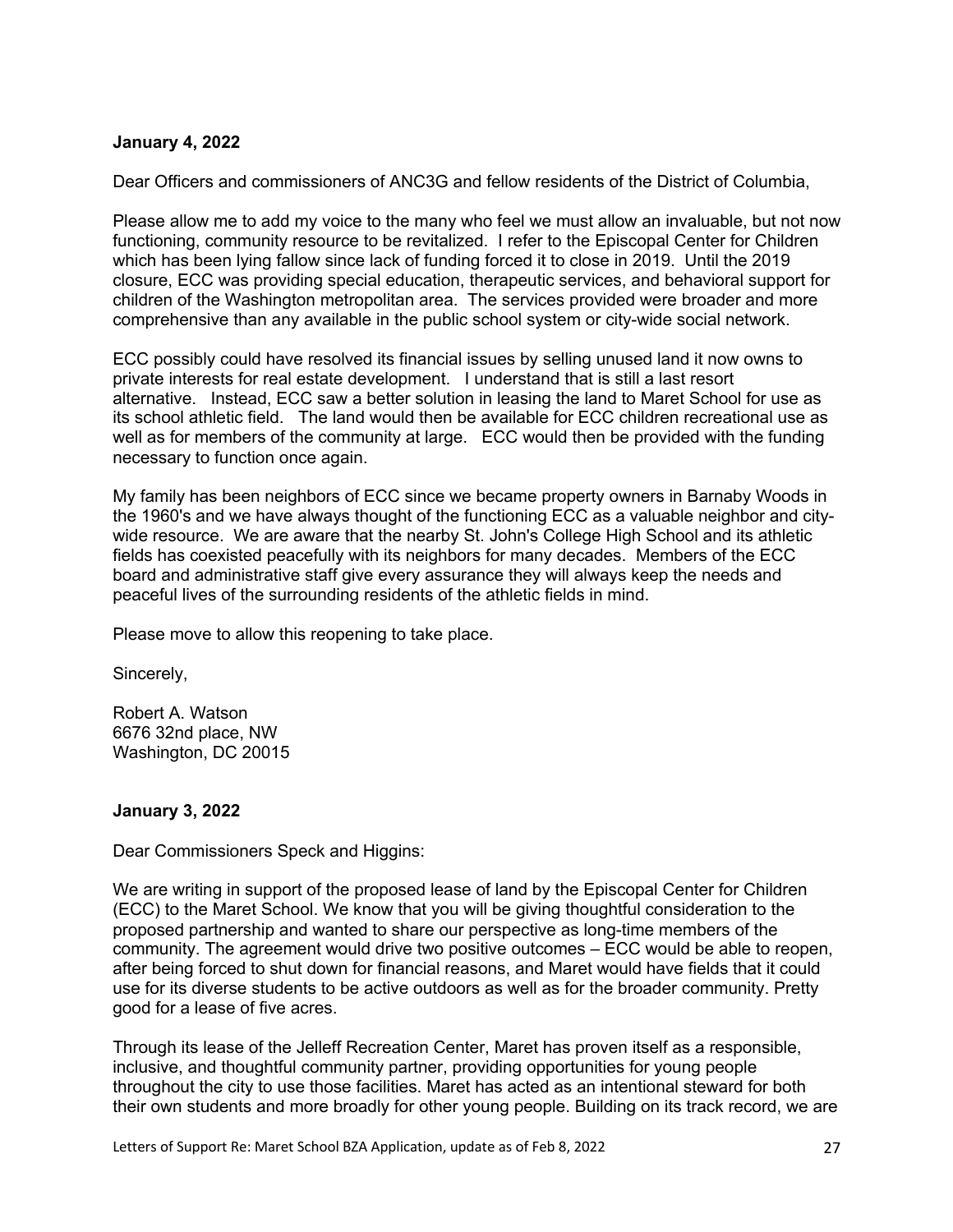**January 4, 2022**

Dear Officers and commissioners of ANC3G and fellow residents of the District of Columbia,

Please allow me to add my voice to the many who feel we must allow an invaluable, but not now functioning, community resource to be revitalized. I refer to the Episcopal Center for Children which has been lying fallow since lack of funding forced it to close in 2019. Until the 2019 closure, ECC was providing special education, therapeutic services, and behavioral support for children of the Washington metropolitan area. The services provided were broader and more comprehensive than any available in the public school system or city-wide social network.

ECC possibly could have resolved its financial issues by selling unused land it now owns to private interests for real estate development. I understand that is still a last resort alternative. Instead, ECC saw a better solution in leasing the land to Maret School for use as its school athletic field. The land would then be available for ECC children recreational use as well as for members of the community at large. ECC would then be provided with the funding necessary to function once again.

My family has been neighbors of ECC since we became property owners in Barnaby Woods in the 1960's and we have always thought of the functioning ECC as a valuable neighbor and city-wide resource. We are aware that the nearby St. John's College High School and its athletic fields has coexisted peacefully with its neighbors for many decades. Members of the ECC board and administrative staff give every assurance they will always keep the needs and peaceful lives of the surrounding residents of the athletic fields in mind.

Please move to allow this reopening to take place.

Sincerely,

Robert A. Watson
6676 32nd place, NW
Washington, DC 20015

**January 3, 2022**

Dear Commissioners Speck and Higgins:

We are writing in support of the proposed lease of land by the Episcopal Center for Children (ECC) to the Maret School. We know that you will be giving thoughtful consideration to the proposed partnership and wanted to share our perspective as long-time members of the community. The agreement would drive two positive outcomes – ECC would be able to reopen, after being forced to shut down for financial reasons, and Maret would have fields that it could use for its diverse students to be active outdoors as well as for the broader community. Pretty good for a lease of five acres.

Through its lease of the Jelleff Recreation Center, Maret has proven itself as a responsible, inclusive, and thoughtful community partner, providing opportunities for young people throughout the city to use those facilities. Maret has acted as an intentional steward for both their own students and more broadly for other young people. Building on its track record, we are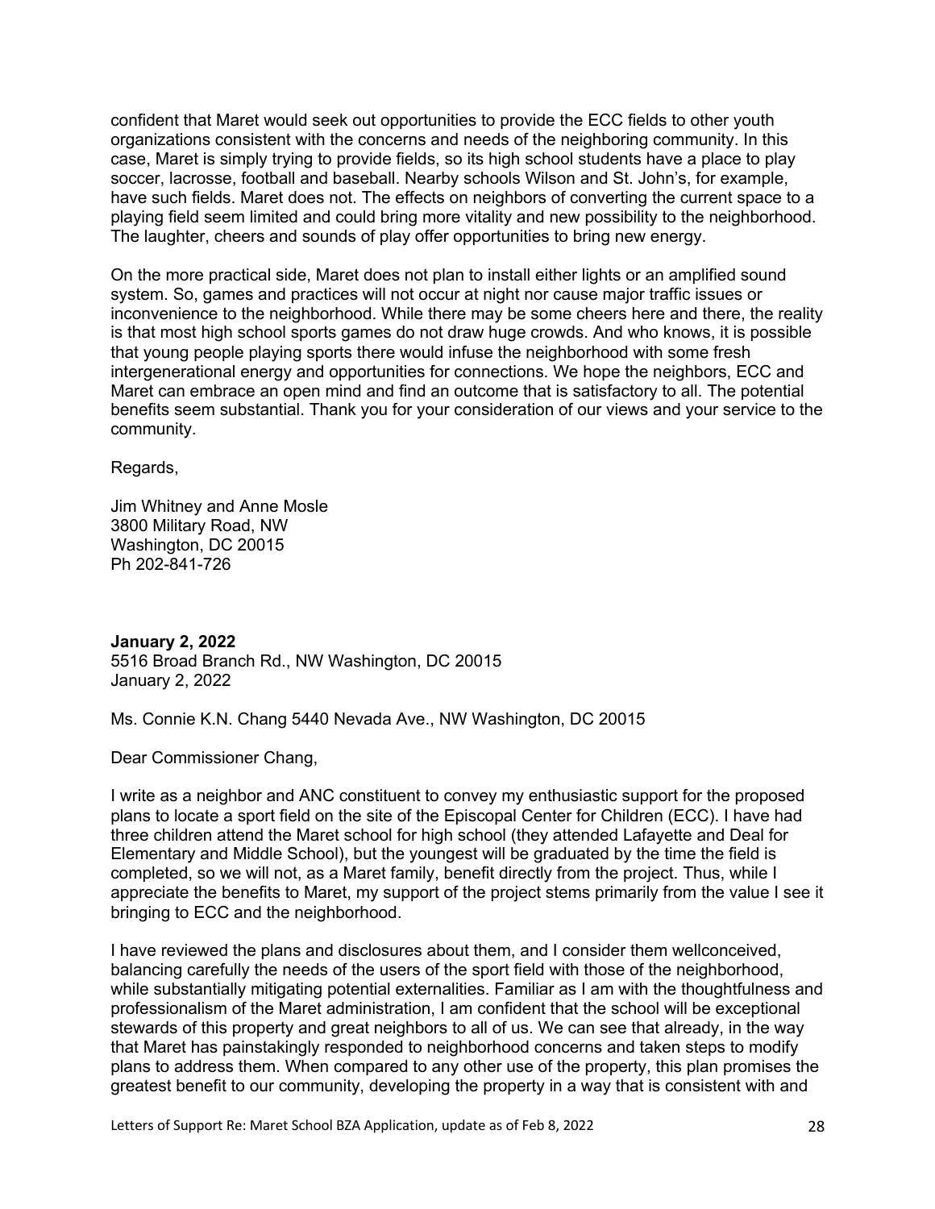confident that Maret would seek out opportunities to provide the ECC fields to other youth organizations consistent with the concerns and needs of the neighboring community. In this case, Maret is simply trying to provide fields, so its high school students have a place to play soccer, lacrosse, football and baseball. Nearby schools Wilson and St. John's, for example, have such fields. Maret does not. The effects on neighbors of converting the current space to a playing field seem limited and could bring more vitality and new possibility to the neighborhood. The laughter, cheers and sounds of play offer opportunities to bring new energy.

On the more practical side, Maret does not plan to install either lights or an amplified sound system. So, games and practices will not occur at night nor cause major traffic issues or inconvenience to the neighborhood. While there may be some cheers here and there, the reality is that most high school sports games do not draw huge crowds. And who knows, it is possible that young people playing sports there would infuse the neighborhood with some fresh intergenerational energy and opportunities for connections. We hope the neighbors, ECC and Maret can embrace an open mind and find an outcome that is satisfactory to all. The potential benefits seem substantial. Thank you for your consideration of our views and your service to the community.

Regards,

Jim Whitney and Anne Mosle
3800 Military Road, NW
Washington, DC 20015
Ph 202-841-726

**January 2, 2022**
5516 Broad Branch Rd., NW Washington, DC 20015
January 2, 2022

Ms. Connie K.N. Chang 5440 Nevada Ave., NW Washington, DC 20015

Dear Commissioner Chang,

I write as a neighbor and ANC constituent to convey my enthusiastic support for the proposed plans to locate a sport field on the site of the Episcopal Center for Children (ECC). I have had three children attend the Maret school for high school (they attended Lafayette and Deal for Elementary and Middle School), but the youngest will be graduated by the time the field is completed, so we will not, as a Maret family, benefit directly from the project. Thus, while I appreciate the benefits to Maret, my support of the project stems primarily from the value I see it bringing to ECC and the neighborhood.

I have reviewed the plans and disclosures about them, and I consider them wellconceived, balancing carefully the needs of the users of the sport field with those of the neighborhood, while substantially mitigating potential externalities. Familiar as I am with the thoughtfulness and professionalism of the Maret administration, I am confident that the school will be exceptional stewards of this property and great neighbors to all of us. We can see that already, in the way that Maret has painstakingly responded to neighborhood concerns and taken steps to modify plans to address them. When compared to any other use of the property, this plan promises the greatest benefit to our community, developing the property in a way that is consistent with and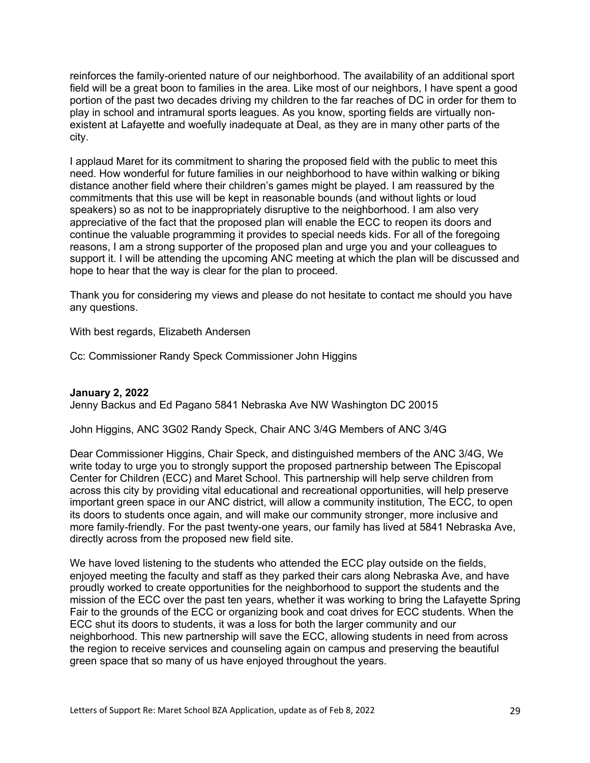reinforces the family-oriented nature of our neighborhood. The availability of an additional sport field will be a great boon to families in the area. Like most of our neighbors, I have spent a good portion of the past two decades driving my children to the far reaches of DC in order for them to play in school and intramural sports leagues. As you know, sporting fields are virtually non-existent at Lafayette and woefully inadequate at Deal, as they are in many other parts of the city.

I applaud Maret for its commitment to sharing the proposed field with the public to meet this need. How wonderful for future families in our neighborhood to have within walking or biking distance another field where their children's games might be played. I am reassured by the commitments that this use will be kept in reasonable bounds (and without lights or loud speakers) so as not to be inappropriately disruptive to the neighborhood. I am also very appreciative of the fact that the proposed plan will enable the ECC to reopen its doors and continue the valuable programming it provides to special needs kids. For all of the foregoing reasons, I am a strong supporter of the proposed plan and urge you and your colleagues to support it. I will be attending the upcoming ANC meeting at which the plan will be discussed and hope to hear that the way is clear for the plan to proceed.

Thank you for considering my views and please do not hesitate to contact me should you have any questions.

With best regards, Elizabeth Andersen

Cc: Commissioner Randy Speck Commissioner John Higgins

**January 2, 2022**
Jenny Backus and Ed Pagano 5841 Nebraska Ave NW Washington DC 20015

John Higgins, ANC 3G02 Randy Speck, Chair ANC 3/4G Members of ANC 3/4G

Dear Commissioner Higgins, Chair Speck, and distinguished members of the ANC 3/4G, We write today to urge you to strongly support the proposed partnership between The Episcopal Center for Children (ECC) and Maret School. This partnership will help serve children from across this city by providing vital educational and recreational opportunities, will help preserve important green space in our ANC district, will allow a community institution, The ECC, to open its doors to students once again, and will make our community stronger, more inclusive and more family-friendly. For the past twenty-one years, our family has lived at 5841 Nebraska Ave, directly across from the proposed new field site.

We have loved listening to the students who attended the ECC play outside on the fields, enjoyed meeting the faculty and staff as they parked their cars along Nebraska Ave, and have proudly worked to create opportunities for the neighborhood to support the students and the mission of the ECC over the past ten years, whether it was working to bring the Lafayette Spring Fair to the grounds of the ECC or organizing book and coat drives for ECC students. When the ECC shut its doors to students, it was a loss for both the larger community and our neighborhood. This new partnership will save the ECC, allowing students in need from across the region to receive services and counseling again on campus and preserving the beautiful green space that so many of us have enjoyed throughout the years.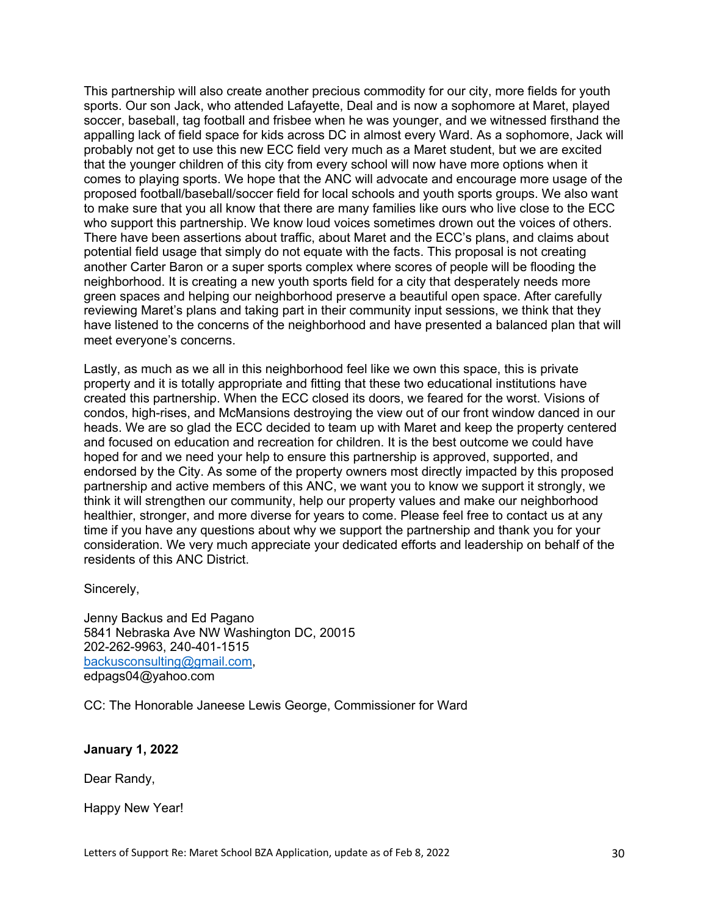This partnership will also create another precious commodity for our city, more fields for youth sports. Our son Jack, who attended Lafayette, Deal and is now a sophomore at Maret, played soccer, baseball, tag football and frisbee when he was younger, and we witnessed firsthand the appalling lack of field space for kids across DC in almost every Ward. As a sophomore, Jack will probably not get to use this new ECC field very much as a Maret student, but we are excited that the younger children of this city from every school will now have more options when it comes to playing sports. We hope that the ANC will advocate and encourage more usage of the proposed football/baseball/soccer field for local schools and youth sports groups. We also want to make sure that you all know that there are many families like ours who live close to the ECC who support this partnership. We know loud voices sometimes drown out the voices of others. There have been assertions about traffic, about Maret and the ECC's plans, and claims about potential field usage that simply do not equate with the facts. This proposal is not creating another Carter Baron or a super sports complex where scores of people will be flooding the neighborhood. It is creating a new youth sports field for a city that desperately needs more green spaces and helping our neighborhood preserve a beautiful open space. After carefully reviewing Maret's plans and taking part in their community input sessions, we think that they have listened to the concerns of the neighborhood and have presented a balanced plan that will meet everyone's concerns.

Lastly, as much as we all in this neighborhood feel like we own this space, this is private property and it is totally appropriate and fitting that these two educational institutions have created this partnership. When the ECC closed its doors, we feared for the worst. Visions of condos, high-rises, and McMansions destroying the view out of our front window danced in our heads. We are so glad the ECC decided to team up with Maret and keep the property centered and focused on education and recreation for children. It is the best outcome we could have hoped for and we need your help to ensure this partnership is approved, supported, and endorsed by the City. As some of the property owners most directly impacted by this proposed partnership and active members of this ANC, we want you to know we support it strongly, we think it will strengthen our community, help our property values and make our neighborhood healthier, stronger, and more diverse for years to come. Please feel free to contact us at any time if you have any questions about why we support the partnership and thank you for your consideration. We very much appreciate your dedicated efforts and leadership on behalf of the residents of this ANC District.

Sincerely,

Jenny Backus and Ed Pagano
5841 Nebraska Ave NW Washington DC, 20015
202-262-9963, 240-401-1515
backusconsulting@gmail.com,
edpags04@yahoo.com

CC: The Honorable Janeese Lewis George, Commissioner for Ward

**January 1, 2022**

Dear Randy,

Happy New Year!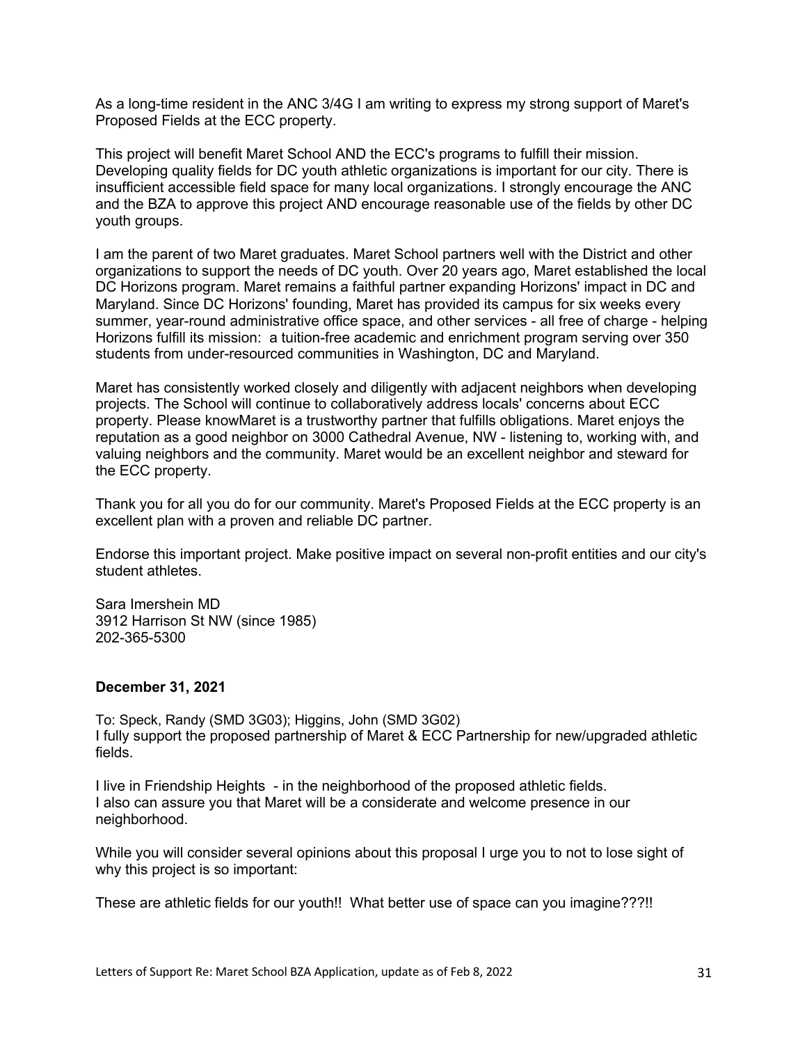As a long-time resident in the ANC 3/4G I am writing to express my strong support of Maret's Proposed Fields at the ECC property.

This project will benefit Maret School AND the ECC's programs to fulfill their mission. Developing quality fields for DC youth athletic organizations is important for our city. There is insufficient accessible field space for many local organizations. I strongly encourage the ANC and the BZA to approve this project AND encourage reasonable use of the fields by other DC youth groups.

I am the parent of two Maret graduates. Maret School partners well with the District and other organizations to support the needs of DC youth. Over 20 years ago, Maret established the local DC Horizons program. Maret remains a faithful partner expanding Horizons' impact in DC and Maryland. Since DC Horizons' founding, Maret has provided its campus for six weeks every summer, year-round administrative office space, and other services - all free of charge - helping Horizons fulfill its mission: a tuition-free academic and enrichment program serving over 350 students from under-resourced communities in Washington, DC and Maryland.

Maret has consistently worked closely and diligently with adjacent neighbors when developing projects. The School will continue to collaboratively address locals' concerns about ECC property. Please knowMaret is a trustworthy partner that fulfills obligations. Maret enjoys the reputation as a good neighbor on 3000 Cathedral Avenue, NW - listening to, working with, and valuing neighbors and the community. Maret would be an excellent neighbor and steward for the ECC property.

Thank you for all you do for our community. Maret's Proposed Fields at the ECC property is an excellent plan with a proven and reliable DC partner.

Endorse this important project. Make positive impact on several non-profit entities and our city's student athletes.

Sara Imershein MD
3912 Harrison St NW (since 1985)
202-365-5300

**December 31, 2021**

To: Speck, Randy (SMD 3G03); Higgins, John (SMD 3G02)
I fully support the proposed partnership of Maret & ECC Partnership for new/upgraded athletic fields.

I live in Friendship Heights - in the neighborhood of the proposed athletic fields.
I also can assure you that Maret will be a considerate and welcome presence in our neighborhood.

While you will consider several opinions about this proposal I urge you to not to lose sight of why this project is so important:

These are athletic fields for our youth!! What better use of space can you imagine???!!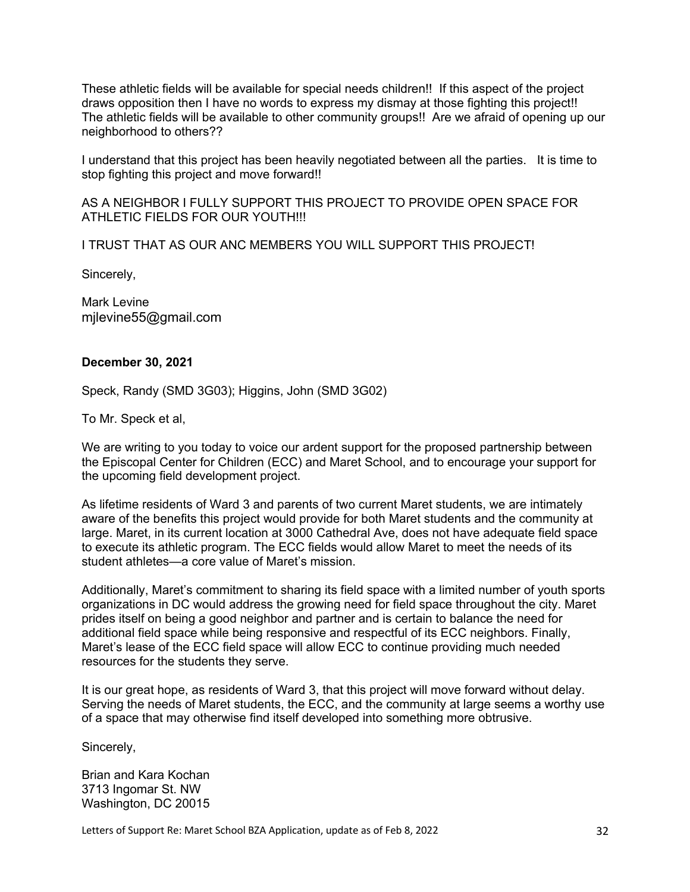These athletic fields will be available for special needs children!! If this aspect of the project draws opposition then I have no words to express my dismay at those fighting this project!! The athletic fields will be available to other community groups!! Are we afraid of opening up our neighborhood to others??

I understand that this project has been heavily negotiated between all the parties. It is time to stop fighting this project and move forward!!

AS A NEIGHBOR I FULLY SUPPORT THIS PROJECT TO PROVIDE OPEN SPACE FOR ATHLETIC FIELDS FOR OUR YOUTH!!!

I TRUST THAT AS OUR ANC MEMBERS YOU WILL SUPPORT THIS PROJECT!

Sincerely,

Mark Levine
mjlevine55@gmail.com

**December 30, 2021**

Speck, Randy (SMD 3G03); Higgins, John (SMD 3G02)

To Mr. Speck et al,

We are writing to you today to voice our ardent support for the proposed partnership between the Episcopal Center for Children (ECC) and Maret School, and to encourage your support for the upcoming field development project.

As lifetime residents of Ward 3 and parents of two current Maret students, we are intimately aware of the benefits this project would provide for both Maret students and the community at large. Maret, in its current location at 3000 Cathedral Ave, does not have adequate field space to execute its athletic program. The ECC fields would allow Maret to meet the needs of its student athletes—a core value of Maret's mission.

Additionally, Maret's commitment to sharing its field space with a limited number of youth sports organizations in DC would address the growing need for field space throughout the city. Maret prides itself on being a good neighbor and partner and is certain to balance the need for additional field space while being responsive and respectful of its ECC neighbors. Finally, Maret's lease of the ECC field space will allow ECC to continue providing much needed resources for the students they serve.

It is our great hope, as residents of Ward 3, that this project will move forward without delay. Serving the needs of Maret students, the ECC, and the community at large seems a worthy use of a space that may otherwise find itself developed into something more obtrusive.

Sincerely,

Brian and Kara Kochan
3713 Ingomar St. NW
Washington, DC 20015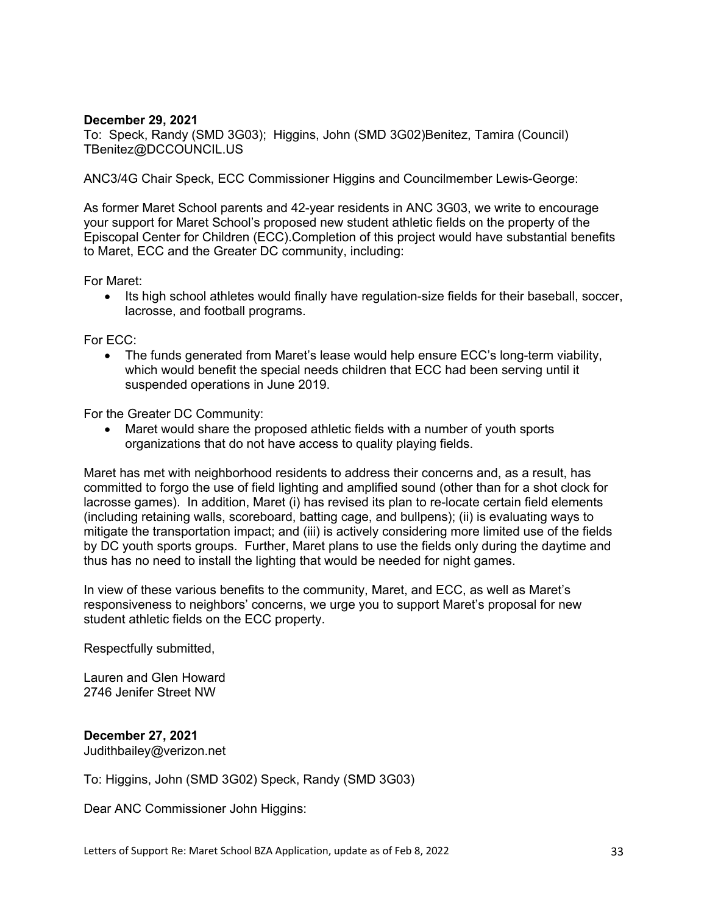**December 29, 2021**
To: Speck, Randy (SMD 3G03); Higgins, John (SMD 3G02)Benitez, Tamira (Council) TBenitez@DCCOUNCIL.US

ANC3/4G Chair Speck, ECC Commissioner Higgins and Councilmember Lewis-George:

As former Maret School parents and 42-year residents in ANC 3G03, we write to encourage your support for Maret School's proposed new student athletic fields on the property of the Episcopal Center for Children (ECC).Completion of this project would have substantial benefits to Maret, ECC and the Greater DC community, including:

For Maret:

- Its high school athletes would finally have regulation-size fields for their baseball, soccer, lacrosse, and football programs.

For ECC:

- The funds generated from Maret's lease would help ensure ECC's long-term viability, which would benefit the special needs children that ECC had been serving until it suspended operations in June 2019.

For the Greater DC Community:

- Maret would share the proposed athletic fields with a number of youth sports organizations that do not have access to quality playing fields.

Maret has met with neighborhood residents to address their concerns and, as a result, has committed to forgo the use of field lighting and amplified sound (other than for a shot clock for lacrosse games). In addition, Maret (i) has revised its plan to re-locate certain field elements (including retaining walls, scoreboard, batting cage, and bullpens); (ii) is evaluating ways to mitigate the transportation impact; and (iii) is actively considering more limited use of the fields by DC youth sports groups. Further, Maret plans to use the fields only during the daytime and thus has no need to install the lighting that would be needed for night games.

In view of these various benefits to the community, Maret, and ECC, as well as Maret's responsiveness to neighbors' concerns, we urge you to support Maret's proposal for new student athletic fields on the ECC property.

Respectfully submitted,

Lauren and Glen Howard
2746 Jenifer Street NW

**December 27, 2021**
Judithbailey@verizon.net

To: Higgins, John (SMD 3G02) Speck, Randy (SMD 3G03)

Dear ANC Commissioner John Higgins: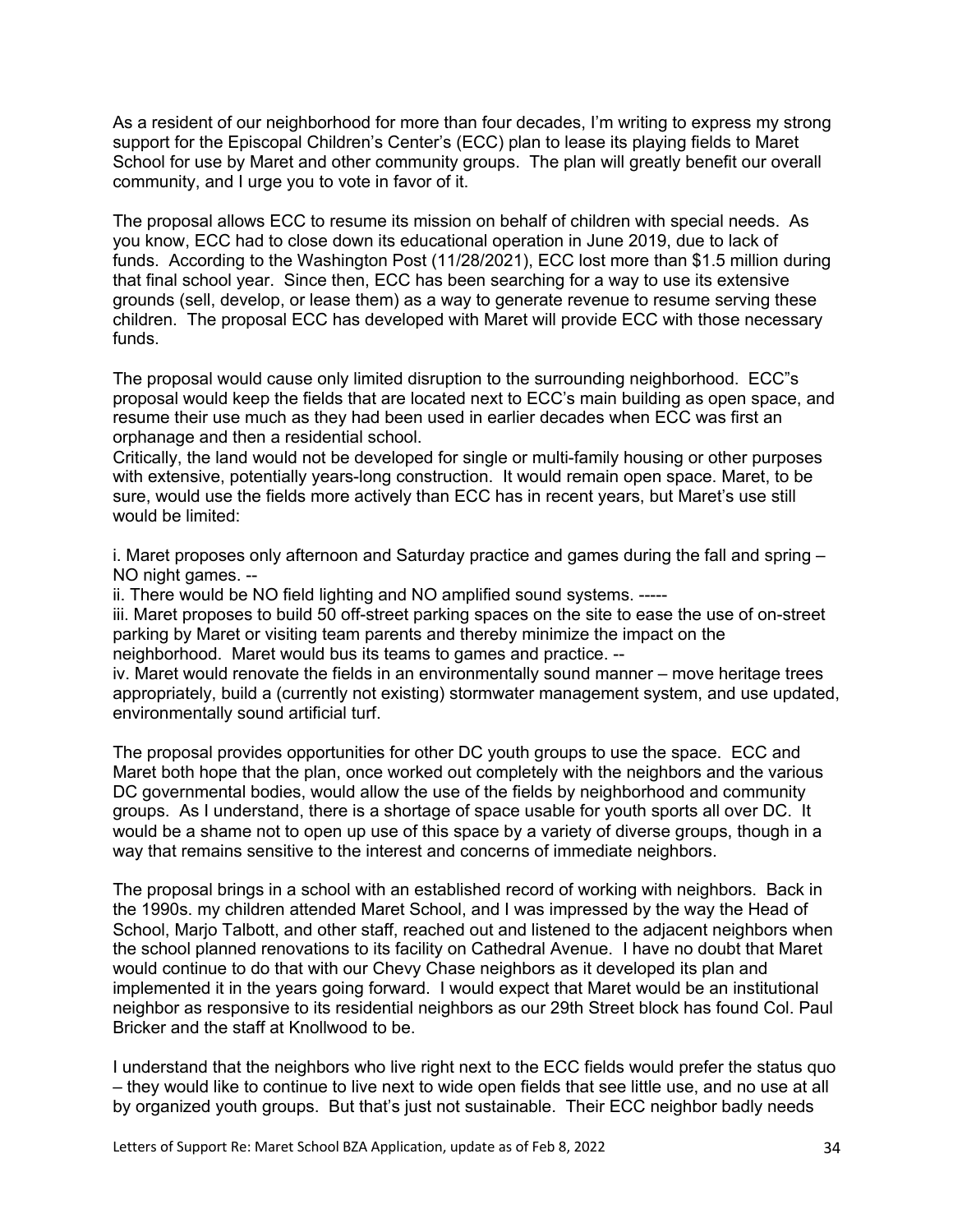As a resident of our neighborhood for more than four decades, I'm writing to express my strong support for the Episcopal Children's Center's (ECC) plan to lease its playing fields to Maret School for use by Maret and other community groups. The plan will greatly benefit our overall community, and I urge you to vote in favor of it.

The proposal allows ECC to resume its mission on behalf of children with special needs. As you know, ECC had to close down its educational operation in June 2019, due to lack of funds. According to the Washington Post (11/28/2021), ECC lost more than $1.5 million during that final school year. Since then, ECC has been searching for a way to use its extensive grounds (sell, develop, or lease them) as a way to generate revenue to resume serving these children. The proposal ECC has developed with Maret will provide ECC with those necessary funds.

The proposal would cause only limited disruption to the surrounding neighborhood. ECC"s proposal would keep the fields that are located next to ECC's main building as open space, and resume their use much as they had been used in earlier decades when ECC was first an orphanage and then a residential school.
Critically, the land would not be developed for single or multi-family housing or other purposes with extensive, potentially years-long construction. It would remain open space. Maret, to be sure, would use the fields more actively than ECC has in recent years, but Maret's use still would be limited:

i. Maret proposes only afternoon and Saturday practice and games during the fall and spring – NO night games. --
ii. There would be NO field lighting and NO amplified sound systems. -----
iii. Maret proposes to build 50 off-street parking spaces on the site to ease the use of on-street parking by Maret or visiting team parents and thereby minimize the impact on the neighborhood. Maret would bus its teams to games and practice. --
iv. Maret would renovate the fields in an environmentally sound manner – move heritage trees appropriately, build a (currently not existing) stormwater management system, and use updated, environmentally sound artificial turf.

The proposal provides opportunities for other DC youth groups to use the space. ECC and Maret both hope that the plan, once worked out completely with the neighbors and the various DC governmental bodies, would allow the use of the fields by neighborhood and community groups. As I understand, there is a shortage of space usable for youth sports all over DC. It would be a shame not to open up use of this space by a variety of diverse groups, though in a way that remains sensitive to the interest and concerns of immediate neighbors.

The proposal brings in a school with an established record of working with neighbors. Back in the 1990s. my children attended Maret School, and I was impressed by the way the Head of School, Marjo Talbott, and other staff, reached out and listened to the adjacent neighbors when the school planned renovations to its facility on Cathedral Avenue. I have no doubt that Maret would continue to do that with our Chevy Chase neighbors as it developed its plan and implemented it in the years going forward. I would expect that Maret would be an institutional neighbor as responsive to its residential neighbors as our 29th Street block has found Col. Paul Bricker and the staff at Knollwood to be.

I understand that the neighbors who live right next to the ECC fields would prefer the status quo – they would like to continue to live next to wide open fields that see little use, and no use at all by organized youth groups. But that's just not sustainable. Their ECC neighbor badly needs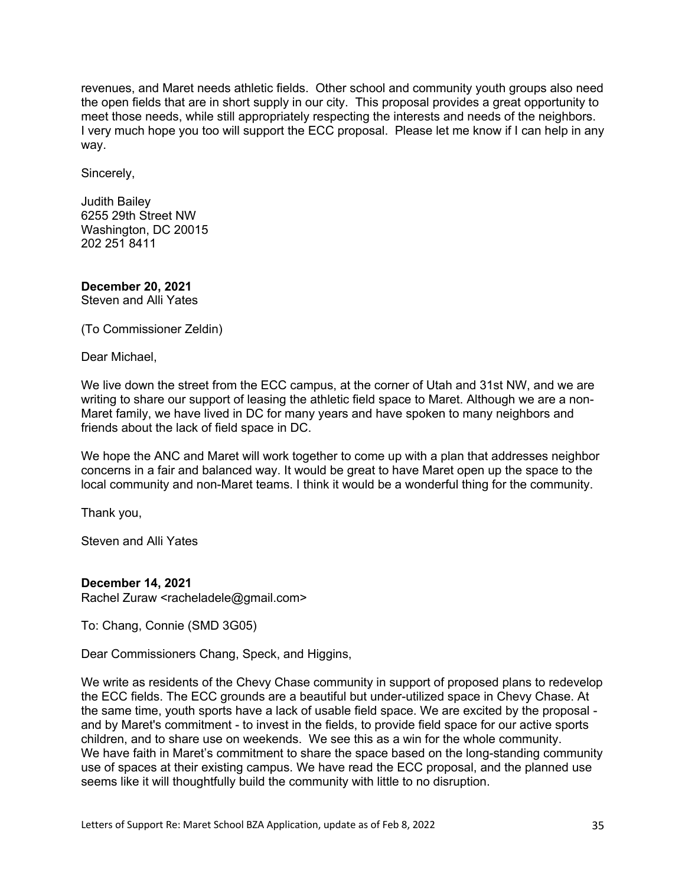revenues, and Maret needs athletic fields. Other school and community youth groups also need the open fields that are in short supply in our city. This proposal provides a great opportunity to meet those needs, while still appropriately respecting the interests and needs of the neighbors. I very much hope you too will support the ECC proposal. Please let me know if I can help in any way.

Sincerely,

Judith Bailey
6255 29th Street NW
Washington, DC 20015
202 251 8411

**December 20, 2021**
Steven and Alli Yates

(To Commissioner Zeldin)

Dear Michael,

We live down the street from the ECC campus, at the corner of Utah and 31st NW, and we are writing to share our support of leasing the athletic field space to Maret. Although we are a non-Maret family, we have lived in DC for many years and have spoken to many neighbors and friends about the lack of field space in DC.

We hope the ANC and Maret will work together to come up with a plan that addresses neighbor concerns in a fair and balanced way. It would be great to have Maret open up the space to the local community and non-Maret teams. I think it would be a wonderful thing for the community.

Thank you,

Steven and Alli Yates

**December 14, 2021**
Rachel Zuraw <racheladele@gmail.com>

To: Chang, Connie (SMD 3G05)

Dear Commissioners Chang, Speck, and Higgins,

We write as residents of the Chevy Chase community in support of proposed plans to redevelop the ECC fields. The ECC grounds are a beautiful but under-utilized space in Chevy Chase. At the same time, youth sports have a lack of usable field space. We are excited by the proposal - and by Maret's commitment - to invest in the fields, to provide field space for our active sports children, and to share use on weekends. We see this as a win for the whole community. We have faith in Maret's commitment to share the space based on the long-standing community use of spaces at their existing campus. We have read the ECC proposal, and the planned use seems like it will thoughtfully build the community with little to no disruption.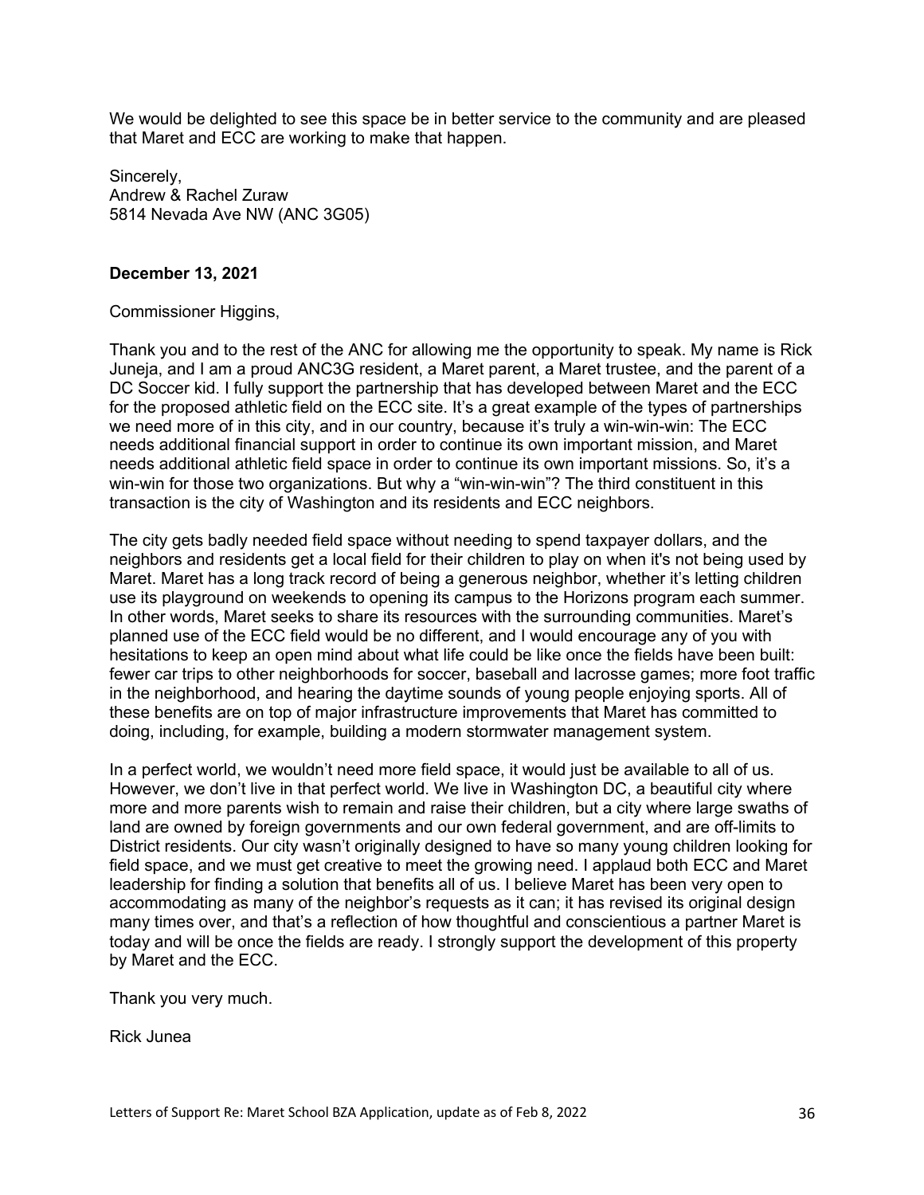We would be delighted to see this space be in better service to the community and are pleased that Maret and ECC are working to make that happen.

Sincerely,
Andrew & Rachel Zuraw
5814 Nevada Ave NW (ANC 3G05)

**December 13, 2021**

Commissioner Higgins,

Thank you and to the rest of the ANC for allowing me the opportunity to speak. My name is Rick Juneja, and I am a proud ANC3G resident, a Maret parent, a Maret trustee, and the parent of a DC Soccer kid. I fully support the partnership that has developed between Maret and the ECC for the proposed athletic field on the ECC site. It's a great example of the types of partnerships we need more of in this city, and in our country, because it's truly a win-win-win: The ECC needs additional financial support in order to continue its own important mission, and Maret needs additional athletic field space in order to continue its own important missions. So, it's a win-win for those two organizations. But why a "win-win-win"? The third constituent in this transaction is the city of Washington and its residents and ECC neighbors.

The city gets badly needed field space without needing to spend taxpayer dollars, and the neighbors and residents get a local field for their children to play on when it's not being used by Maret. Maret has a long track record of being a generous neighbor, whether it's letting children use its playground on weekends to opening its campus to the Horizons program each summer. In other words, Maret seeks to share its resources with the surrounding communities. Maret's planned use of the ECC field would be no different, and I would encourage any of you with hesitations to keep an open mind about what life could be like once the fields have been built: fewer car trips to other neighborhoods for soccer, baseball and lacrosse games; more foot traffic in the neighborhood, and hearing the daytime sounds of young people enjoying sports. All of these benefits are on top of major infrastructure improvements that Maret has committed to doing, including, for example, building a modern stormwater management system.

In a perfect world, we wouldn't need more field space, it would just be available to all of us. However, we don't live in that perfect world. We live in Washington DC, a beautiful city where more and more parents wish to remain and raise their children, but a city where large swaths of land are owned by foreign governments and our own federal government, and are off-limits to District residents. Our city wasn't originally designed to have so many young children looking for field space, and we must get creative to meet the growing need. I applaud both ECC and Maret leadership for finding a solution that benefits all of us. I believe Maret has been very open to accommodating as many of the neighbor's requests as it can; it has revised its original design many times over, and that's a reflection of how thoughtful and conscientious a partner Maret is today and will be once the fields are ready. I strongly support the development of this property by Maret and the ECC.

Thank you very much.

Rick Junea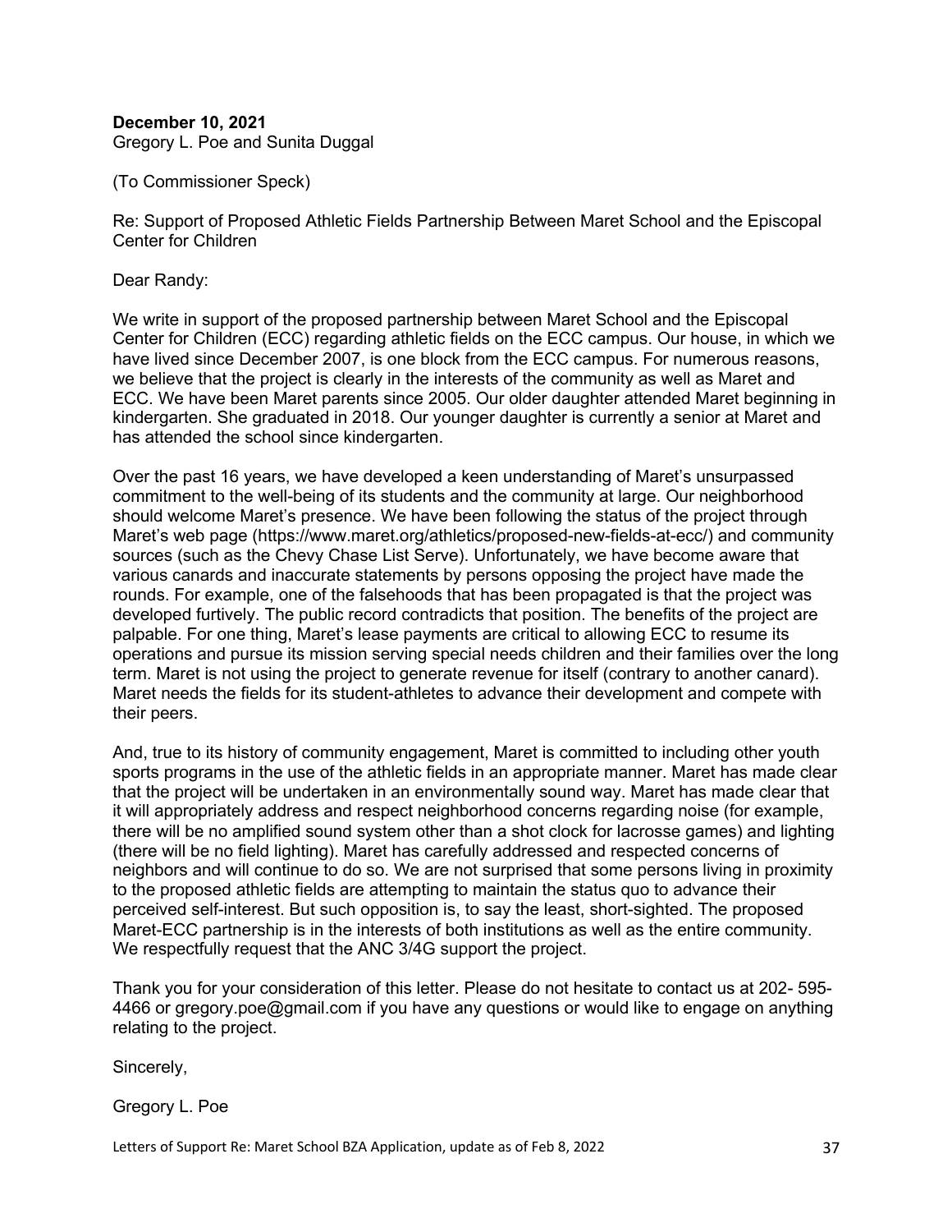**December 10, 2021**
Gregory L. Poe and Sunita Duggal

(To Commissioner Speck)

Re: Support of Proposed Athletic Fields Partnership Between Maret School and the Episcopal Center for Children

Dear Randy:

We write in support of the proposed partnership between Maret School and the Episcopal Center for Children (ECC) regarding athletic fields on the ECC campus. Our house, in which we have lived since December 2007, is one block from the ECC campus. For numerous reasons, we believe that the project is clearly in the interests of the community as well as Maret and ECC. We have been Maret parents since 2005. Our older daughter attended Maret beginning in kindergarten. She graduated in 2018. Our younger daughter is currently a senior at Maret and has attended the school since kindergarten.

Over the past 16 years, we have developed a keen understanding of Maret's unsurpassed commitment to the well-being of its students and the community at large. Our neighborhood should welcome Maret's presence. We have been following the status of the project through Maret's web page (https://www.maret.org/athletics/proposed-new-fields-at-ecc/) and community sources (such as the Chevy Chase List Serve). Unfortunately, we have become aware that various canards and inaccurate statements by persons opposing the project have made the rounds. For example, one of the falsehoods that has been propagated is that the project was developed furtively. The public record contradicts that position. The benefits of the project are palpable. For one thing, Maret's lease payments are critical to allowing ECC to resume its operations and pursue its mission serving special needs children and their families over the long term. Maret is not using the project to generate revenue for itself (contrary to another canard). Maret needs the fields for its student-athletes to advance their development and compete with their peers.

And, true to its history of community engagement, Maret is committed to including other youth sports programs in the use of the athletic fields in an appropriate manner. Maret has made clear that the project will be undertaken in an environmentally sound way. Maret has made clear that it will appropriately address and respect neighborhood concerns regarding noise (for example, there will be no amplified sound system other than a shot clock for lacrosse games) and lighting (there will be no field lighting). Maret has carefully addressed and respected concerns of neighbors and will continue to do so. We are not surprised that some persons living in proximity to the proposed athletic fields are attempting to maintain the status quo to advance their perceived self-interest. But such opposition is, to say the least, short-sighted. The proposed Maret-ECC partnership is in the interests of both institutions as well as the entire community. We respectfully request that the ANC 3/4G support the project.

Thank you for your consideration of this letter. Please do not hesitate to contact us at 202- 595-4466 or gregory.poe@gmail.com if you have any questions or would like to engage on anything relating to the project.

Sincerely,

Gregory L. Poe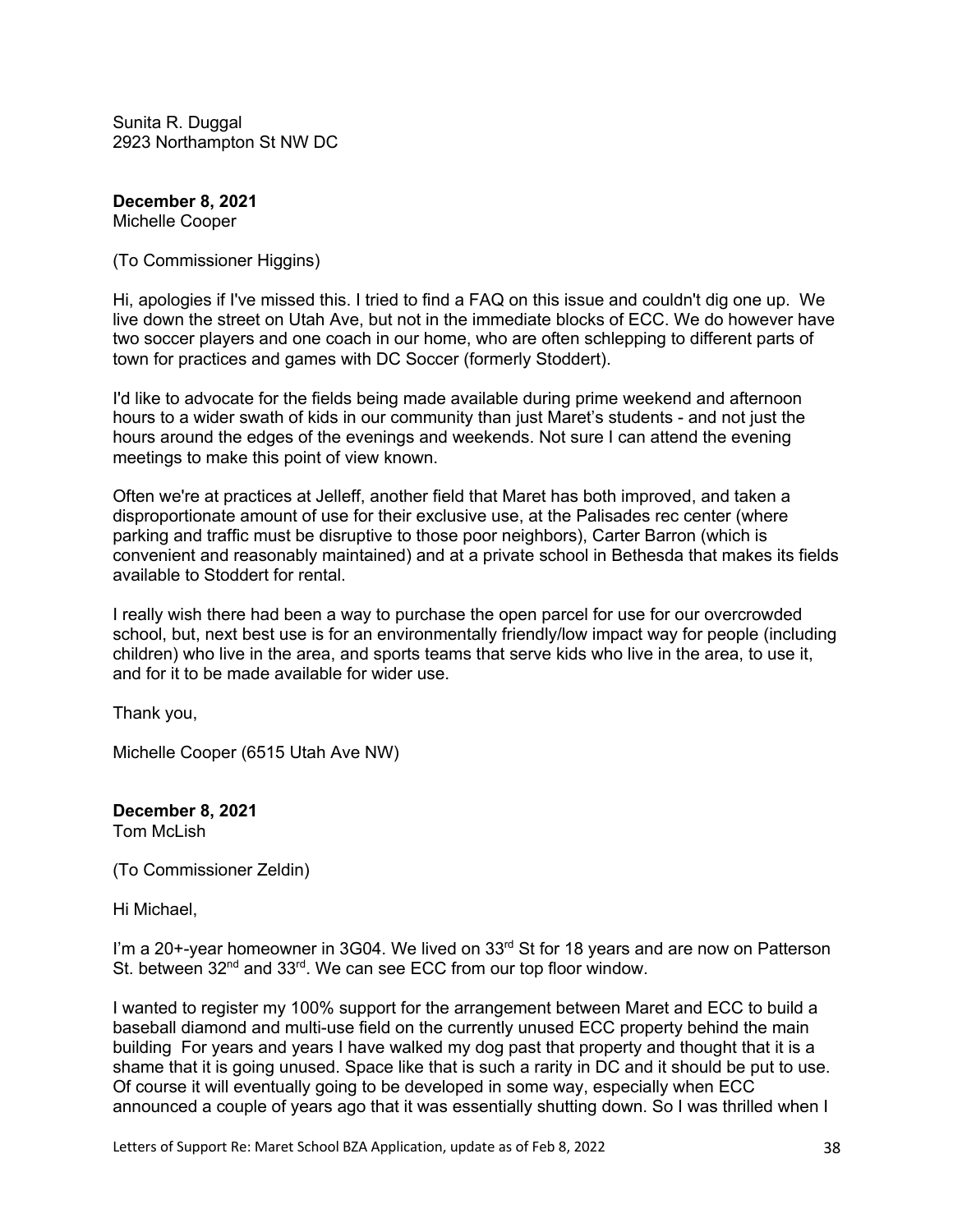Sunita R. Duggal
2923 Northampton St NW DC

**December 8, 2021**
Michelle Cooper

(To Commissioner Higgins)

Hi, apologies if I've missed this. I tried to find a FAQ on this issue and couldn't dig one up. We live down the street on Utah Ave, but not in the immediate blocks of ECC. We do however have two soccer players and one coach in our home, who are often schlepping to different parts of town for practices and games with DC Soccer (formerly Stoddert).

I'd like to advocate for the fields being made available during prime weekend and afternoon hours to a wider swath of kids in our community than just Maret's students - and not just the hours around the edges of the evenings and weekends. Not sure I can attend the evening meetings to make this point of view known.

Often we're at practices at Jelleff, another field that Maret has both improved, and taken a disproportionate amount of use for their exclusive use, at the Palisades rec center (where parking and traffic must be disruptive to those poor neighbors), Carter Barron (which is convenient and reasonably maintained) and at a private school in Bethesda that makes its fields available to Stoddert for rental.

I really wish there had been a way to purchase the open parcel for use for our overcrowded school, but, next best use is for an environmentally friendly/low impact way for people (including children) who live in the area, and sports teams that serve kids who live in the area, to use it, and for it to be made available for wider use.

Thank you,

Michelle Cooper (6515 Utah Ave NW)

**December 8, 2021**
Tom McLish

(To Commissioner Zeldin)

Hi Michael,

I'm a 20+-year homeowner in 3G04. We lived on 33rd St for 18 years and are now on Patterson St. between 32nd and 33rd. We can see ECC from our top floor window.

I wanted to register my 100% support for the arrangement between Maret and ECC to build a baseball diamond and multi-use field on the currently unused ECC property behind the main building For years and years I have walked my dog past that property and thought that it is a shame that it is going unused. Space like that is such a rarity in DC and it should be put to use. Of course it will eventually going to be developed in some way, especially when ECC announced a couple of years ago that it was essentially shutting down. So I was thrilled when I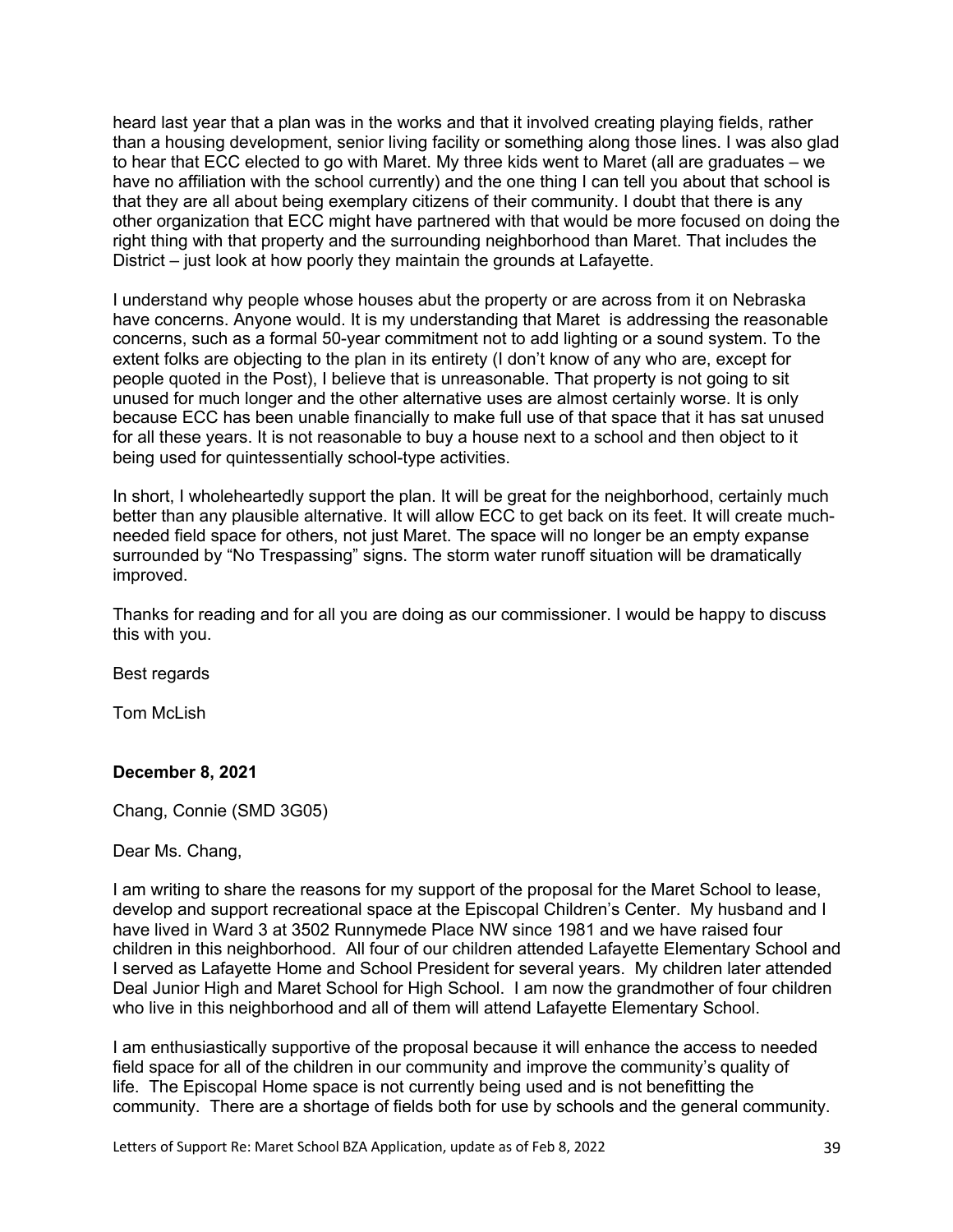heard last year that a plan was in the works and that it involved creating playing fields, rather than a housing development, senior living facility or something along those lines. I was also glad to hear that ECC elected to go with Maret. My three kids went to Maret (all are graduates – we have no affiliation with the school currently) and the one thing I can tell you about that school is that they are all about being exemplary citizens of their community. I doubt that there is any other organization that ECC might have partnered with that would be more focused on doing the right thing with that property and the surrounding neighborhood than Maret. That includes the District – just look at how poorly they maintain the grounds at Lafayette.

I understand why people whose houses abut the property or are across from it on Nebraska have concerns. Anyone would. It is my understanding that Maret is addressing the reasonable concerns, such as a formal 50-year commitment not to add lighting or a sound system. To the extent folks are objecting to the plan in its entirety (I don't know of any who are, except for people quoted in the Post), I believe that is unreasonable. That property is not going to sit unused for much longer and the other alternative uses are almost certainly worse. It is only because ECC has been unable financially to make full use of that space that it has sat unused for all these years. It is not reasonable to buy a house next to a school and then object to it being used for quintessentially school-type activities.

In short, I wholeheartedly support the plan. It will be great for the neighborhood, certainly much better than any plausible alternative. It will allow ECC to get back on its feet. It will create much-needed field space for others, not just Maret. The space will no longer be an empty expanse surrounded by "No Trespassing" signs. The storm water runoff situation will be dramatically improved.

Thanks for reading and for all you are doing as our commissioner. I would be happy to discuss this with you.

Best regards

Tom McLish

**December 8, 2021**

Chang, Connie (SMD 3G05)

Dear Ms. Chang,

I am writing to share the reasons for my support of the proposal for the Maret School to lease, develop and support recreational space at the Episcopal Children's Center. My husband and I have lived in Ward 3 at 3502 Runnymede Place NW since 1981 and we have raised four children in this neighborhood. All four of our children attended Lafayette Elementary School and I served as Lafayette Home and School President for several years. My children later attended Deal Junior High and Maret School for High School. I am now the grandmother of four children who live in this neighborhood and all of them will attend Lafayette Elementary School.

I am enthusiastically supportive of the proposal because it will enhance the access to needed field space for all of the children in our community and improve the community's quality of life. The Episcopal Home space is not currently being used and is not benefitting the community. There are a shortage of fields both for use by schools and the general community.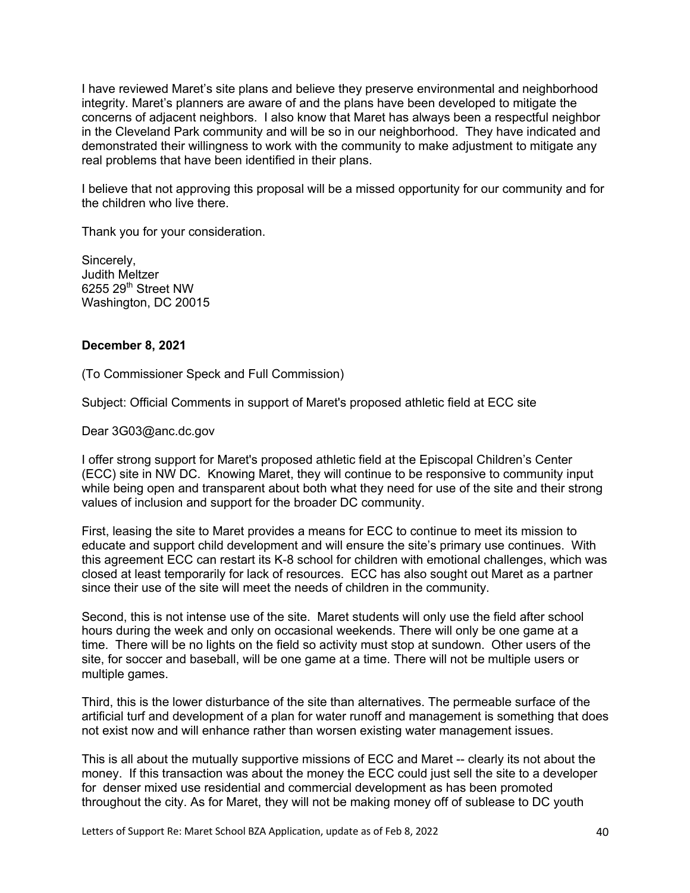I have reviewed Maret's site plans and believe they preserve environmental and neighborhood integrity. Maret's planners are aware of and the plans have been developed to mitigate the concerns of adjacent neighbors. I also know that Maret has always been a respectful neighbor in the Cleveland Park community and will be so in our neighborhood. They have indicated and demonstrated their willingness to work with the community to make adjustment to mitigate any real problems that have been identified in their plans.

I believe that not approving this proposal will be a missed opportunity for our community and for the children who live there.

Thank you for your consideration.

Sincerely,
Judith Meltzer
6255 29th Street NW
Washington, DC 20015

**December 8, 2021**

(To Commissioner Speck and Full Commission)

Subject: Official Comments in support of Maret's proposed athletic field at ECC site

Dear 3G03@anc.dc.gov

I offer strong support for Maret's proposed athletic field at the Episcopal Children's Center (ECC) site in NW DC. Knowing Maret, they will continue to be responsive to community input while being open and transparent about both what they need for use of the site and their strong values of inclusion and support for the broader DC community.

First, leasing the site to Maret provides a means for ECC to continue to meet its mission to educate and support child development and will ensure the site's primary use continues. With this agreement ECC can restart its K-8 school for children with emotional challenges, which was closed at least temporarily for lack of resources. ECC has also sought out Maret as a partner since their use of the site will meet the needs of children in the community.

Second, this is not intense use of the site. Maret students will only use the field after school hours during the week and only on occasional weekends. There will only be one game at a time. There will be no lights on the field so activity must stop at sundown. Other users of the site, for soccer and baseball, will be one game at a time. There will not be multiple users or multiple games.

Third, this is the lower disturbance of the site than alternatives. The permeable surface of the artificial turf and development of a plan for water runoff and management is something that does not exist now and will enhance rather than worsen existing water management issues.

This is all about the mutually supportive missions of ECC and Maret -- clearly its not about the money. If this transaction was about the money the ECC could just sell the site to a developer for denser mixed use residential and commercial development as has been promoted throughout the city. As for Maret, they will not be making money off of sublease to DC youth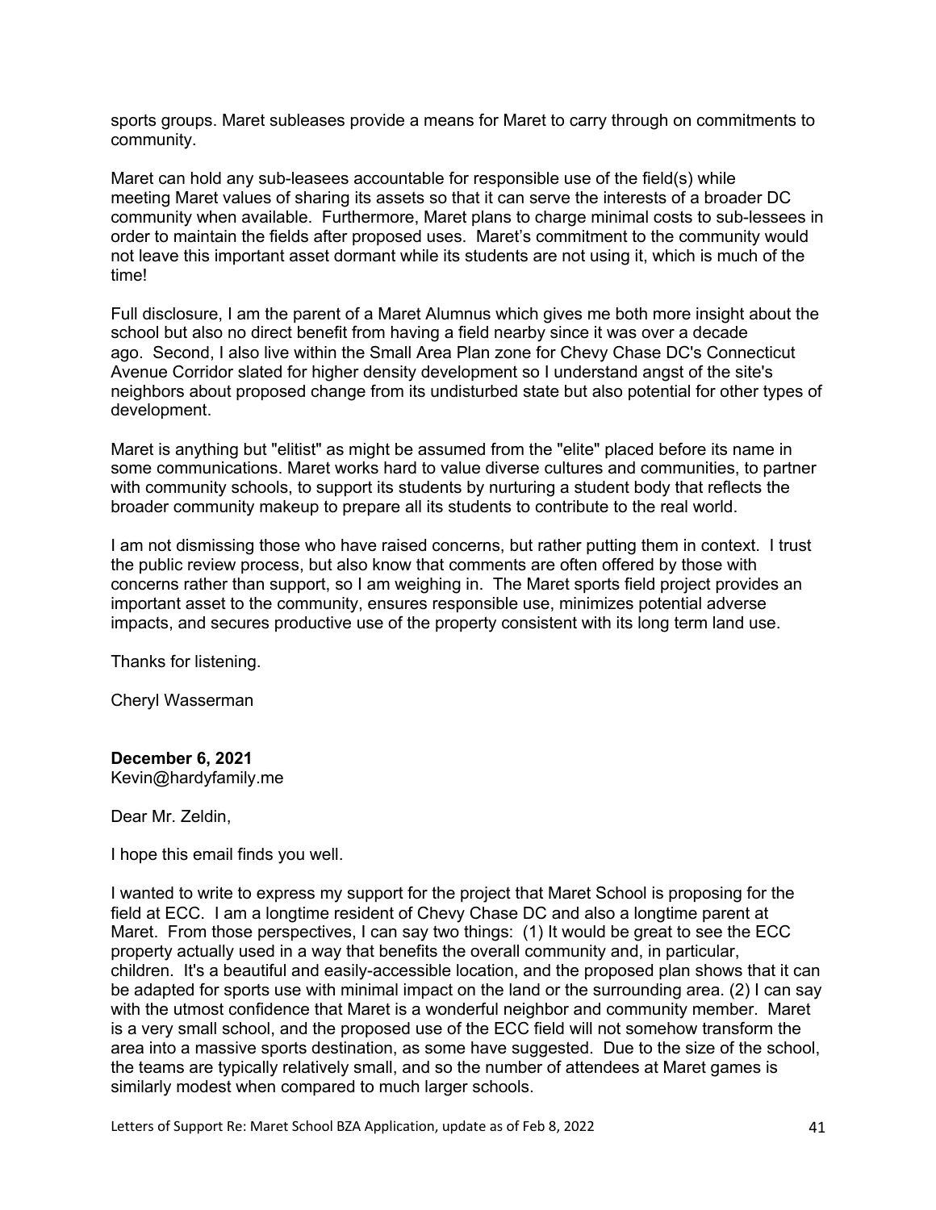sports groups. Maret subleases provide a means for Maret to carry through on commitments to community.

Maret can hold any sub-leasees accountable for responsible use of the field(s) while meeting Maret values of sharing its assets so that it can serve the interests of a broader DC community when available. Furthermore, Maret plans to charge minimal costs to sub-lessees in order to maintain the fields after proposed uses. Maret's commitment to the community would not leave this important asset dormant while its students are not using it, which is much of the time!

Full disclosure, I am the parent of a Maret Alumnus which gives me both more insight about the school but also no direct benefit from having a field nearby since it was over a decade ago. Second, I also live within the Small Area Plan zone for Chevy Chase DC's Connecticut Avenue Corridor slated for higher density development so I understand angst of the site's neighbors about proposed change from its undisturbed state but also potential for other types of development.

Maret is anything but "elitist" as might be assumed from the "elite" placed before its name in some communications. Maret works hard to value diverse cultures and communities, to partner with community schools, to support its students by nurturing a student body that reflects the broader community makeup to prepare all its students to contribute to the real world.

I am not dismissing those who have raised concerns, but rather putting them in context. I trust the public review process, but also know that comments are often offered by those with concerns rather than support, so I am weighing in. The Maret sports field project provides an important asset to the community, ensures responsible use, minimizes potential adverse impacts, and secures productive use of the property consistent with its long term land use.

Thanks for listening.

Cheryl Wasserman

**December 6, 2021**
Kevin@hardyfamily.me

Dear Mr. Zeldin,

I hope this email finds you well.

I wanted to write to express my support for the project that Maret School is proposing for the field at ECC. I am a longtime resident of Chevy Chase DC and also a longtime parent at Maret. From those perspectives, I can say two things: (1) It would be great to see the ECC property actually used in a way that benefits the overall community and, in particular, children. It's a beautiful and easily-accessible location, and the proposed plan shows that it can be adapted for sports use with minimal impact on the land or the surrounding area. (2) I can say with the utmost confidence that Maret is a wonderful neighbor and community member. Maret is a very small school, and the proposed use of the ECC field will not somehow transform the area into a massive sports destination, as some have suggested. Due to the size of the school, the teams are typically relatively small, and so the number of attendees at Maret games is similarly modest when compared to much larger schools.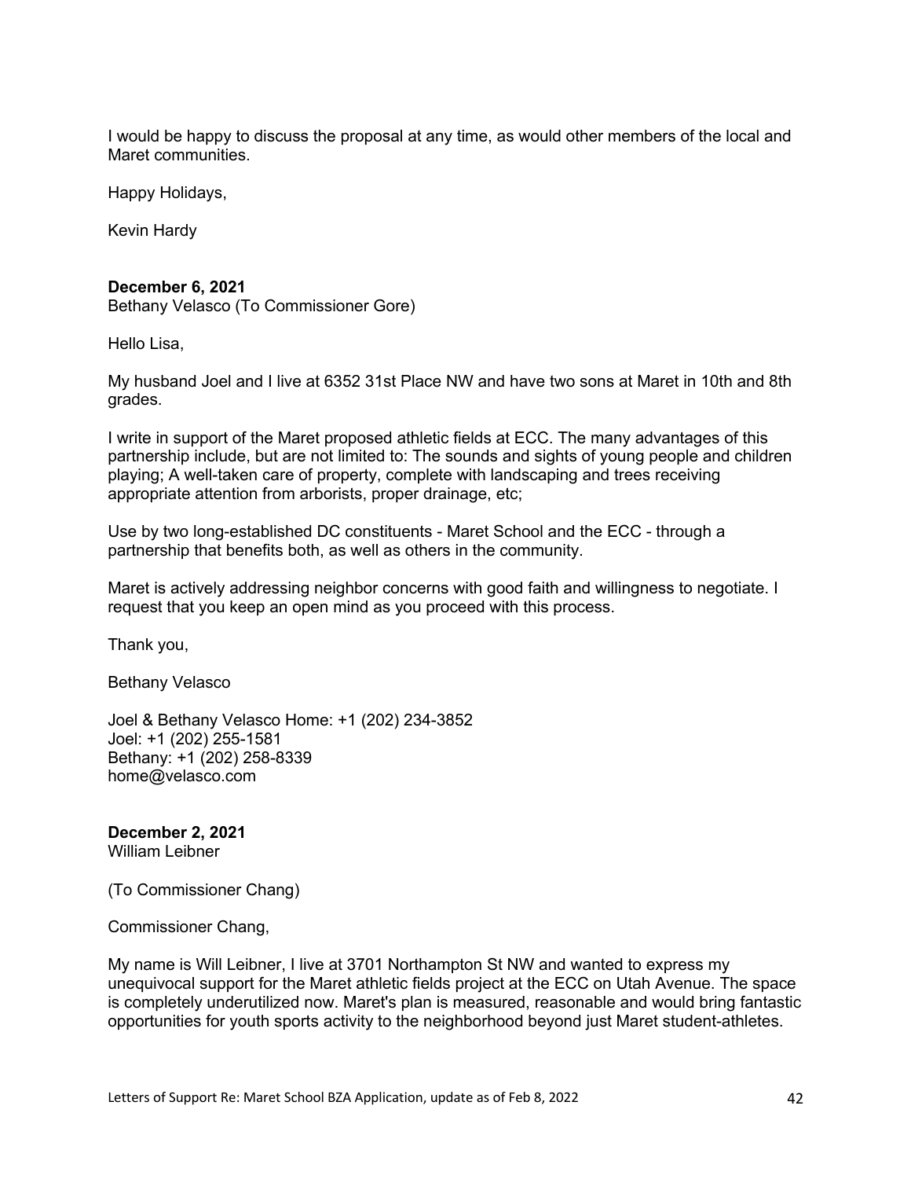I would be happy to discuss the proposal at any time, as would other members of the local and Maret communities.

Happy Holidays,

Kevin Hardy

**December 6, 2021**
Bethany Velasco (To Commissioner Gore)

Hello Lisa,

My husband Joel and I live at 6352 31st Place NW and have two sons at Maret in 10th and 8th grades.

I write in support of the Maret proposed athletic fields at ECC. The many advantages of this partnership include, but are not limited to: The sounds and sights of young people and children playing; A well-taken care of property, complete with landscaping and trees receiving appropriate attention from arborists, proper drainage, etc;

Use by two long-established DC constituents - Maret School and the ECC - through a partnership that benefits both, as well as others in the community.

Maret is actively addressing neighbor concerns with good faith and willingness to negotiate. I request that you keep an open mind as you proceed with this process.

Thank you,

Bethany Velasco

Joel & Bethany Velasco Home: +1 (202) 234-3852
Joel: +1 (202) 255-1581
Bethany: +1 (202) 258-8339
home@velasco.com

**December 2, 2021**
William Leibner

(To Commissioner Chang)

Commissioner Chang,

My name is Will Leibner, I live at 3701 Northampton St NW and wanted to express my unequivocal support for the Maret athletic fields project at the ECC on Utah Avenue. The space is completely underutilized now. Maret's plan is measured, reasonable and would bring fantastic opportunities for youth sports activity to the neighborhood beyond just Maret student-athletes.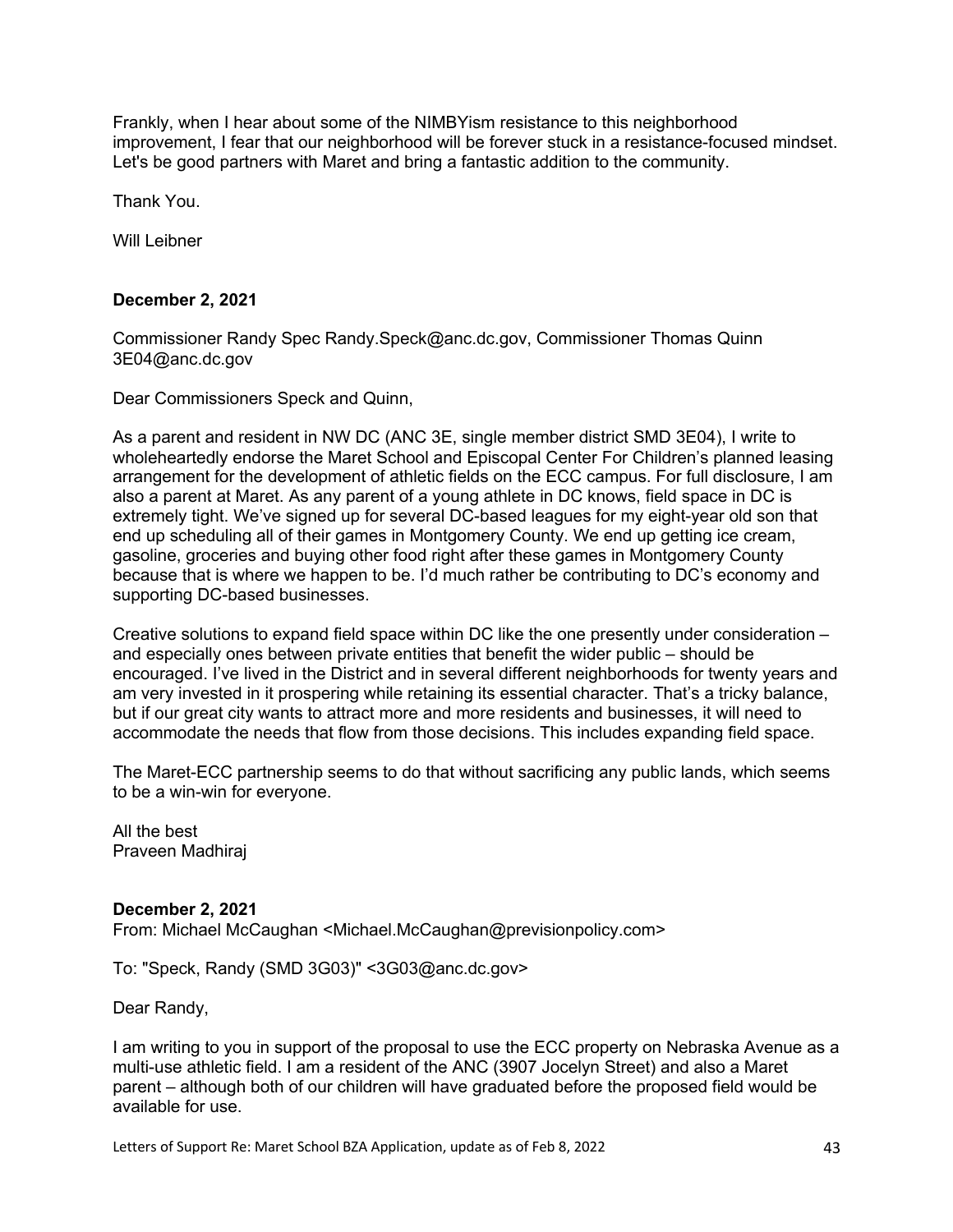Frankly, when I hear about some of the NIMBYism resistance to this neighborhood improvement, I fear that our neighborhood will be forever stuck in a resistance-focused mindset. Let's be good partners with Maret and bring a fantastic addition to the community.

Thank You.

Will Leibner

**December 2, 2021**

Commissioner Randy Spec Randy.Speck@anc.dc.gov, Commissioner Thomas Quinn 3E04@anc.dc.gov

Dear Commissioners Speck and Quinn,

As a parent and resident in NW DC (ANC 3E, single member district SMD 3E04), I write to wholeheartedly endorse the Maret School and Episcopal Center For Children's planned leasing arrangement for the development of athletic fields on the ECC campus. For full disclosure, I am also a parent at Maret. As any parent of a young athlete in DC knows, field space in DC is extremely tight. We've signed up for several DC-based leagues for my eight-year old son that end up scheduling all of their games in Montgomery County. We end up getting ice cream, gasoline, groceries and buying other food right after these games in Montgomery County because that is where we happen to be. I'd much rather be contributing to DC's economy and supporting DC-based businesses.

Creative solutions to expand field space within DC like the one presently under consideration – and especially ones between private entities that benefit the wider public – should be encouraged. I've lived in the District and in several different neighborhoods for twenty years and am very invested in it prospering while retaining its essential character. That's a tricky balance, but if our great city wants to attract more and more residents and businesses, it will need to accommodate the needs that flow from those decisions. This includes expanding field space.

The Maret-ECC partnership seems to do that without sacrificing any public lands, which seems to be a win-win for everyone.

All the best
Praveen Madhiraj

**December 2, 2021**
From: Michael McCaughan <Michael.McCaughan@previsionpolicy.com>

To: "Speck, Randy (SMD 3G03)" <3G03@anc.dc.gov>

Dear Randy,

I am writing to you in support of the proposal to use the ECC property on Nebraska Avenue as a multi-use athletic field. I am a resident of the ANC (3907 Jocelyn Street) and also a Maret parent – although both of our children will have graduated before the proposed field would be available for use.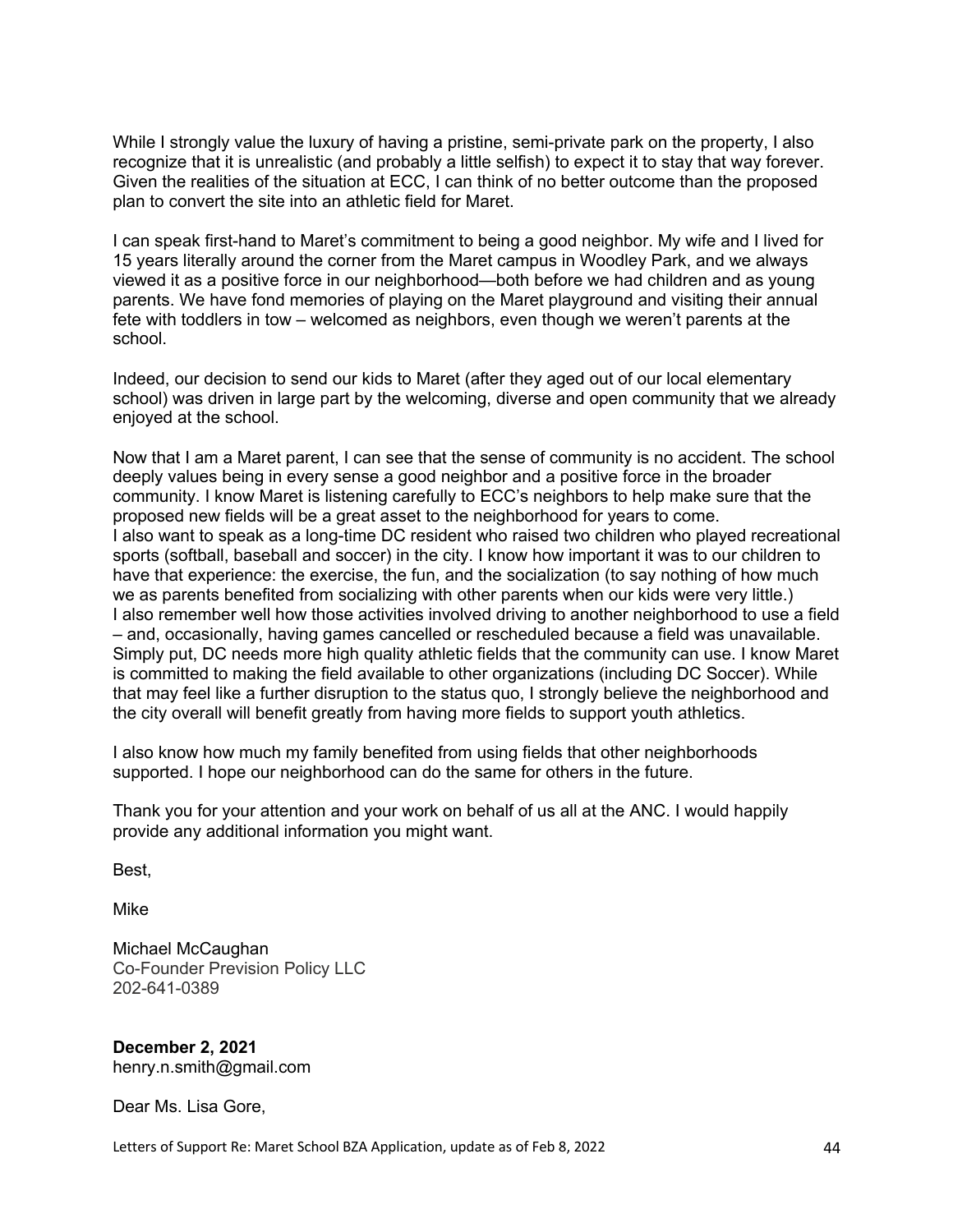While I strongly value the luxury of having a pristine, semi-private park on the property, I also recognize that it is unrealistic (and probably a little selfish) to expect it to stay that way forever. Given the realities of the situation at ECC, I can think of no better outcome than the proposed plan to convert the site into an athletic field for Maret.

I can speak first-hand to Maret's commitment to being a good neighbor. My wife and I lived for 15 years literally around the corner from the Maret campus in Woodley Park, and we always viewed it as a positive force in our neighborhood—both before we had children and as young parents. We have fond memories of playing on the Maret playground and visiting their annual fete with toddlers in tow – welcomed as neighbors, even though we weren't parents at the school.

Indeed, our decision to send our kids to Maret (after they aged out of our local elementary school) was driven in large part by the welcoming, diverse and open community that we already enjoyed at the school.

Now that I am a Maret parent, I can see that the sense of community is no accident. The school deeply values being in every sense a good neighbor and a positive force in the broader community. I know Maret is listening carefully to ECC's neighbors to help make sure that the proposed new fields will be a great asset to the neighborhood for years to come.
I also want to speak as a long-time DC resident who raised two children who played recreational sports (softball, baseball and soccer) in the city. I know how important it was to our children to have that experience: the exercise, the fun, and the socialization (to say nothing of how much we as parents benefited from socializing with other parents when our kids were very little.)
I also remember well how those activities involved driving to another neighborhood to use a field – and, occasionally, having games cancelled or rescheduled because a field was unavailable. Simply put, DC needs more high quality athletic fields that the community can use. I know Maret is committed to making the field available to other organizations (including DC Soccer). While that may feel like a further disruption to the status quo, I strongly believe the neighborhood and the city overall will benefit greatly from having more fields to support youth athletics.

I also know how much my family benefited from using fields that other neighborhoods supported. I hope our neighborhood can do the same for others in the future.

Thank you for your attention and your work on behalf of us all at the ANC. I would happily provide any additional information you might want.

Best,

Mike

Michael McCaughan
Co-Founder Prevision Policy LLC
202-641-0389

**December 2, 2021**
henry.n.smith@gmail.com

Dear Ms. Lisa Gore,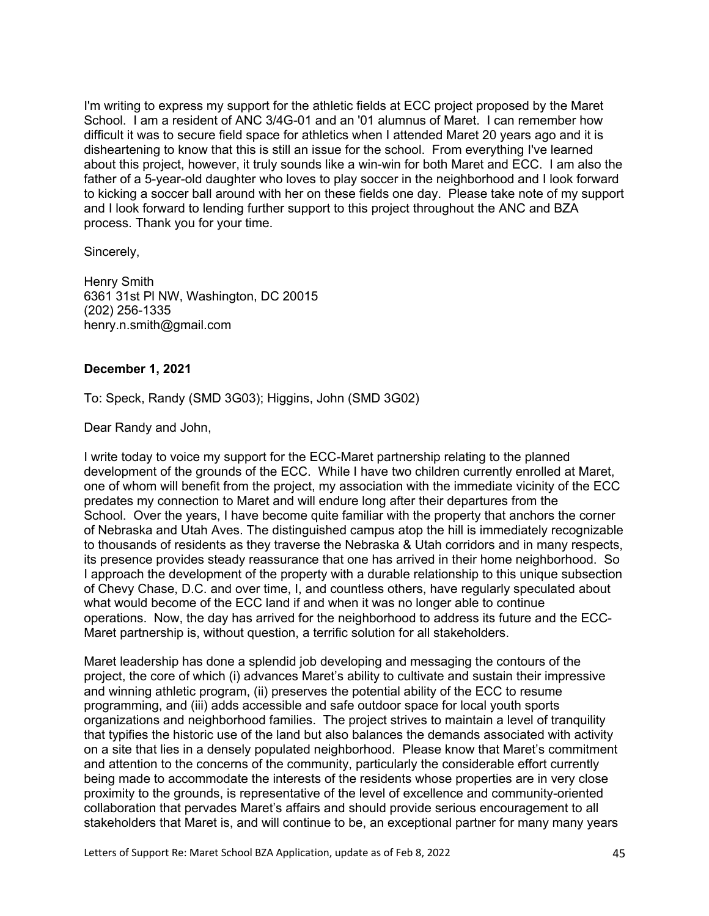I'm writing to express my support for the athletic fields at ECC project proposed by the Maret School. I am a resident of ANC 3/4G-01 and an '01 alumnus of Maret. I can remember how difficult it was to secure field space for athletics when I attended Maret 20 years ago and it is disheartening to know that this is still an issue for the school. From everything I've learned about this project, however, it truly sounds like a win-win for both Maret and ECC. I am also the father of a 5-year-old daughter who loves to play soccer in the neighborhood and I look forward to kicking a soccer ball around with her on these fields one day. Please take note of my support and I look forward to lending further support to this project throughout the ANC and BZA process. Thank you for your time.

Sincerely,

Henry Smith
6361 31st Pl NW, Washington, DC 20015
(202) 256-1335
henry.n.smith@gmail.com

**December 1, 2021**

To: Speck, Randy (SMD 3G03); Higgins, John (SMD 3G02)

Dear Randy and John,

I write today to voice my support for the ECC-Maret partnership relating to the planned development of the grounds of the ECC. While I have two children currently enrolled at Maret, one of whom will benefit from the project, my association with the immediate vicinity of the ECC predates my connection to Maret and will endure long after their departures from the School. Over the years, I have become quite familiar with the property that anchors the corner of Nebraska and Utah Aves. The distinguished campus atop the hill is immediately recognizable to thousands of residents as they traverse the Nebraska & Utah corridors and in many respects, its presence provides steady reassurance that one has arrived in their home neighborhood. So I approach the development of the property with a durable relationship to this unique subsection of Chevy Chase, D.C. and over time, I, and countless others, have regularly speculated about what would become of the ECC land if and when it was no longer able to continue operations. Now, the day has arrived for the neighborhood to address its future and the ECC-Maret partnership is, without question, a terrific solution for all stakeholders.

Maret leadership has done a splendid job developing and messaging the contours of the project, the core of which (i) advances Maret's ability to cultivate and sustain their impressive and winning athletic program, (ii) preserves the potential ability of the ECC to resume programming, and (iii) adds accessible and safe outdoor space for local youth sports organizations and neighborhood families. The project strives to maintain a level of tranquility that typifies the historic use of the land but also balances the demands associated with activity on a site that lies in a densely populated neighborhood. Please know that Maret's commitment and attention to the concerns of the community, particularly the considerable effort currently being made to accommodate the interests of the residents whose properties are in very close proximity to the grounds, is representative of the level of excellence and community-oriented collaboration that pervades Maret's affairs and should provide serious encouragement to all stakeholders that Maret is, and will continue to be, an exceptional partner for many many years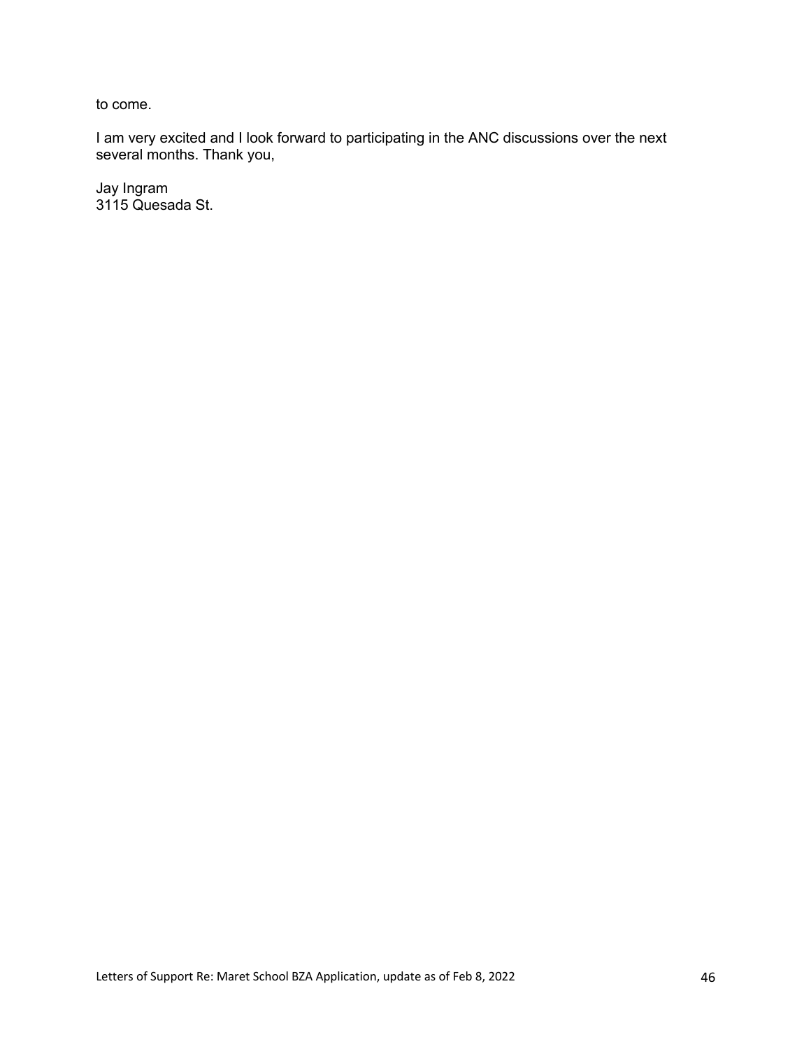to come.

I am very excited and I look forward to participating in the ANC discussions over the next several months. Thank you,

Jay Ingram
3115 Quesada St.